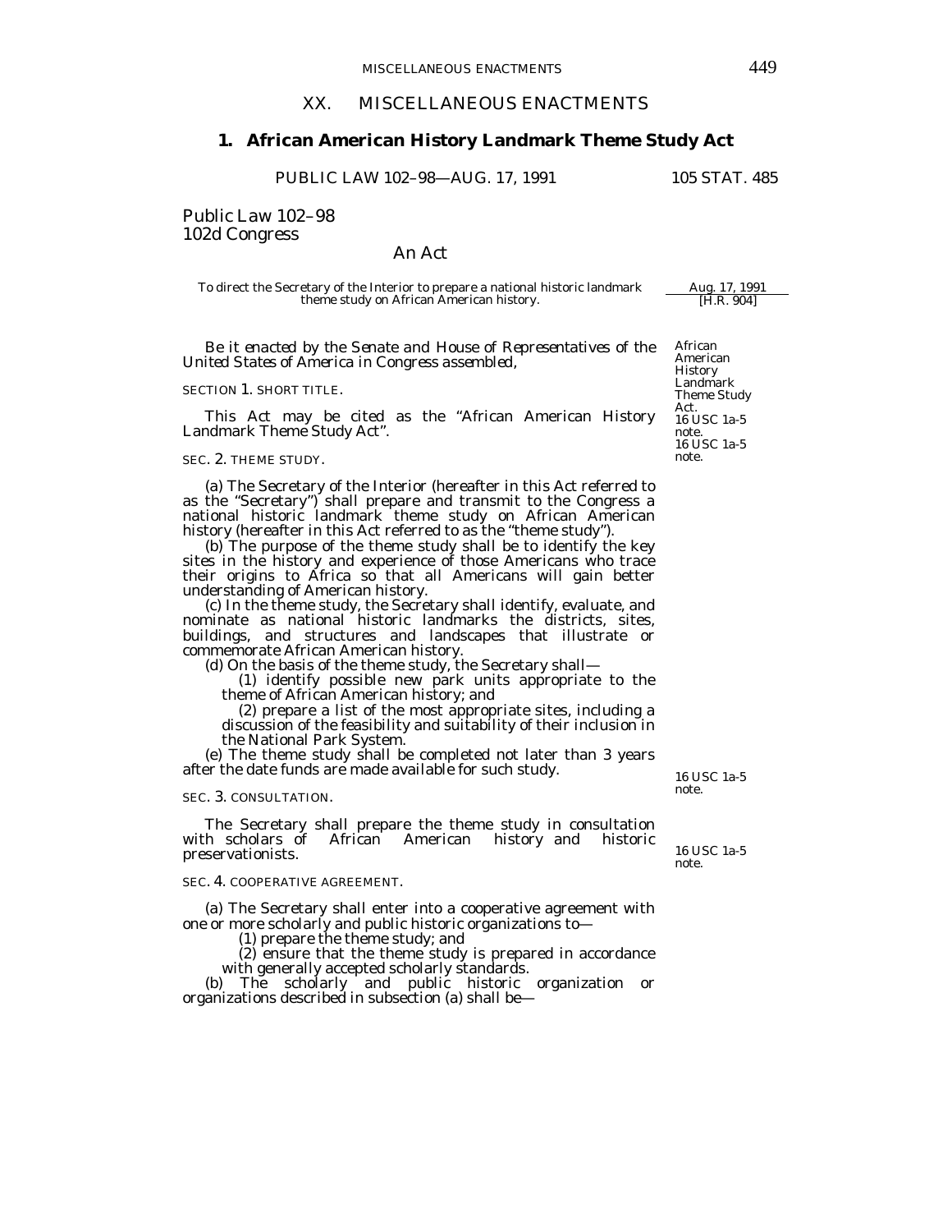# XX. MISCELLANEOUS ENACTMENTS

## 1. African American History Landmark Theme Study Act

PUBLIC LAW 102–98—AUG. 17, 1991 105 STAT. 485

Public Law 102–98
102d Congress

An Act

To direct the Secretary of the Interior to prepare a national historic landmark theme study on African American history.

Aug. 17, 1991
[H.R. 904]

*Be it enacted by the Senate and House of Representatives of the United States of America in Congress assembled,*

African American History Landmark Theme Study Act.
16 USC 1a-5 note.

SECTION 1. SHORT TITLE.

This Act may be cited as the "African American History Landmark Theme Study Act".

16 USC 1a-5 note.

SEC. 2. THEME STUDY.

(a) The Secretary of the Interior (hereafter in this Act referred to as the "Secretary") shall prepare and transmit to the Congress a national historic landmark theme study on African American history (hereafter in this Act referred to as the "theme study").

(b) The purpose of the theme study shall be to identify the key sites in the history and experience of those Americans who trace their origins to Africa so that all Americans will gain better understanding of American history.

(c) In the theme study, the Secretary shall identify, evaluate, and nominate as national historic landmarks the districts, sites, buildings, and structures and landscapes that illustrate or commemorate African American history.

(d) On the basis of the theme study, the Secretary shall—

(1) identify possible new park units appropriate to the theme of African American history; and

(2) prepare a list of the most appropriate sites, including a discussion of the feasibility and suitability of their inclusion in the National Park System.

(e) The theme study shall be completed not later than 3 years after the date funds are made available for such study.

16 USC 1a-5 note.

SEC. 3. CONSULTATION.

The Secretary shall prepare the theme study in consultation with scholars of African American history and historic preservationists.

16 USC 1a-5 note.

SEC. 4. COOPERATIVE AGREEMENT.

(a) The Secretary shall enter into a cooperative agreement with one or more scholarly and public historic organizations to—

(1) prepare the theme study; and

(2) ensure that the theme study is prepared in accordance with generally accepted scholarly standards.

(b) The scholarly and public historic organization or organizations described in subsection (a) shall be—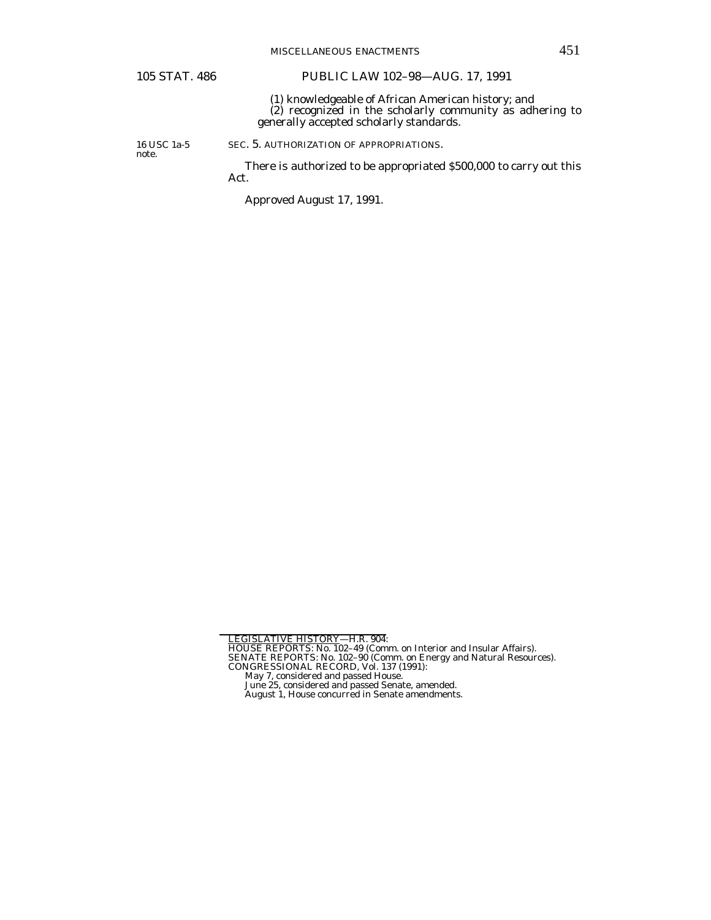(1) knowledgeable of African American history; and

(2) recognized in the scholarly community as adhering to generally accepted scholarly standards.

16 USC 1a-5 note.

SEC. 5. AUTHORIZATION OF APPROPRIATIONS.

There is authorized to be appropriated $500,000 to carry out this Act.

Approved August 17, 1991.

---

LEGISLATIVE HISTORY—H.R. 904:

HOUSE REPORTS: No. 102–49 (Comm. on Interior and Insular Affairs).

SENATE REPORTS: No. 102–90 (Comm. on Energy and Natural Resources).

CONGRESSIONAL RECORD, Vol. 137 (1991):

May 7, considered and passed House.

June 25, considered and passed Senate, amended.

August 1, House concurred in Senate amendments.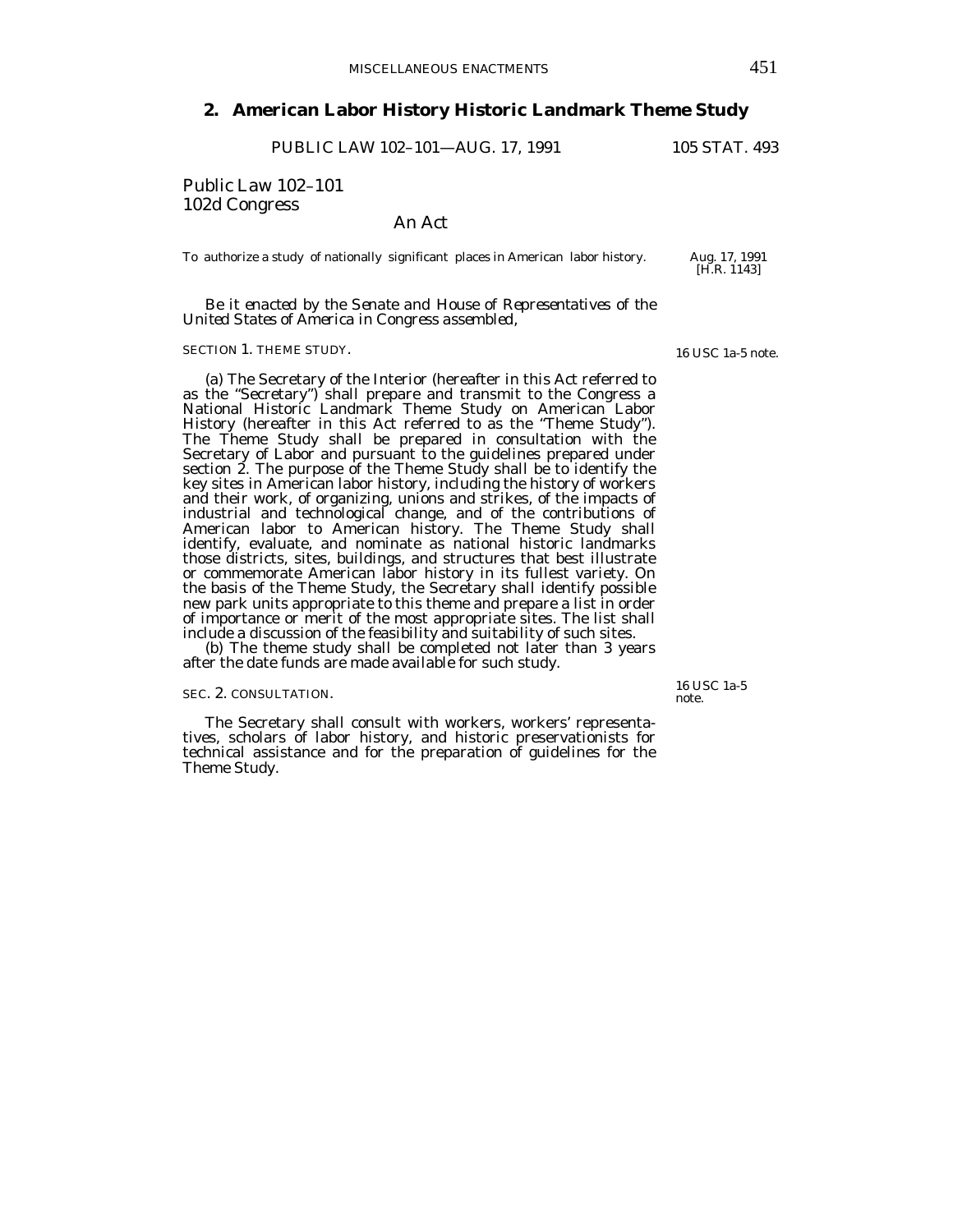## 2. American Labor History Historic Landmark Theme Study

PUBLIC LAW 102–101—AUG. 17, 1991 105 STAT. 493

Public Law 102–101
102d Congress

An Act

To authorize a study of nationally significant places in American labor history.

Aug. 17, 1991
[H.R. 1143]

*Be it enacted by the Senate and House of Representatives of the United States of America in Congress assembled,*

SECTION 1. THEME STUDY.

16 USC 1a-5 note.

(a) The Secretary of the Interior (hereafter in this Act referred to as the "Secretary") shall prepare and transmit to the Congress a National Historic Landmark Theme Study on American Labor History (hereafter in this Act referred to as the "Theme Study"). The Theme Study shall be prepared in consultation with the Secretary of Labor and pursuant to the guidelines prepared under section 2. The purpose of the Theme Study shall be to identify the key sites in American labor history, including the history of workers and their work, of organizing, unions and strikes, of the impacts of industrial and technological change, and of the contributions of American labor to American history. The Theme Study shall identify, evaluate, and nominate as national historic landmarks those districts, sites, buildings, and structures that best illustrate or commemorate American labor history in its fullest variety. On the basis of the Theme Study, the Secretary shall identify possible new park units appropriate to this theme and prepare a list in order of importance or merit of the most appropriate sites. The list shall include a discussion of the feasibility and suitability of such sites.

(b) The theme study shall be completed not later than 3 years after the date funds are made available for such study.

SEC. 2. CONSULTATION.

16 USC 1a-5 note.

The Secretary shall consult with workers, workers' representatives, scholars of labor history, and historic preservationists for technical assistance and for the preparation of guidelines for the Theme Study.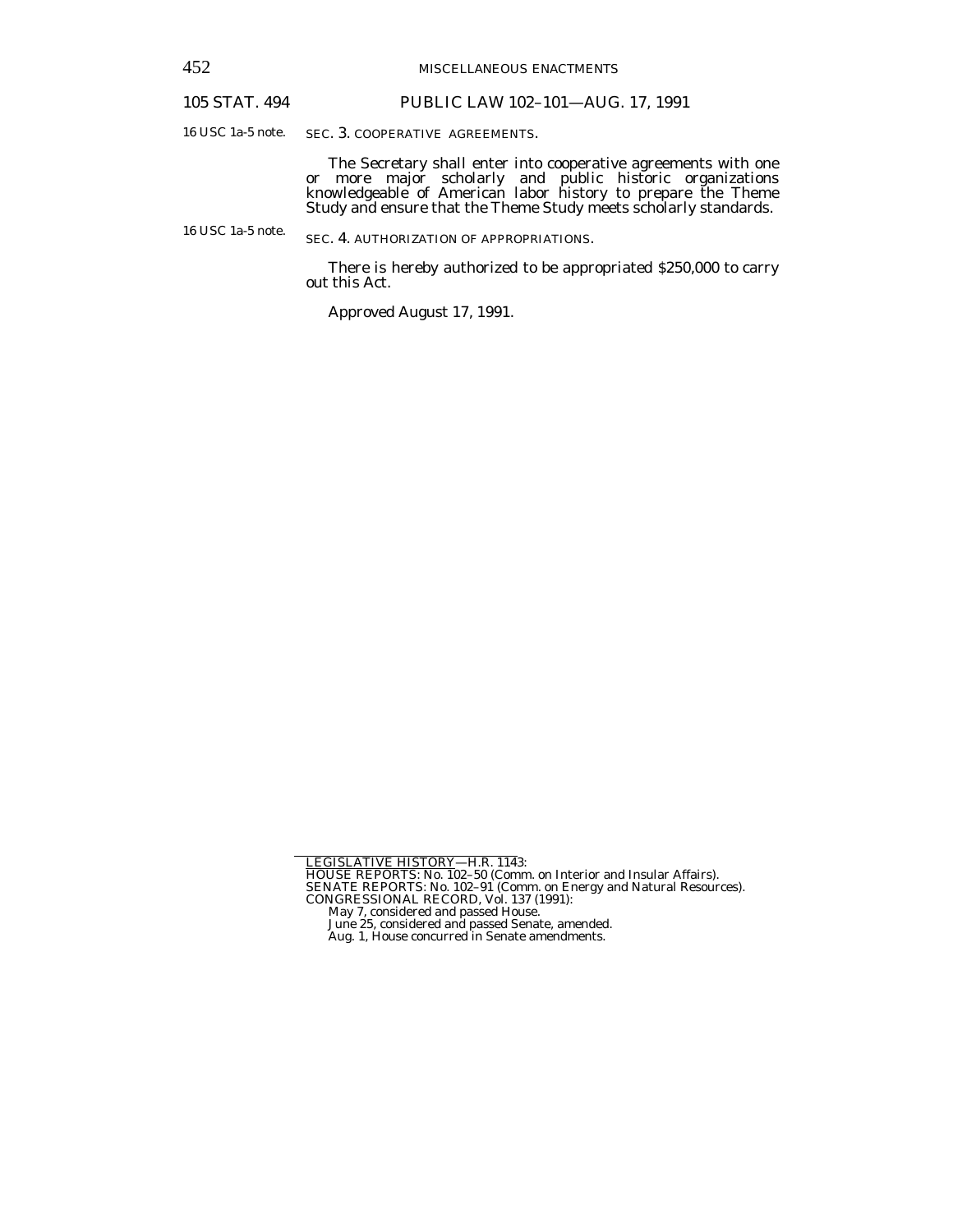16 USC 1a-5 note.

**SEC. 3. COOPERATIVE AGREEMENTS.**

The Secretary shall enter into cooperative agreements with one or more major scholarly and public historic organizations knowledgeable of American labor history to prepare the Theme Study and ensure that the Theme Study meets scholarly standards.

16 USC 1a-5 note.

**SEC. 4. AUTHORIZATION OF APPROPRIATIONS.**

There is hereby authorized to be appropriated $250,000 to carry out this Act.

Approved August 17, 1991.

---

LEGISLATIVE HISTORY—H.R. 1143:

HOUSE REPORTS: No. 102–50 (Comm. on Interior and Insular Affairs).

SENATE REPORTS: No. 102–91 (Comm. on Energy and Natural Resources).

CONGRESSIONAL RECORD, Vol. 137 (1991):

- May 7, considered and passed House.
- June 25, considered and passed Senate, amended.
- Aug. 1, House concurred in Senate amendments.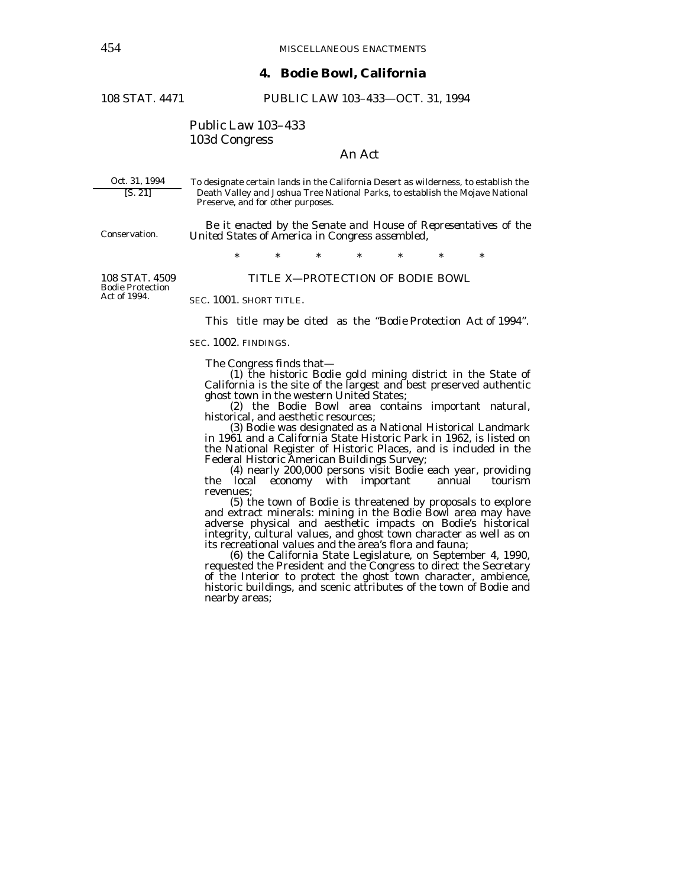## 4. Bodie Bowl, California

108 STAT. 4471 PUBLIC LAW 103–433—OCT. 31, 1994

Public Law 103–433
103d Congress

An Act

Oct. 31, 1994
[S. 21]

To designate certain lands in the California Desert as wilderness, to establish the Death Valley and Joshua Tree National Parks, to establish the Mojave National Preserve, and for other purposes.

Conservation.

*Be it enacted by the Senate and House of Representatives of the United States of America in Congress assembled,*

\* \* \* \* \* \* \*

108 STAT. 4509
Bodie Protection Act of 1994.

TITLE X—PROTECTION OF BODIE BOWL

SEC. 1001. SHORT TITLE.

This title may be cited as the "Bodie Protection Act of 1994".

SEC. 1002. FINDINGS.

The Congress finds that—

(1) the historic Bodie gold mining district in the State of California is the site of the largest and best preserved authentic ghost town in the western United States;

(2) the Bodie Bowl area contains important natural, historical, and aesthetic resources;

(3) Bodie was designated as a National Historical Landmark in 1961 and a California State Historic Park in 1962, is listed on the National Register of Historic Places, and is included in the Federal Historic American Buildings Survey;

(4) nearly 200,000 persons visit Bodie each year, providing the local economy with important annual tourism revenues;

(5) the town of Bodie is threatened by proposals to explore and extract minerals: mining in the Bodie Bowl area may have adverse physical and aesthetic impacts on Bodie's historical integrity, cultural values, and ghost town character as well as on its recreational values and the area's flora and fauna;

(6) the California State Legislature, on September 4, 1990, requested the President and the Congress to direct the Secretary of the Interior to protect the ghost town character, ambience, historic buildings, and scenic attributes of the town of Bodie and nearby areas;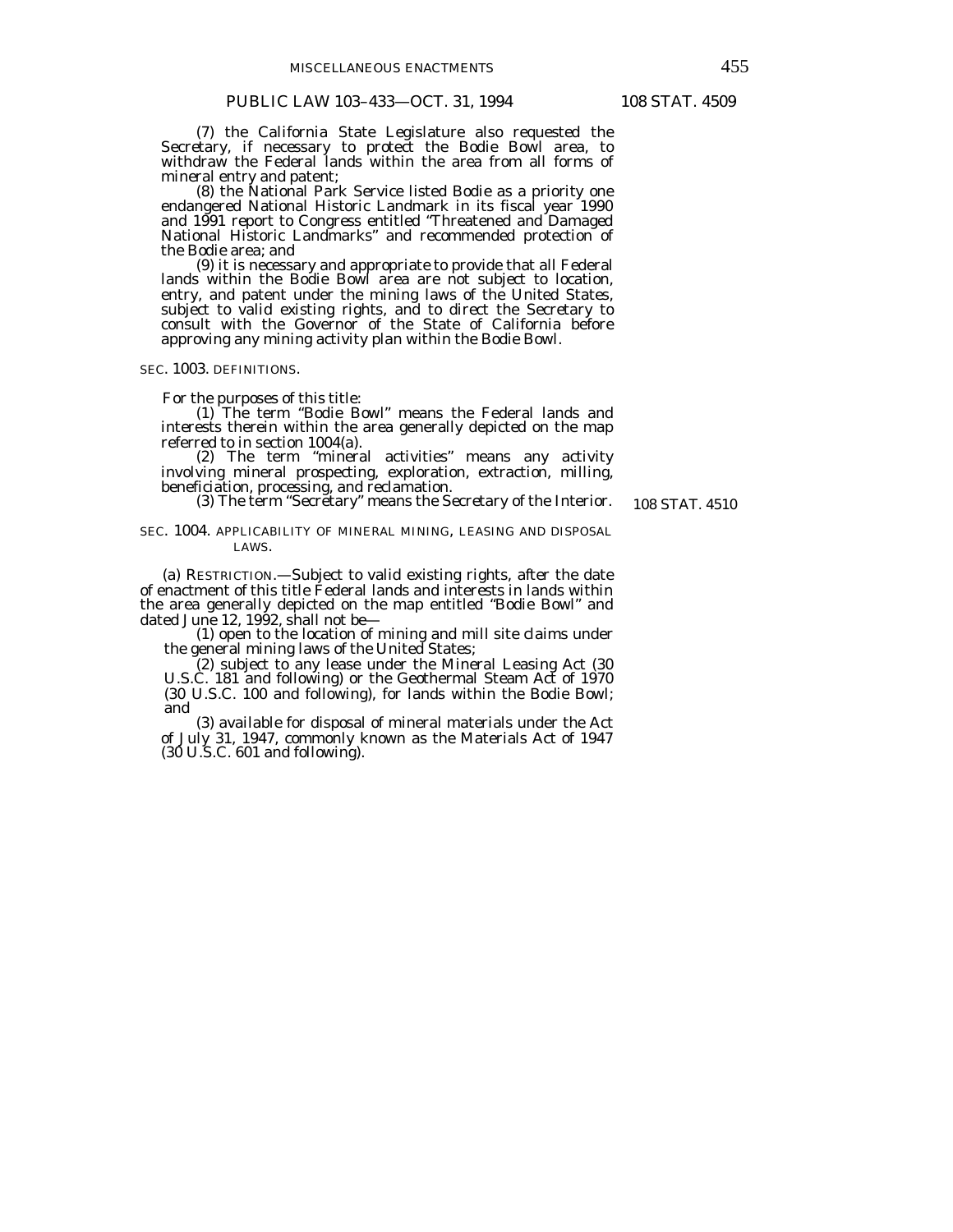(7) the California State Legislature also requested the Secretary, if necessary to protect the Bodie Bowl area, to withdraw the Federal lands within the area from all forms of mineral entry and patent;

(8) the National Park Service listed Bodie as a priority one endangered National Historic Landmark in its fiscal year 1990 and 1991 report to Congress entitled "Threatened and Damaged National Historic Landmarks" and recommended protection of the Bodie area; and

(9) it is necessary and appropriate to provide that all Federal lands within the Bodie Bowl area are not subject to location, entry, and patent under the mining laws of the United States, subject to valid existing rights, and to direct the Secretary to consult with the Governor of the State of California before approving any mining activity plan within the Bodie Bowl.

SEC. 1003. DEFINITIONS.

For the purposes of this title:

(1) The term "Bodie Bowl" means the Federal lands and interests therein within the area generally depicted on the map referred to in section 1004(a).

(2) The term "mineral activities" means any activity involving mineral prospecting, exploration, extraction, milling, beneficiation, processing, and reclamation.

(3) The term "Secretary" means the Secretary of the Interior.

108 STAT. 4510

SEC. 1004. APPLICABILITY OF MINERAL MINING, LEASING AND DISPOSAL LAWS.

(a) RESTRICTION.—Subject to valid existing rights, after the date of enactment of this title Federal lands and interests in lands within the area generally depicted on the map entitled "Bodie Bowl" and dated June 12, 1992, shall not be—

(1) open to the location of mining and mill site claims under the general mining laws of the United States;

(2) subject to any lease under the Mineral Leasing Act (30 U.S.C. 181 and following) or the Geothermal Steam Act of 1970 (30 U.S.C. 100 and following), for lands within the Bodie Bowl; and

(3) available for disposal of mineral materials under the Act of July 31, 1947, commonly known as the Materials Act of 1947 (30 U.S.C. 601 and following).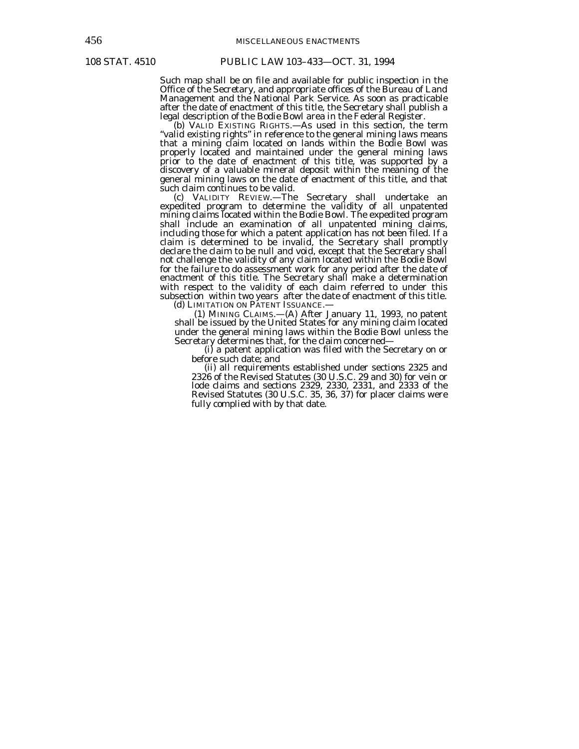Such map shall be on file and available for public inspection in the Office of the Secretary, and appropriate offices of the Bureau of Land Management and the National Park Service. As soon as practicable after the date of enactment of this title, the Secretary shall publish a legal description of the Bodie Bowl area in the Federal Register.

(b) VALID EXISTING RIGHTS.—As used in this section, the term "valid existing rights" in reference to the general mining laws means that a mining claim located on lands within the Bodie Bowl was properly located and maintained under the general mining laws prior to the date of enactment of this title, was supported by a discovery of a valuable mineral deposit within the meaning of the general mining laws on the date of enactment of this title, and that such claim continues to be valid.

(c) VALIDITY REVIEW.—The Secretary shall undertake an expedited program to determine the validity of all unpatented mining claims located within the Bodie Bowl. The expedited program shall include an examination of all unpatented mining claims, including those for which a patent application has not been filed. If a claim is determined to be invalid, the Secretary shall promptly declare the claim to be null and void, except that the Secretary shall not challenge the validity of any claim located within the Bodie Bowl for the failure to do assessment work for any period after the date of enactment of this title. The Secretary shall make a determination with respect to the validity of each claim referred to under this subsection within two years after the date of enactment of this title.

(d) LIMITATION ON PATENT ISSUANCE.—

(1) MINING CLAIMS.—(A) After January 11, 1993, no patent shall be issued by the United States for any mining claim located under the general mining laws within the Bodie Bowl unless the Secretary determines that, for the claim concerned—

(i) a patent application was filed with the Secretary on or before such date; and

(ii) all requirements established under sections 2325 and 2326 of the Revised Statutes (30 U.S.C. 29 and 30) for vein or lode claims and sections 2329, 2330, 2331, and 2333 of the Revised Statutes (30 U.S.C. 35, 36, 37) for placer claims were fully complied with by that date.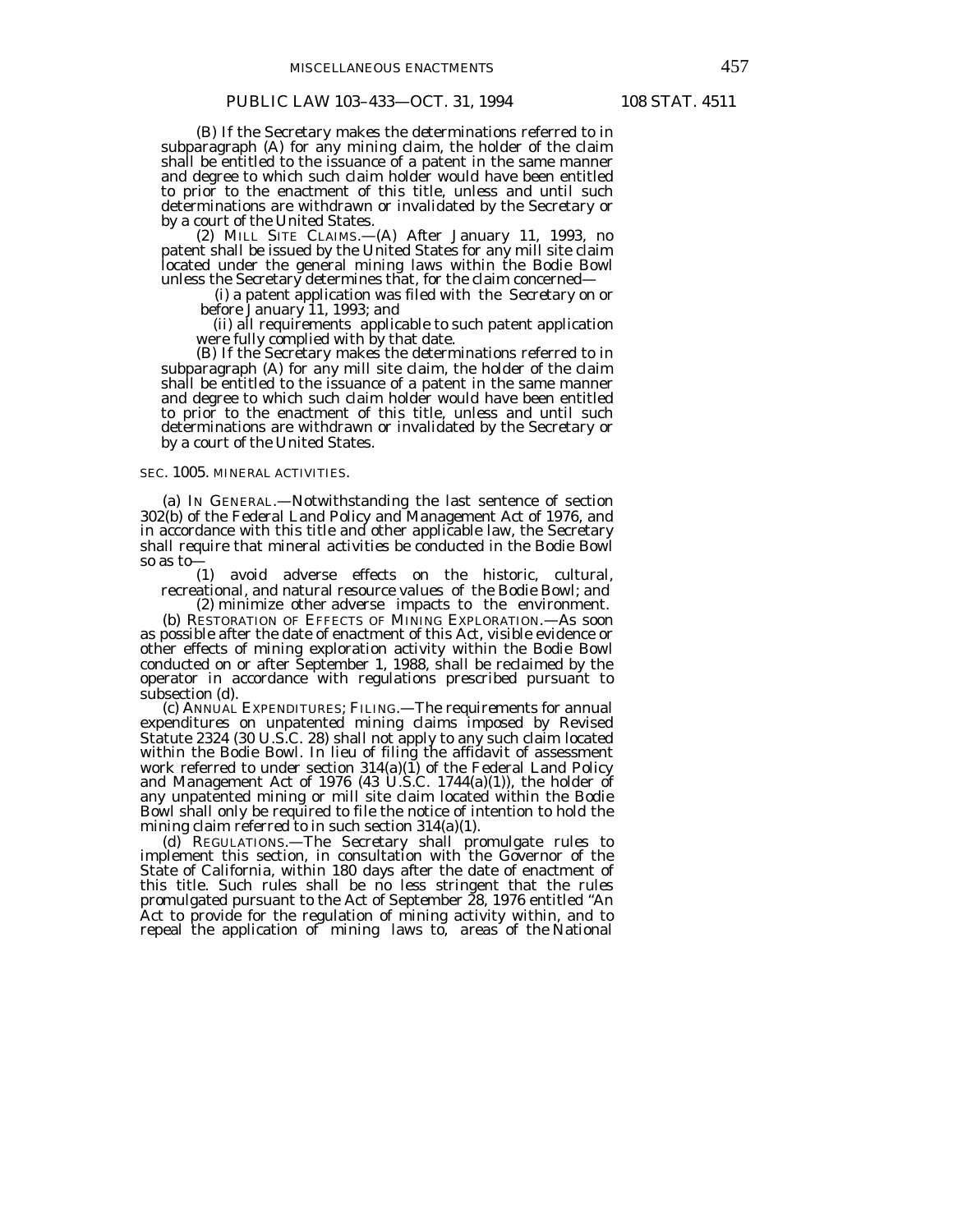(B) If the Secretary makes the determinations referred to in subparagraph (A) for any mining claim, the holder of the claim shall be entitled to the issuance of a patent in the same manner and degree to which such claim holder would have been entitled to prior to the enactment of this title, unless and until such determinations are withdrawn or invalidated by the Secretary or by a court of the United States.

(2) MILL SITE CLAIMS.—(A) After January 11, 1993, no patent shall be issued by the United States for any mill site claim located under the general mining laws within the Bodie Bowl unless the Secretary determines that, for the claim concerned—

(i) a patent application was filed with the Secretary on or before January 11, 1993; and

(ii) all requirements applicable to such patent application were fully complied with by that date.

(B) If the Secretary makes the determinations referred to in subparagraph (A) for any mill site claim, the holder of the claim shall be entitled to the issuance of a patent in the same manner and degree to which such claim holder would have been entitled to prior to the enactment of this title, unless and until such determinations are withdrawn or invalidated by the Secretary or by a court of the United States.

SEC. 1005. MINERAL ACTIVITIES.

(a) IN GENERAL.—Notwithstanding the last sentence of section 302(b) of the Federal Land Policy and Management Act of 1976, and in accordance with this title and other applicable law, the Secretary shall require that mineral activities be conducted in the Bodie Bowl so as to—

(1) avoid adverse effects on the historic, cultural, recreational, and natural resource values of the Bodie Bowl; and

(2) minimize other adverse impacts to the environment.

(b) RESTORATION OF EFFECTS OF MINING EXPLORATION.—As soon as possible after the date of enactment of this Act, visible evidence or other effects of mining exploration activity within the Bodie Bowl conducted on or after September 1, 1988, shall be reclaimed by the operator in accordance with regulations prescribed pursuant to subsection (d).

(c) ANNUAL EXPENDITURES; FILING.—The requirements for annual expenditures on unpatented mining claims imposed by Revised Statute 2324 (30 U.S.C. 28) shall not apply to any such claim located within the Bodie Bowl. In lieu of filing the affidavit of assessment work referred to under section 314(a)(1) of the Federal Land Policy and Management Act of 1976 (43 U.S.C. 1744(a)(1)), the holder of any unpatented mining or mill site claim located within the Bodie Bowl shall only be required to file the notice of intention to hold the mining claim referred to in such section 314(a)(1).

(d) REGULATIONS.—The Secretary shall promulgate rules to implement this section, in consultation with the Governor of the State of California, within 180 days after the date of enactment of this title. Such rules shall be no less stringent that the rules promulgated pursuant to the Act of September 28, 1976 entitled "An Act to provide for the regulation of mining activity within, and to repeal the application of mining laws to, areas of the National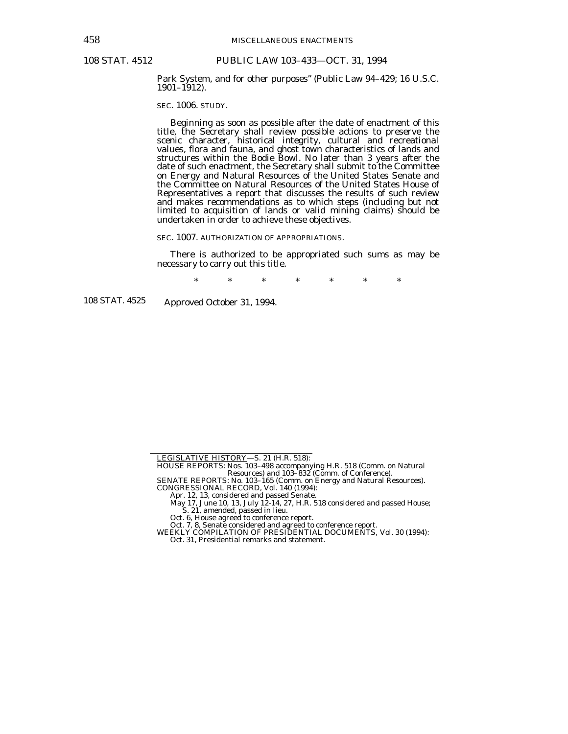Park System, and for other purposes" (Public Law 94–429; 16 U.S.C. 1901–1912).

SEC. 1006. STUDY.

Beginning as soon as possible after the date of enactment of this title, the Secretary shall review possible actions to preserve the scenic character, historical integrity, cultural and recreational values, flora and fauna, and ghost town characteristics of lands and structures within the Bodie Bowl. No later than 3 years after the date of such enactment, the Secretary shall submit to the Committee on Energy and Natural Resources of the United States Senate and the Committee on Natural Resources of the United States House of Representatives a report that discusses the results of such review and makes recommendations as to which steps (including but not limited to acquisition of lands or valid mining claims) should be undertaken in order to achieve these objectives.

SEC. 1007. AUTHORIZATION OF APPROPRIATIONS.

There is authorized to be appropriated such sums as may be necessary to carry out this title.

\* \* \* \* \* \* \*

108 STAT. 4525 Approved October 31, 1994.

LEGISLATIVE HISTORY—S. 21 (H.R. 518):

HOUSE REPORTS: Nos. 103–498 accompanying H.R. 518 (Comm. on Natural Resources) and 103–832 (Comm. of Conference).

SENATE REPORTS: No. 103–165 (Comm. on Energy and Natural Resources).

CONGRESSIONAL RECORD, Vol. 140 (1994):

Apr. 12, 13, considered and passed Senate.

May 17, June 10, 13, July 12-14, 27, H.R. 518 considered and passed House; S. 21, amended, passed in lieu.

Oct. 6, House agreed to conference report.

Oct. 7, 8, Senate considered and agreed to conference report.

WEEKLY COMPILATION OF PRESIDENTIAL DOCUMENTS, Vol. 30 (1994):

Oct. 31, Presidential remarks and statement.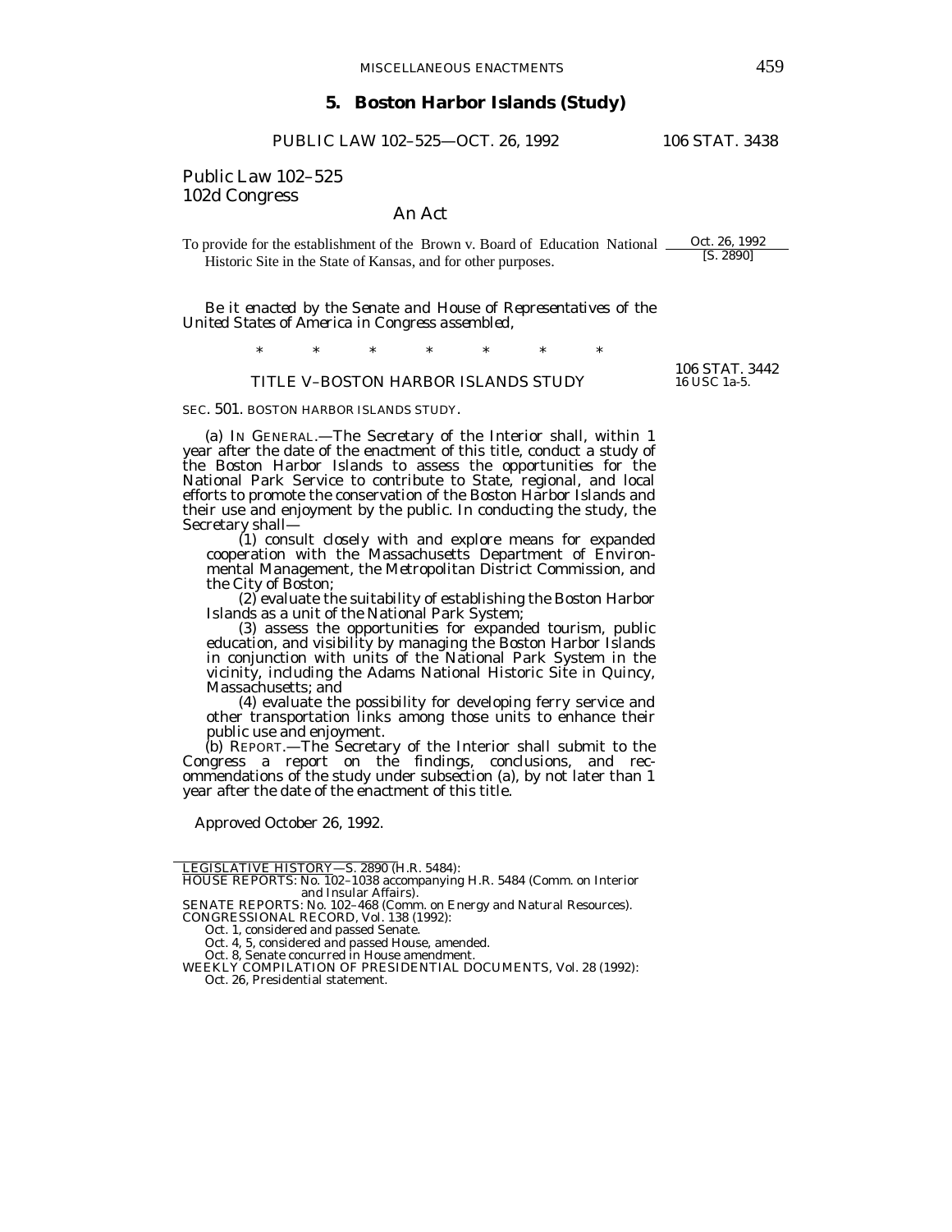## 5. Boston Harbor Islands (Study)

PUBLIC LAW 102–525—OCT. 26, 1992 106 STAT. 3438

Public Law 102–525
102d Congress

An Act

To provide for the establishment of the Brown v. Board of Education National Historic Site in the State of Kansas, and for other purposes.

Oct. 26, 1992
[S. 2890]

*Be it enacted by the Senate and House of Representatives of the United States of America in Congress assembled,*

\* \* \* \* \* \* \*

106 STAT. 3442
16 USC 1a-5.

TITLE V–BOSTON HARBOR ISLANDS STUDY

SEC. 501. BOSTON HARBOR ISLANDS STUDY.

(a) IN GENERAL.—The Secretary of the Interior shall, within 1 year after the date of the enactment of this title, conduct a study of the Boston Harbor Islands to assess the opportunities for the National Park Service to contribute to State, regional, and local efforts to promote the conservation of the Boston Harbor Islands and their use and enjoyment by the public. In conducting the study, the Secretary shall—

(1) consult closely with and explore means for expanded cooperation with the Massachusetts Department of Environmental Management, the Metropolitan District Commission, and the City of Boston;

(2) evaluate the suitability of establishing the Boston Harbor Islands as a unit of the National Park System;

(3) assess the opportunities for expanded tourism, public education, and visibility by managing the Boston Harbor Islands in conjunction with units of the National Park System in the vicinity, including the Adams National Historic Site in Quincy, Massachusetts; and

(4) evaluate the possibility for developing ferry service and other transportation links among those units to enhance their public use and enjoyment.

(b) REPORT.—The Secretary of the Interior shall submit to the Congress a report on the findings, conclusions, and recommendations of the study under subsection (a), by not later than 1 year after the date of the enactment of this title.

Approved October 26, 1992.

---

LEGISLATIVE HISTORY—S. 2890 (H.R. 5484):
HOUSE REPORTS: No. 102–1038 accompanying H.R. 5484 (Comm. on Interior and Insular Affairs).
SENATE REPORTS: No. 102–468 (Comm. on Energy and Natural Resources).
CONGRESSIONAL RECORD, Vol. 138 (1992):
Oct. 1, considered and passed Senate.
Oct. 4, 5, considered and passed House, amended.
Oct. 8, Senate concurred in House amendment.
WEEKLY COMPILATION OF PRESIDENTIAL DOCUMENTS, Vol. 28 (1992):
Oct. 26, Presidential statement.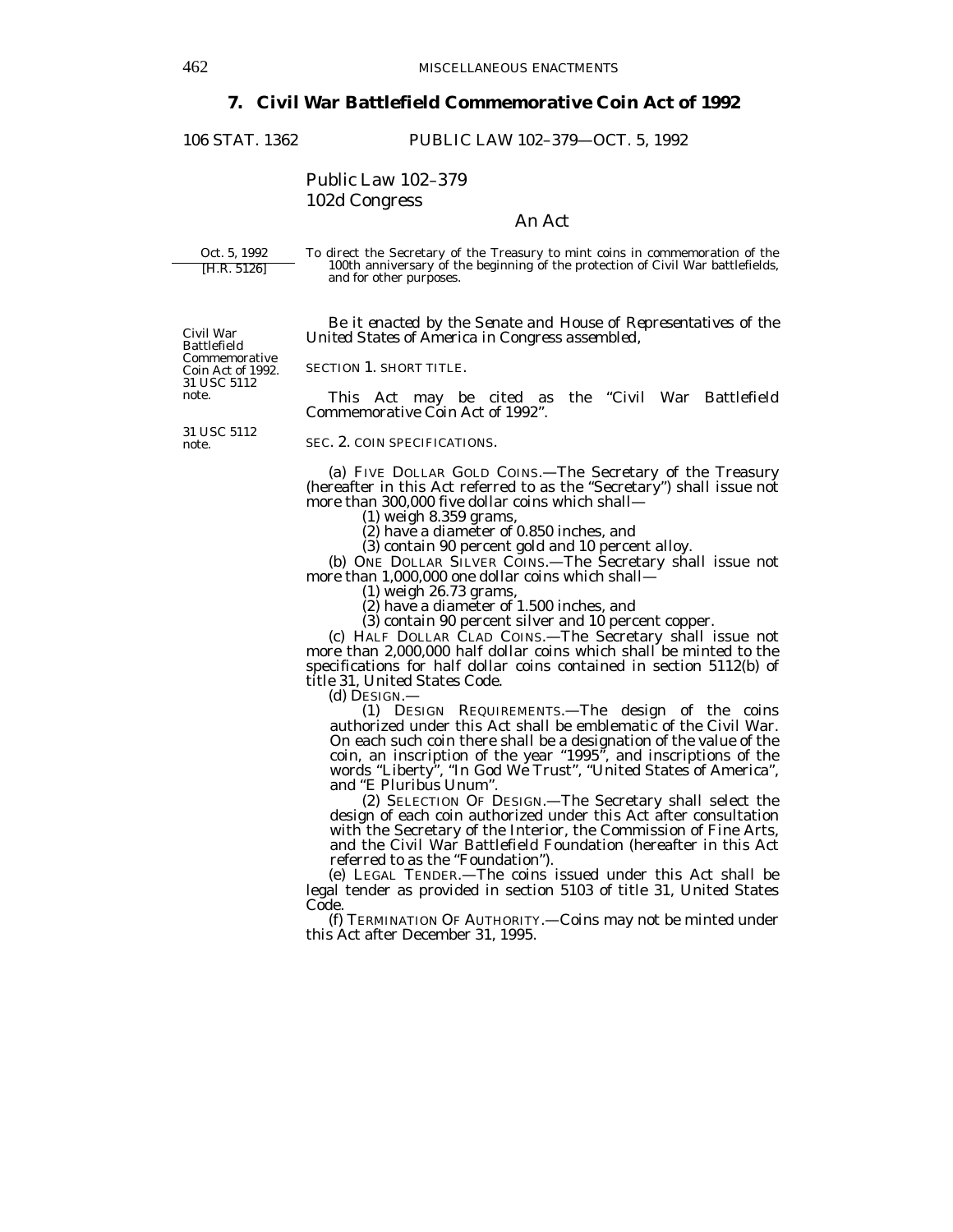## 7. Civil War Battlefield Commemorative Coin Act of 1992

106 STAT. 1362 PUBLIC LAW 102–379—OCT. 5, 1992

Public Law 102–379
102d Congress

An Act

Oct. 5, 1992
[H.R. 5126]

To direct the Secretary of the Treasury to mint coins in commemoration of the 100th anniversary of the beginning of the protection of Civil War battlefields, and for other purposes.

*Be it enacted by the Senate and House of Representatives of the United States of America in Congress assembled,*

Civil War Battlefield Commemorative Coin Act of 1992. 31 USC 5112 note.

SECTION 1. SHORT TITLE.

This Act may be cited as the "Civil War Battlefield Commemorative Coin Act of 1992".

31 USC 5112 note.

SEC. 2. COIN SPECIFICATIONS.

(a) FIVE DOLLAR GOLD COINS.—The Secretary of the Treasury (hereafter in this Act referred to as the "Secretary") shall issue not more than 300,000 five dollar coins which shall—

(1) weigh 8.359 grams,

(2) have a diameter of 0.850 inches, and

(3) contain 90 percent gold and 10 percent alloy.

(b) ONE DOLLAR SILVER COINS.—The Secretary shall issue not more than 1,000,000 one dollar coins which shall—

(1) weigh 26.73 grams,

(2) have a diameter of 1.500 inches, and

(3) contain 90 percent silver and 10 percent copper.

(c) HALF DOLLAR CLAD COINS.—The Secretary shall issue not more than 2,000,000 half dollar coins which shall be minted to the specifications for half dollar coins contained in section 5112(b) of title 31, United States Code.

(d) DESIGN.—

(1) DESIGN REQUIREMENTS.—The design of the coins authorized under this Act shall be emblematic of the Civil War. On each such coin there shall be a designation of the value of the coin, an inscription of the year "1995", and inscriptions of the words "Liberty", "In God We Trust", "United States of America", and "E Pluribus Unum".

(2) SELECTION OF DESIGN.—The Secretary shall select the design of each coin authorized under this Act after consultation with the Secretary of the Interior, the Commission of Fine Arts, and the Civil War Battlefield Foundation (hereafter in this Act referred to as the "Foundation").

(e) LEGAL TENDER.—The coins issued under this Act shall be legal tender as provided in section 5103 of title 31, United States Code.

(f) TERMINATION OF AUTHORITY.—Coins may not be minted under this Act after December 31, 1995.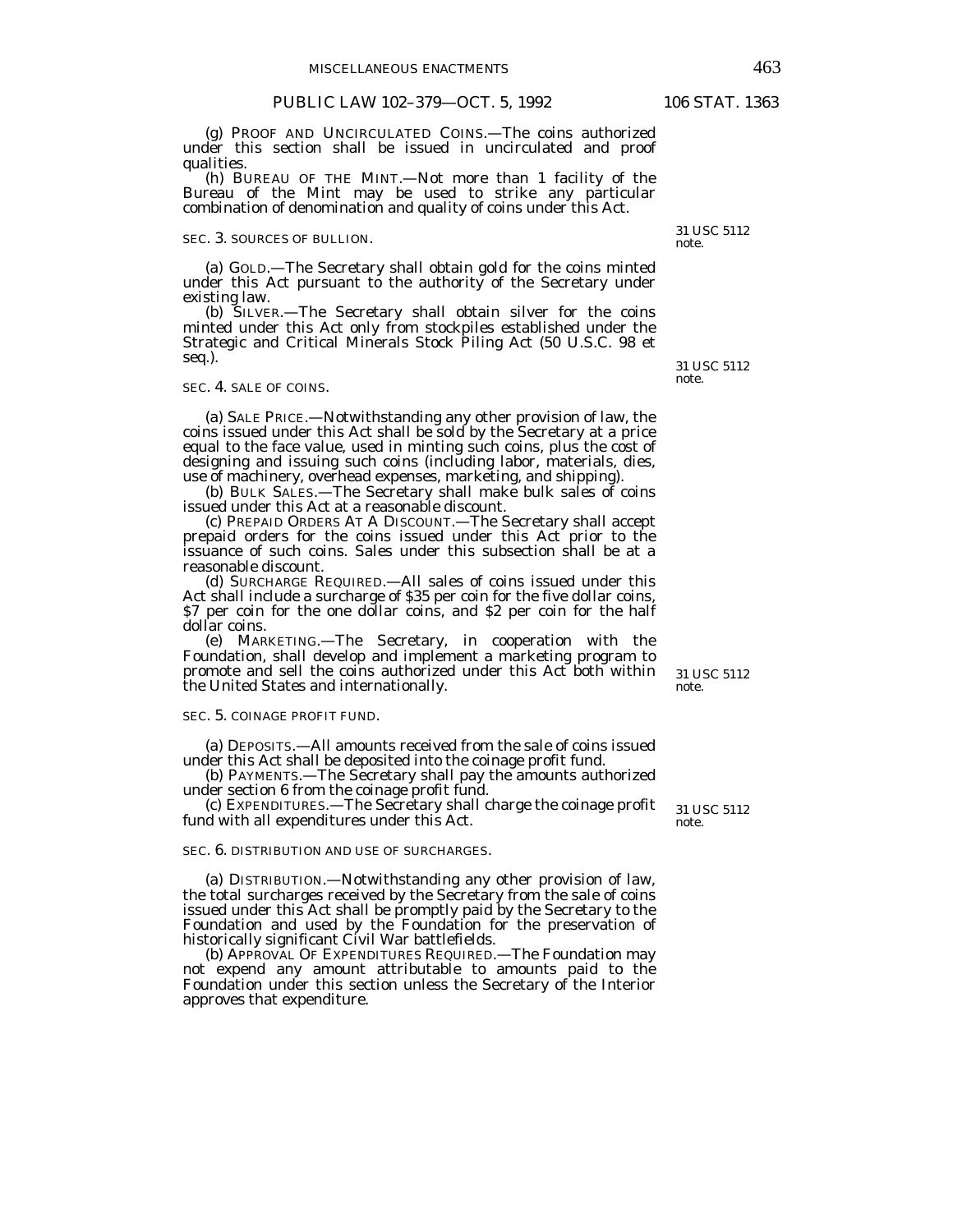(g) PROOF AND UNCIRCULATED COINS.—The coins authorized under this section shall be issued in uncirculated and proof qualities.

(h) BUREAU OF THE MINT.—Not more than 1 facility of the Bureau of the Mint may be used to strike any particular combination of denomination and quality of coins under this Act.

SEC. 3. SOURCES OF BULLION.

31 USC 5112 note.

(a) GOLD.—The Secretary shall obtain gold for the coins minted under this Act pursuant to the authority of the Secretary under existing law.

(b) SILVER.—The Secretary shall obtain silver for the coins minted under this Act only from stockpiles established under the Strategic and Critical Minerals Stock Piling Act (50 U.S.C. 98 et seq.).

SEC. 4. SALE OF COINS.

31 USC 5112 note.

(a) SALE PRICE.—Notwithstanding any other provision of law, the coins issued under this Act shall be sold by the Secretary at a price equal to the face value, used in minting such coins, plus the cost of designing and issuing such coins (including labor, materials, dies, use of machinery, overhead expenses, marketing, and shipping).

(b) BULK SALES.—The Secretary shall make bulk sales of coins issued under this Act at a reasonable discount.

(c) PREPAID ORDERS AT A DISCOUNT.—The Secretary shall accept prepaid orders for the coins issued under this Act prior to the issuance of such coins. Sales under this subsection shall be at a reasonable discount.

(d) SURCHARGE REQUIRED.—All sales of coins issued under this Act shall include a surcharge of $35 per coin for the five dollar coins, $7 per coin for the one dollar coins, and $2 per coin for the half dollar coins.

(e) MARKETING.—The Secretary, in cooperation with the Foundation, shall develop and implement a marketing program to promote and sell the coins authorized under this Act both within the United States and internationally.

SEC. 5. COINAGE PROFIT FUND.

31 USC 5112 note.

(a) DEPOSITS.—All amounts received from the sale of coins issued under this Act shall be deposited into the coinage profit fund.

(b) PAYMENTS.—The Secretary shall pay the amounts authorized under section 6 from the coinage profit fund.

(c) EXPENDITURES.—The Secretary shall charge the coinage profit fund with all expenditures under this Act.

SEC. 6. DISTRIBUTION AND USE OF SURCHARGES.

31 USC 5112 note.

(a) DISTRIBUTION.—Notwithstanding any other provision of law, the total surcharges received by the Secretary from the sale of coins issued under this Act shall be promptly paid by the Secretary to the Foundation and used by the Foundation for the preservation of historically significant Civil War battlefields.

(b) APPROVAL OF EXPENDITURES REQUIRED.—The Foundation may not expend any amount attributable to amounts paid to the Foundation under this section unless the Secretary of the Interior approves that expenditure.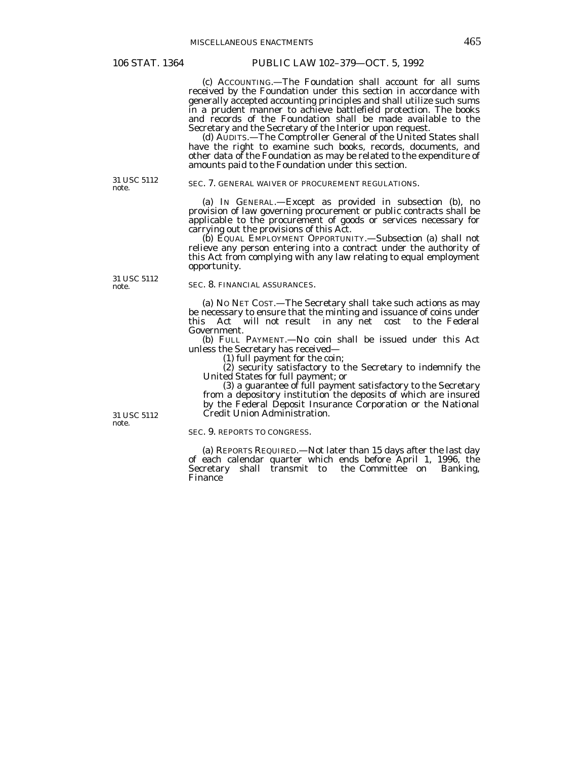(c) ACCOUNTING.—The Foundation shall account for all sums received by the Foundation under this section in accordance with generally accepted accounting principles and shall utilize such sums in a prudent manner to achieve battlefield protection. The books and records of the Foundation shall be made available to the Secretary and the Secretary of the Interior upon request.

(d) AUDITS.—The Comptroller General of the United States shall have the right to examine such books, records, documents, and other data of the Foundation as may be related to the expenditure of amounts paid to the Foundation under this section.

31 USC 5112 note.

SEC. 7. GENERAL WAIVER OF PROCUREMENT REGULATIONS.

(a) IN GENERAL.—Except as provided in subsection (b), no provision of law governing procurement or public contracts shall be applicable to the procurement of goods or services necessary for carrying out the provisions of this Act.

(b) EQUAL EMPLOYMENT OPPORTUNITY.—Subsection (a) shall not relieve any person entering into a contract under the authority of this Act from complying with any law relating to equal employment opportunity.

31 USC 5112 note.

SEC. 8. FINANCIAL ASSURANCES.

(a) NO NET COST.—The Secretary shall take such actions as may be necessary to ensure that the minting and issuance of coins under this Act will not result in any net cost to the Federal Government.

(b) FULL PAYMENT.—No coin shall be issued under this Act unless the Secretary has received—

(1) full payment for the coin;

(2) security satisfactory to the Secretary to indemnify the United States for full payment; or

(3) a guarantee of full payment satisfactory to the Secretary from a depository institution the deposits of which are insured by the Federal Deposit Insurance Corporation or the National Credit Union Administration.

31 USC 5112 note.

SEC. 9. REPORTS TO CONGRESS.

(a) REPORTS REQUIRED.—Not later than 15 days after the last day of each calendar quarter which ends before April 1, 1996, the Secretary shall transmit to the Committee on Banking, Finance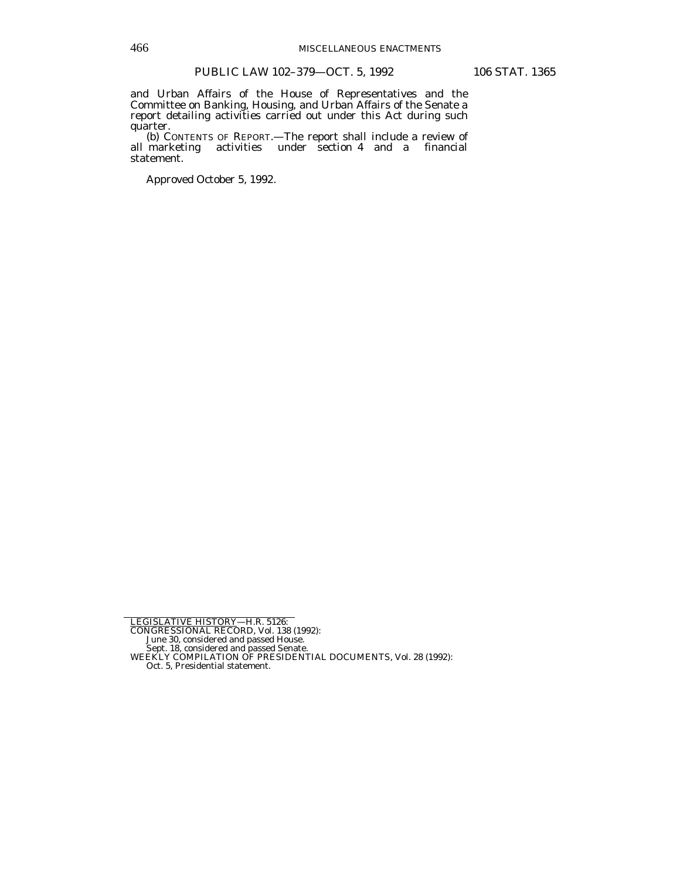and Urban Affairs of the House of Representatives and the Committee on Banking, Housing, and Urban Affairs of the Senate a report detailing activities carried out under this Act during such quarter.

(b) CONTENTS OF REPORT.—The report shall include a review of all marketing activities under section 4 and a financial statement.

Approved October 5, 1992.

---

LEGISLATIVE HISTORY—H.R. 5126:

CONGRESSIONAL RECORD, Vol. 138 (1992):

June 30, considered and passed House.

Sept. 18, considered and passed Senate.

WEEKLY COMPILATION OF PRESIDENTIAL DOCUMENTS, Vol. 28 (1992):

Oct. 5, Presidential statement.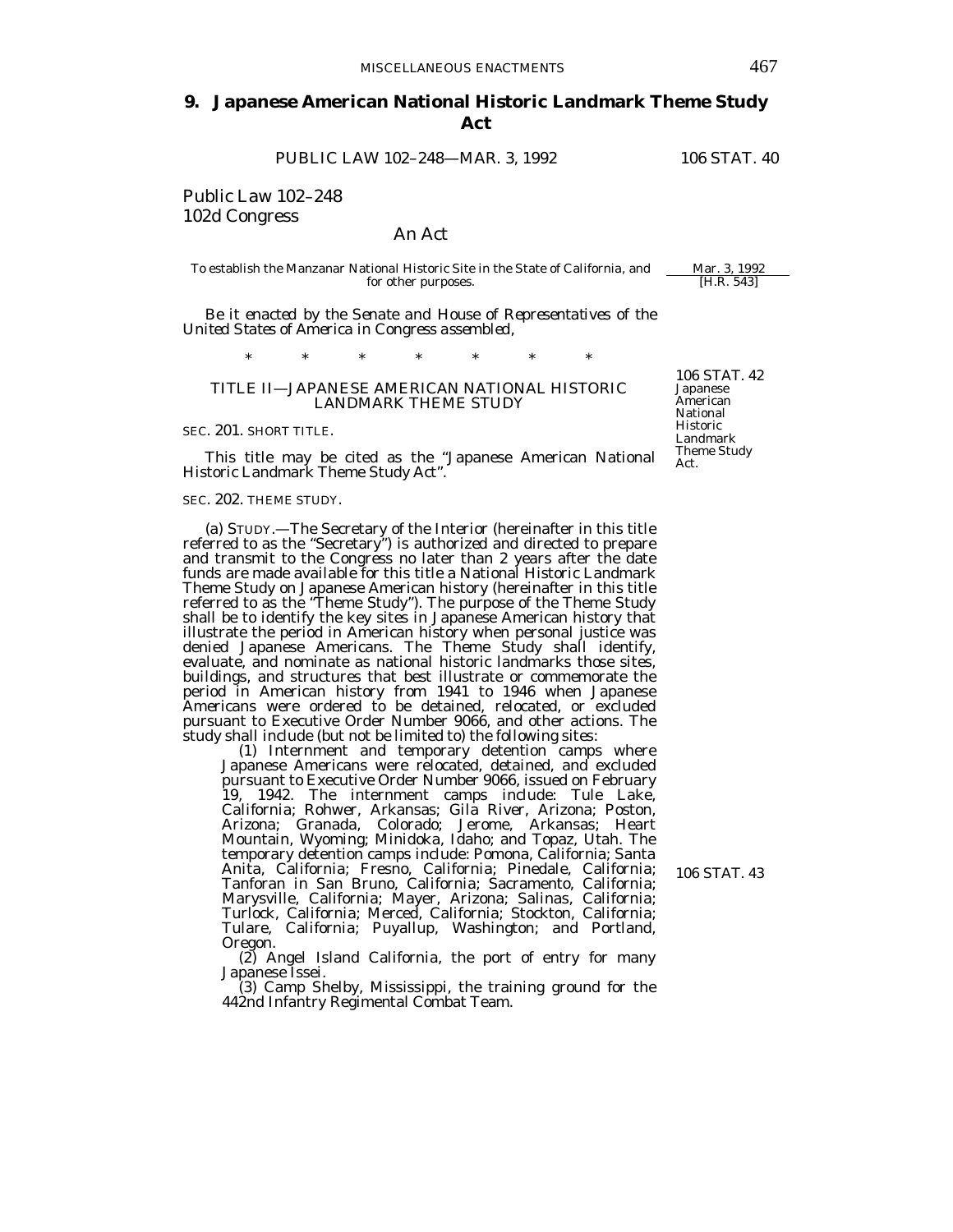## 9. Japanese American National Historic Landmark Theme Study Act

PUBLIC LAW 102–248—MAR. 3, 1992 106 STAT. 40

Public Law 102–248
102d Congress

An Act

To establish the Manzanar National Historic Site in the State of California, and for other purposes.

Mar. 3, 1992
[H.R. 543]

*Be it enacted by the Senate and House of Representatives of the United States of America in Congress assembled,*

\* \* \* \* \* \* \*

106 STAT. 42
Japanese American National Historic Landmark Theme Study Act.

### TITLE II—JAPANESE AMERICAN NATIONAL HISTORIC LANDMARK THEME STUDY

SEC. 201. SHORT TITLE.

This title may be cited as the "Japanese American National Historic Landmark Theme Study Act".

SEC. 202. THEME STUDY.

(a) STUDY.—The Secretary of the Interior (hereinafter in this title referred to as the "Secretary") is authorized and directed to prepare and transmit to the Congress no later than 2 years after the date funds are made available for this title a National Historic Landmark Theme Study on Japanese American history (hereinafter in this title referred to as the "Theme Study"). The purpose of the Theme Study shall be to identify the key sites in Japanese American history that illustrate the period in American history when personal justice was denied Japanese Americans. The Theme Study shall identify, evaluate, and nominate as national historic landmarks those sites, buildings, and structures that best illustrate or commemorate the period in American history from 1941 to 1946 when Japanese Americans were ordered to be detained, relocated, or excluded pursuant to Executive Order Number 9066, and other actions. The study shall include (but not be limited to) the following sites:

(1) Internment and temporary detention camps where Japanese Americans were relocated, detained, and excluded pursuant to Executive Order Number 9066, issued on February 19, 1942. The internment camps include: Tule Lake, California; Rohwer, Arkansas; Gila River, Arizona; Poston, Arizona; Granada, Colorado; Jerome, Arkansas; Heart Mountain, Wyoming; Minidoka, Idaho; and Topaz, Utah. The temporary detention camps include: Pomona, California; Santa Anita, California; Fresno, California; Pinedale, California; Tanforan in San Bruno, California; Sacramento, California; Marysville, California; Mayer, Arizona; Salinas, California; Turlock, California; Merced, California; Stockton, California; Tulare, California; Puyallup, Washington; and Portland, Oregon.

106 STAT. 43

(2) Angel Island California, the port of entry for many Japanese Issei.

(3) Camp Shelby, Mississippi, the training ground for the 442nd Infantry Regimental Combat Team.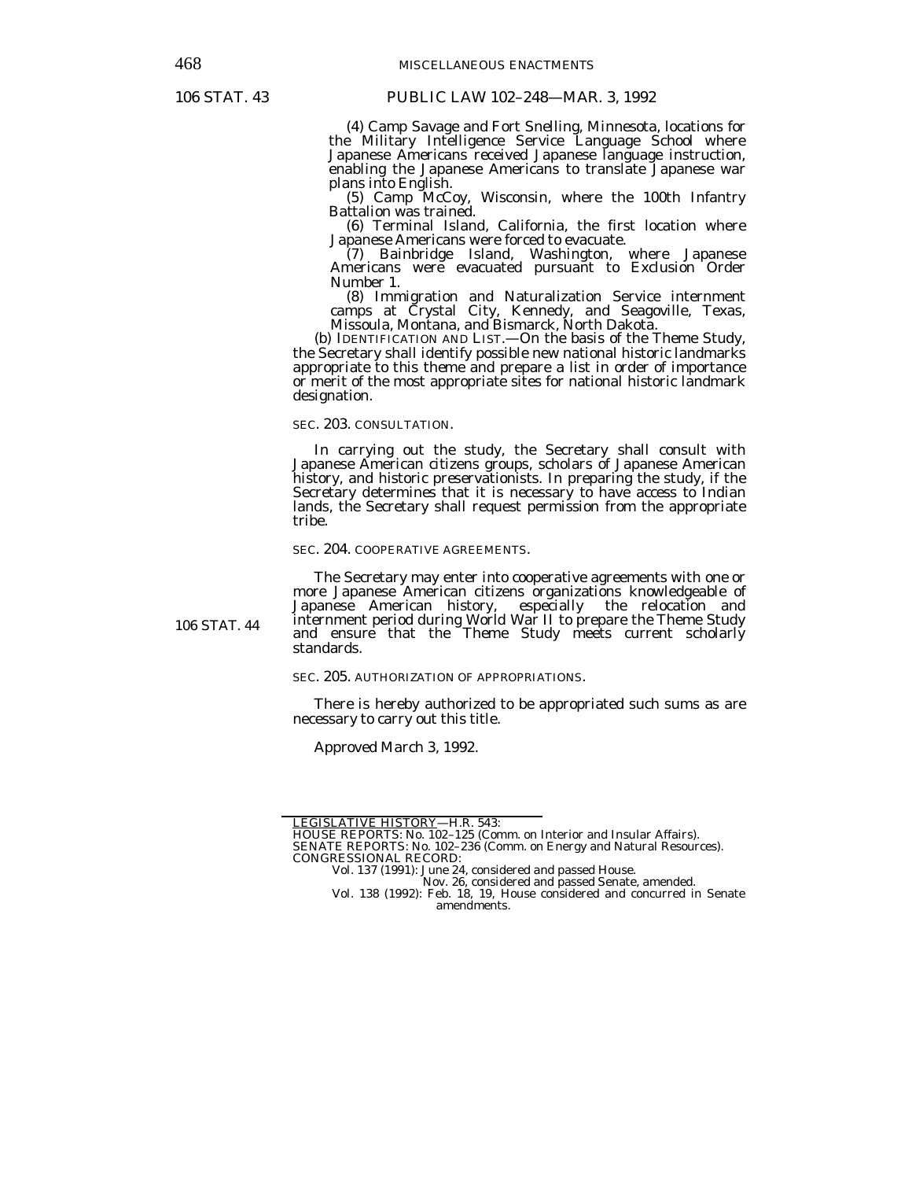(4) Camp Savage and Fort Snelling, Minnesota, locations for the Military Intelligence Service Language School where Japanese Americans received Japanese language instruction, enabling the Japanese Americans to translate Japanese war plans into English.

(5) Camp McCoy, Wisconsin, where the 100th Infantry Battalion was trained.

(6) Terminal Island, California, the first location where Japanese Americans were forced to evacuate.

(7) Bainbridge Island, Washington, where Japanese Americans were evacuated pursuant to Exclusion Order Number 1.

(8) Immigration and Naturalization Service internment camps at Crystal City, Kennedy, and Seagoville, Texas, Missoula, Montana, and Bismarck, North Dakota.

(b) IDENTIFICATION AND LIST.—On the basis of the Theme Study, the Secretary shall identify possible new national historic landmarks appropriate to this theme and prepare a list in order of importance or merit of the most appropriate sites for national historic landmark designation.

SEC. 203. CONSULTATION.

In carrying out the study, the Secretary shall consult with Japanese American citizens groups, scholars of Japanese American history, and historic preservationists. In preparing the study, if the Secretary determines that it is necessary to have access to Indian lands, the Secretary shall request permission from the appropriate tribe.

SEC. 204. COOPERATIVE AGREEMENTS.

The Secretary may enter into cooperative agreements with one or more Japanese American citizens organizations knowledgeable of Japanese American history, especially the relocation and internment period during World War II to prepare the Theme Study and ensure that the Theme Study meets current scholarly standards.

SEC. 205. AUTHORIZATION OF APPROPRIATIONS.

There is hereby authorized to be appropriated such sums as are necessary to carry out this title.

Approved March 3, 1992.

---

LEGISLATIVE HISTORY—H.R. 543:

HOUSE REPORTS: No. 102–125 (Comm. on Interior and Insular Affairs).
SENATE REPORTS: No. 102–236 (Comm. on Energy and Natural Resources).
CONGRESSIONAL RECORD:
Vol. 137 (1991): June 24, considered and passed House.
Nov. 26, considered and passed Senate, amended.
Vol. 138 (1992): Feb. 18, 19, House considered and concurred in Senate amendments.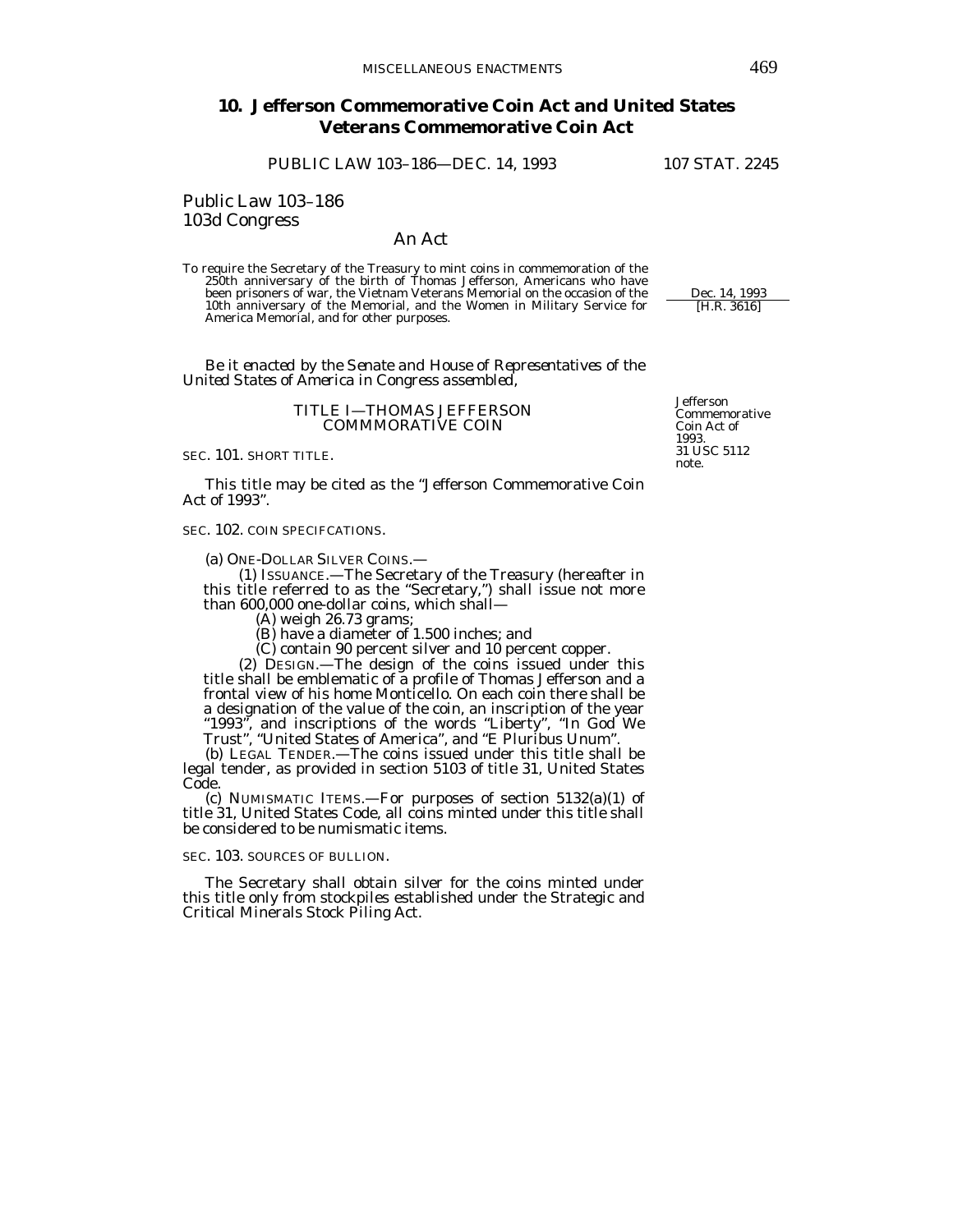## 10. Jefferson Commemorative Coin Act and United States Veterans Commemorative Coin Act

PUBLIC LAW 103–186—DEC. 14, 1993 107 STAT. 2245

Public Law 103–186
103d Congress

An Act

To require the Secretary of the Treasury to mint coins in commemoration of the 250th anniversary of the birth of Thomas Jefferson, Americans who have been prisoners of war, the Vietnam Veterans Memorial on the occasion of the 10th anniversary of the Memorial, and the Women in Military Service for America Memorial, and for other purposes.

Dec. 14, 1993
[H.R. 3616]

*Be it enacted by the Senate and House of Representatives of the United States of America in Congress assembled,*

### TITLE I—THOMAS JEFFERSON COMMMORATIVE COIN

Jefferson Commemorative Coin Act of 1993.
31 USC 5112 note.

SEC. 101. SHORT TITLE.

This title may be cited as the "Jefferson Commemorative Coin Act of 1993".

SEC. 102. COIN SPECIFCATIONS.

(a) ONE-DOLLAR SILVER COINS.—

(1) ISSUANCE.—The Secretary of the Treasury (hereafter in this title referred to as the "Secretary,") shall issue not more than 600,000 one-dollar coins, which shall—

(A) weigh 26.73 grams;

(B) have a diameter of 1.500 inches; and

(C) contain 90 percent silver and 10 percent copper.

(2) DESIGN.—The design of the coins issued under this title shall be emblematic of a profile of Thomas Jefferson and a frontal view of his home Monticello. On each coin there shall be a designation of the value of the coin, an inscription of the year "1993", and inscriptions of the words "Liberty", "In God We Trust", "United States of America", and "E Pluribus Unum".

(b) LEGAL TENDER.—The coins issued under this title shall be legal tender, as provided in section 5103 of title 31, United States Code.

(c) NUMISMATIC ITEMS.—For purposes of section 5132(a)(1) of title 31, United States Code, all coins minted under this title shall be considered to be numismatic items.

SEC. 103. SOURCES OF BULLION.

The Secretary shall obtain silver for the coins minted under this title only from stockpiles established under the Strategic and Critical Minerals Stock Piling Act.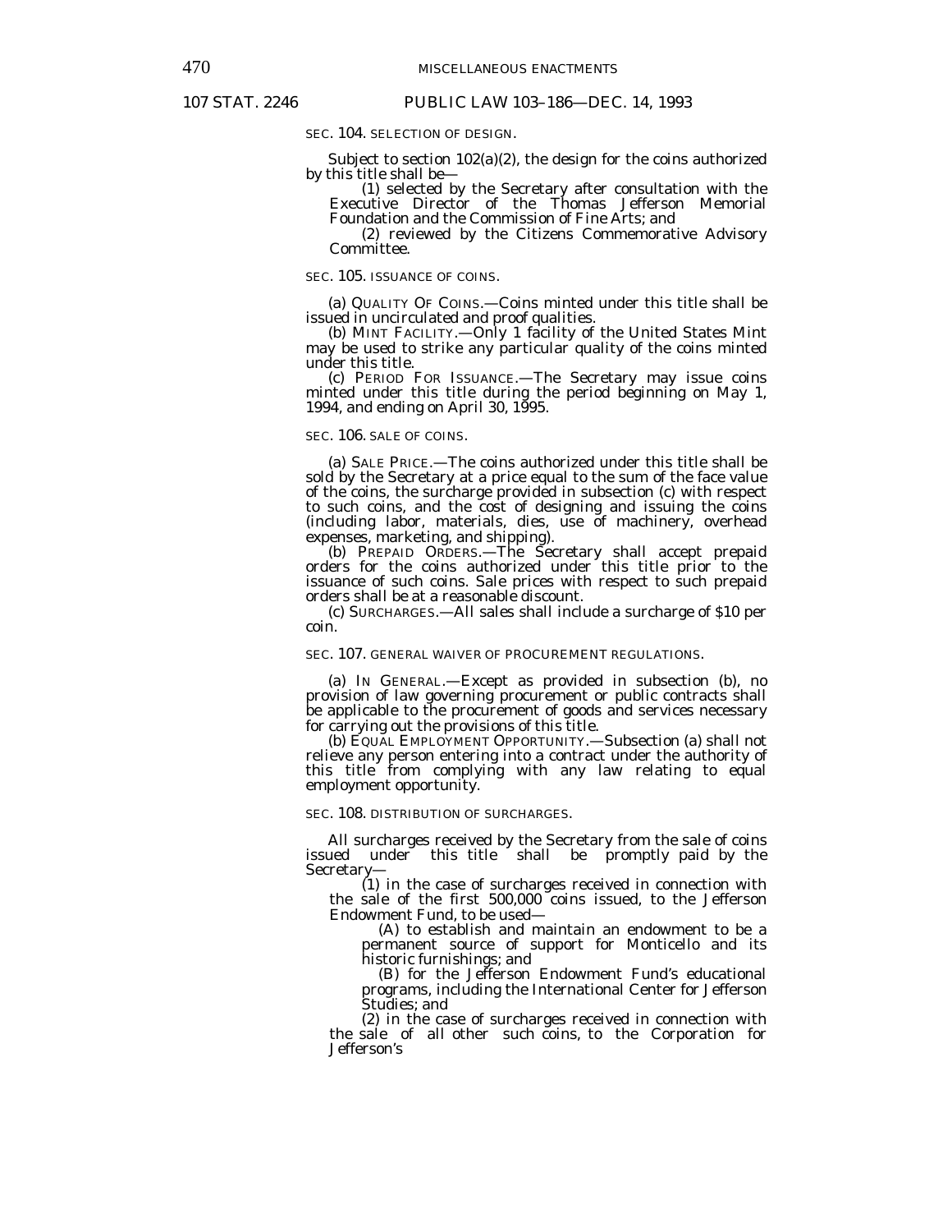SEC. 104. SELECTION OF DESIGN.

Subject to section 102(a)(2), the design for the coins authorized by this title shall be—

(1) selected by the Secretary after consultation with the Executive Director of the Thomas Jefferson Memorial Foundation and the Commission of Fine Arts; and

(2) reviewed by the Citizens Commemorative Advisory Committee.

SEC. 105. ISSUANCE OF COINS.

(a) QUALITY OF COINS.—Coins minted under this title shall be issued in uncirculated and proof qualities.

(b) MINT FACILITY.—Only 1 facility of the United States Mint may be used to strike any particular quality of the coins minted under this title.

(c) PERIOD FOR ISSUANCE.—The Secretary may issue coins minted under this title during the period beginning on May 1, 1994, and ending on April 30, 1995.

SEC. 106. SALE OF COINS.

(a) SALE PRICE.—The coins authorized under this title shall be sold by the Secretary at a price equal to the sum of the face value of the coins, the surcharge provided in subsection (c) with respect to such coins, and the cost of designing and issuing the coins (including labor, materials, dies, use of machinery, overhead expenses, marketing, and shipping).

(b) PREPAID ORDERS.—The Secretary shall accept prepaid orders for the coins authorized under this title prior to the issuance of such coins. Sale prices with respect to such prepaid orders shall be at a reasonable discount.

(c) SURCHARGES.—All sales shall include a surcharge of $10 per coin.

SEC. 107. GENERAL WAIVER OF PROCUREMENT REGULATIONS.

(a) IN GENERAL.—Except as provided in subsection (b), no provision of law governing procurement or public contracts shall be applicable to the procurement of goods and services necessary for carrying out the provisions of this title.

(b) EQUAL EMPLOYMENT OPPORTUNITY.—Subsection (a) shall not relieve any person entering into a contract under the authority of this title from complying with any law relating to equal employment opportunity.

SEC. 108. DISTRIBUTION OF SURCHARGES.

All surcharges received by the Secretary from the sale of coins issued under this title shall be promptly paid by the Secretary—

(1) in the case of surcharges received in connection with the sale of the first 500,000 coins issued, to the Jefferson Endowment Fund, to be used—

(A) to establish and maintain an endowment to be a permanent source of support for Monticello and its historic furnishings; and

(B) for the Jefferson Endowment Fund's educational programs, including the International Center for Jefferson Studies; and

(2) in the case of surcharges received in connection with the sale of all other such coins, to the Corporation for Jefferson's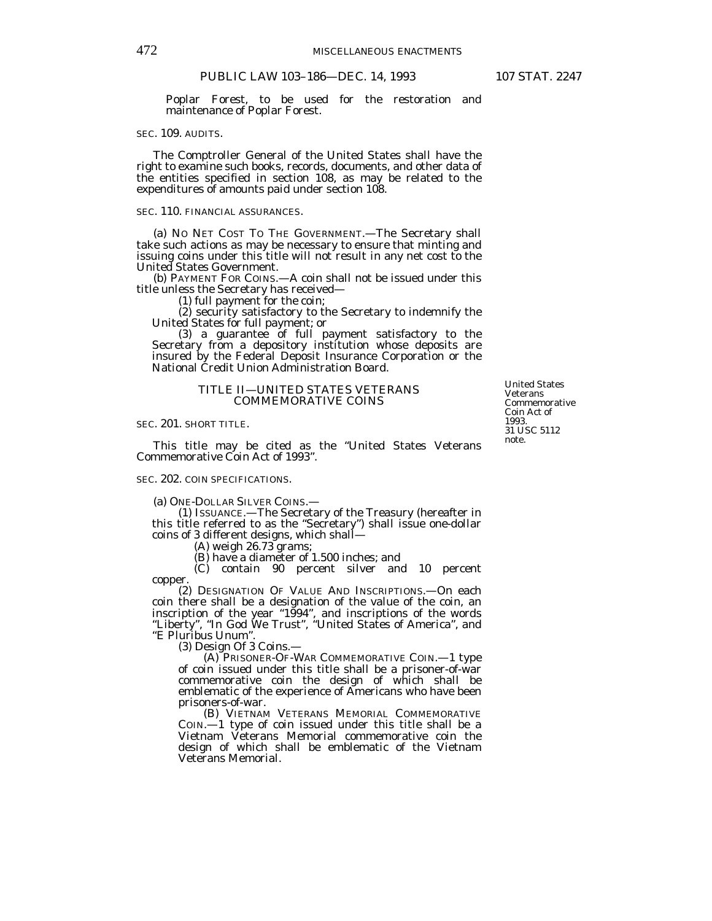Poplar Forest, to be used for the restoration and maintenance of Poplar Forest.

SEC. 109. AUDITS.

The Comptroller General of the United States shall have the right to examine such books, records, documents, and other data of the entities specified in section 108, as may be related to the expenditures of amounts paid under section 108.

SEC. 110. FINANCIAL ASSURANCES.

(a) NO NET COST TO THE GOVERNMENT.—The Secretary shall take such actions as may be necessary to ensure that minting and issuing coins under this title will not result in any net cost to the United States Government.

(b) PAYMENT FOR COINS.—A coin shall not be issued under this title unless the Secretary has received—

(1) full payment for the coin;

(2) security satisfactory to the Secretary to indemnify the United States for full payment; or

(3) a guarantee of full payment satisfactory to the Secretary from a depository institution whose deposits are insured by the Federal Deposit Insurance Corporation or the National Credit Union Administration Board.

## TITLE II—UNITED STATES VETERANS COMMEMORATIVE COINS

United States Veterans Commemorative Coin Act of 1993.
31 USC 5112 note.

SEC. 201. SHORT TITLE.

This title may be cited as the "United States Veterans Commemorative Coin Act of 1993".

SEC. 202. COIN SPECIFICATIONS.

(a) ONE-DOLLAR SILVER COINS.—

(1) ISSUANCE.—The Secretary of the Treasury (hereafter in this title referred to as the "Secretary") shall issue one-dollar coins of 3 different designs, which shall—

(A) weigh 26.73 grams;

(B) have a diameter of 1.500 inches; and

(C) contain 90 percent silver and 10 percent copper.

(2) DESIGNATION OF VALUE AND INSCRIPTIONS.—On each coin there shall be a designation of the value of the coin, an inscription of the year "1994", and inscriptions of the words "Liberty", "In God We Trust", "United States of America", and "E Pluribus Unum".

(3) Design Of 3 Coins.—

(A) PRISONER-OF-WAR COMMEMORATIVE COIN.—1 type of coin issued under this title shall be a prisoner-of-war commemorative coin the design of which shall be emblematic of the experience of Americans who have been prisoners-of-war.

(B) VIETNAM VETERANS MEMORIAL COMMEMORATIVE COIN.—1 type of coin issued under this title shall be a Vietnam Veterans Memorial commemorative coin the design of which shall be emblematic of the Vietnam Veterans Memorial.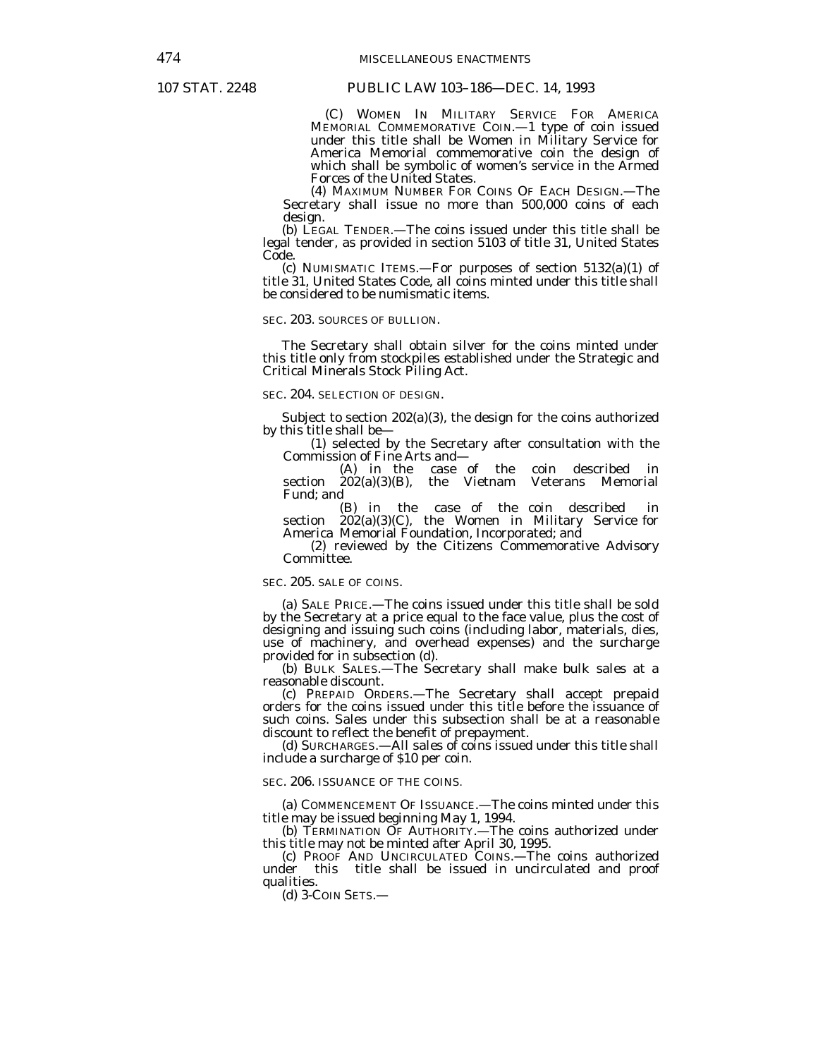(C) WOMEN IN MILITARY SERVICE FOR AMERICA MEMORIAL COMMEMORATIVE COIN.—1 type of coin issued under this title shall be Women in Military Service for America Memorial commemorative coin the design of which shall be symbolic of women's service in the Armed Forces of the United States.

(4) MAXIMUM NUMBER FOR COINS OF EACH DESIGN.—The Secretary shall issue no more than 500,000 coins of each design.

(b) LEGAL TENDER.—The coins issued under this title shall be legal tender, as provided in section 5103 of title 31, United States Code.

(c) NUMISMATIC ITEMS.—For purposes of section 5132(a)(1) of title 31, United States Code, all coins minted under this title shall be considered to be numismatic items.

### SEC. 203. SOURCES OF BULLION.

The Secretary shall obtain silver for the coins minted under this title only from stockpiles established under the Strategic and Critical Minerals Stock Piling Act.

### SEC. 204. SELECTION OF DESIGN.

Subject to section 202(a)(3), the design for the coins authorized by this title shall be—

(1) selected by the Secretary after consultation with the Commission of Fine Arts and—

(A) in the case of the coin described in section 202(a)(3)(B), the Vietnam Veterans Memorial Fund; and

(B) in the case of the coin described in section 202(a)(3)(C), the Women in Military Service for America Memorial Foundation, Incorporated; and

(2) reviewed by the Citizens Commemorative Advisory Committee.

### SEC. 205. SALE OF COINS.

(a) SALE PRICE.—The coins issued under this title shall be sold by the Secretary at a price equal to the face value, plus the cost of designing and issuing such coins (including labor, materials, dies, use of machinery, and overhead expenses) and the surcharge provided for in subsection (d).

(b) BULK SALES.—The Secretary shall make bulk sales at a reasonable discount.

(c) PREPAID ORDERS.—The Secretary shall accept prepaid orders for the coins issued under this title before the issuance of such coins. Sales under this subsection shall be at a reasonable discount to reflect the benefit of prepayment.

(d) SURCHARGES.—All sales of coins issued under this title shall include a surcharge of $10 per coin.

### SEC. 206. ISSUANCE OF THE COINS.

(a) COMMENCEMENT OF ISSUANCE.—The coins minted under this title may be issued beginning May 1, 1994.

(b) TERMINATION OF AUTHORITY.—The coins authorized under this title may not be minted after April 30, 1995.

(c) PROOF AND UNCIRCULATED COINS.—The coins authorized under this title shall be issued in uncirculated and proof qualities.

(d) 3-COIN SETS.—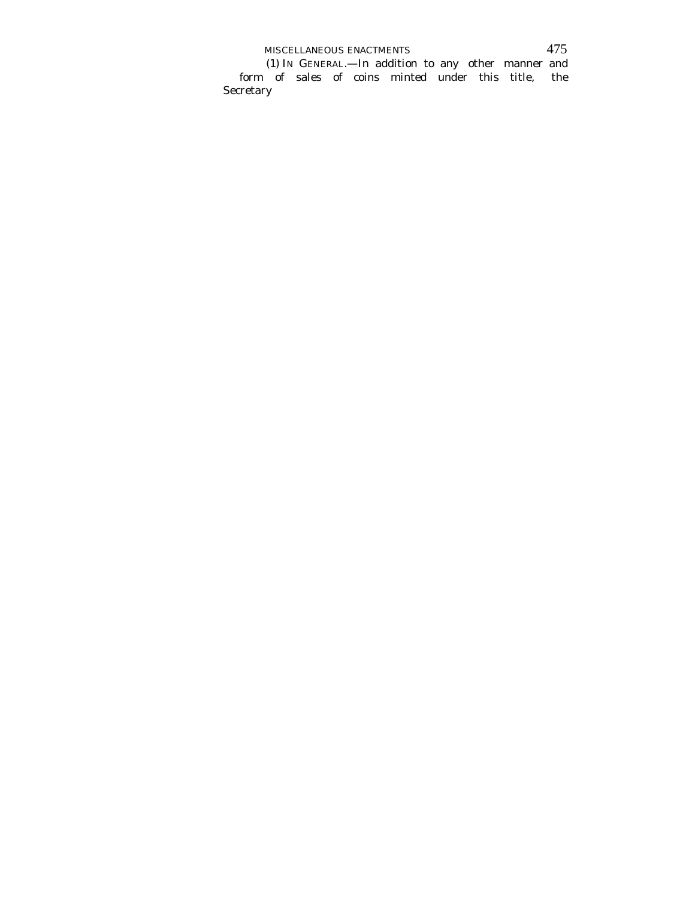(1) IN GENERAL.—In addition to any other manner and form of sales of coins minted under this title, the Secretary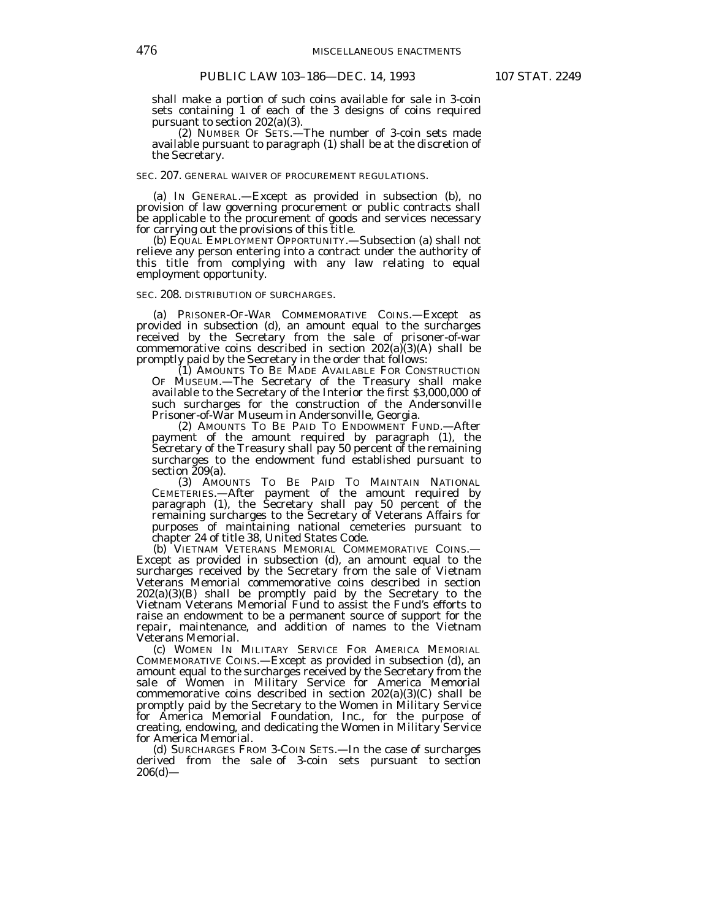shall make a portion of such coins available for sale in 3-coin sets containing 1 of each of the 3 designs of coins required pursuant to section 202(a)(3).

(2) NUMBER OF SETS.—The number of 3-coin sets made available pursuant to paragraph (1) shall be at the discretion of the Secretary.

SEC. 207. GENERAL WAIVER OF PROCUREMENT REGULATIONS.

(a) IN GENERAL.—Except as provided in subsection (b), no provision of law governing procurement or public contracts shall be applicable to the procurement of goods and services necessary for carrying out the provisions of this title.

(b) EQUAL EMPLOYMENT OPPORTUNITY.—Subsection (a) shall not relieve any person entering into a contract under the authority of this title from complying with any law relating to equal employment opportunity.

SEC. 208. DISTRIBUTION OF SURCHARGES.

(a) PRISONER-OF-WAR COMMEMORATIVE COINS.—Except as provided in subsection (d), an amount equal to the surcharges received by the Secretary from the sale of prisoner-of-war commemorative coins described in section 202(a)(3)(A) shall be promptly paid by the Secretary in the order that follows:

(1) AMOUNTS TO BE MADE AVAILABLE FOR CONSTRUCTION OF MUSEUM.—The Secretary of the Treasury shall make available to the Secretary of the Interior the first $3,000,000 of such surcharges for the construction of the Andersonville Prisoner-of-War Museum in Andersonville, Georgia.

(2) AMOUNTS TO BE PAID TO ENDOWMENT FUND.—After payment of the amount required by paragraph (1), the Secretary of the Treasury shall pay 50 percent of the remaining surcharges to the endowment fund established pursuant to section 209(a).

(3) AMOUNTS TO BE PAID TO MAINTAIN NATIONAL CEMETERIES.—After payment of the amount required by paragraph (1), the Secretary shall pay 50 percent of the remaining surcharges to the Secretary of Veterans Affairs for purposes of maintaining national cemeteries pursuant to chapter 24 of title 38, United States Code.

(b) VIETNAM VETERANS MEMORIAL COMMEMORATIVE COINS.—Except as provided in subsection (d), an amount equal to the surcharges received by the Secretary from the sale of Vietnam Veterans Memorial commemorative coins described in section 202(a)(3)(B) shall be promptly paid by the Secretary to the Vietnam Veterans Memorial Fund to assist the Fund's efforts to raise an endowment to be a permanent source of support for the repair, maintenance, and addition of names to the Vietnam Veterans Memorial.

(c) WOMEN IN MILITARY SERVICE FOR AMERICA MEMORIAL COMMEMORATIVE COINS.—Except as provided in subsection (d), an amount equal to the surcharges received by the Secretary from the sale of Women in Military Service for America Memorial commemorative coins described in section 202(a)(3)(C) shall be promptly paid by the Secretary to the Women in Military Service for America Memorial Foundation, Inc., for the purpose of creating, endowing, and dedicating the Women in Military Service for America Memorial.

(d) SURCHARGES FROM 3-COIN SETS.—In the case of surcharges derived from the sale of 3-coin sets pursuant to section 206(d)—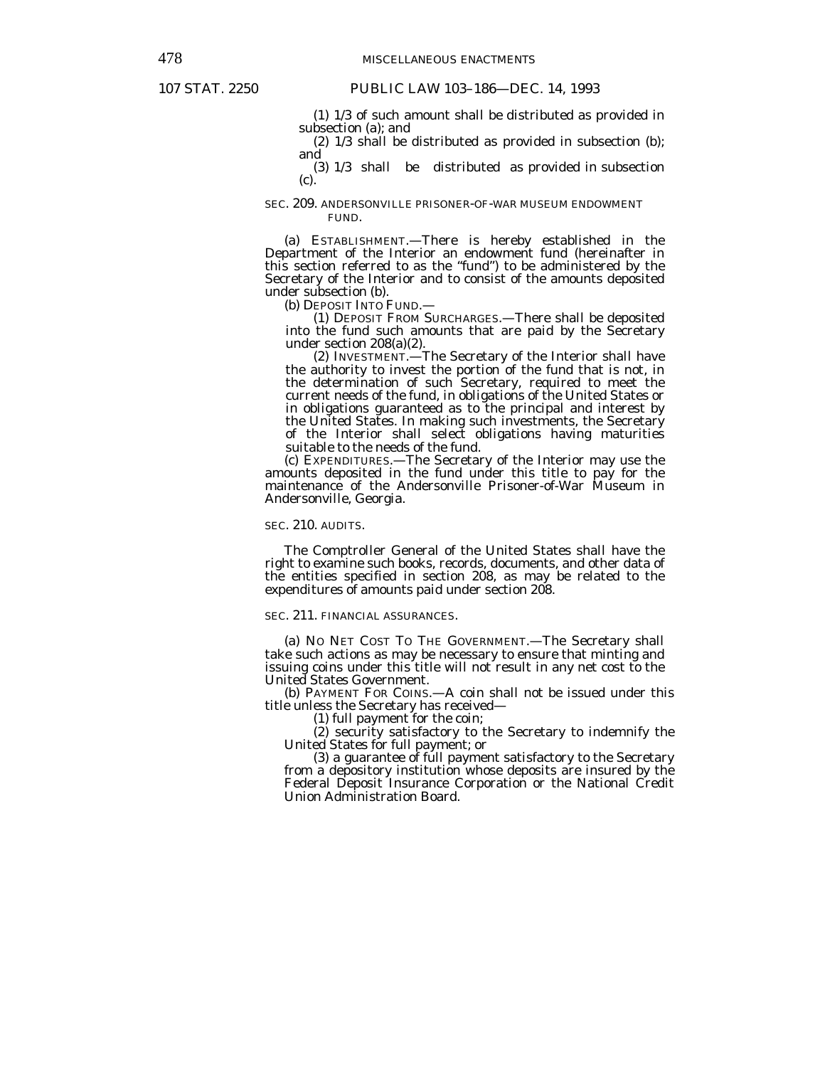(1) 1/3 of such amount shall be distributed as provided in subsection (a); and

(2) 1/3 shall be distributed as provided in subsection (b); and

(3) 1/3 shall be distributed as provided in subsection (c).

### SEC. 209. ANDERSONVILLE PRISONER-OF-WAR MUSEUM ENDOWMENT FUND.

(a) ESTABLISHMENT.—There is hereby established in the Department of the Interior an endowment fund (hereinafter in this section referred to as the "fund") to be administered by the Secretary of the Interior and to consist of the amounts deposited under subsection (b).

(b) DEPOSIT INTO FUND.—

(1) DEPOSIT FROM SURCHARGES.—There shall be deposited into the fund such amounts that are paid by the Secretary under section 208(a)(2).

(2) INVESTMENT.—The Secretary of the Interior shall have the authority to invest the portion of the fund that is not, in the determination of such Secretary, required to meet the current needs of the fund, in obligations of the United States or in obligations guaranteed as to the principal and interest by the United States. In making such investments, the Secretary of the Interior shall select obligations having maturities suitable to the needs of the fund.

(c) EXPENDITURES.—The Secretary of the Interior may use the amounts deposited in the fund under this title to pay for the maintenance of the Andersonville Prisoner-of-War Museum in Andersonville, Georgia.

### SEC. 210. AUDITS.

The Comptroller General of the United States shall have the right to examine such books, records, documents, and other data of the entities specified in section 208, as may be related to the expenditures of amounts paid under section 208.

### SEC. 211. FINANCIAL ASSURANCES.

(a) NO NET COST TO THE GOVERNMENT.—The Secretary shall take such actions as may be necessary to ensure that minting and issuing coins under this title will not result in any net cost to the United States Government.

(b) PAYMENT FOR COINS.—A coin shall not be issued under this title unless the Secretary has received—

(1) full payment for the coin;

(2) security satisfactory to the Secretary to indemnify the United States for full payment; or

(3) a guarantee of full payment satisfactory to the Secretary from a depository institution whose deposits are insured by the Federal Deposit Insurance Corporation or the National Credit Union Administration Board.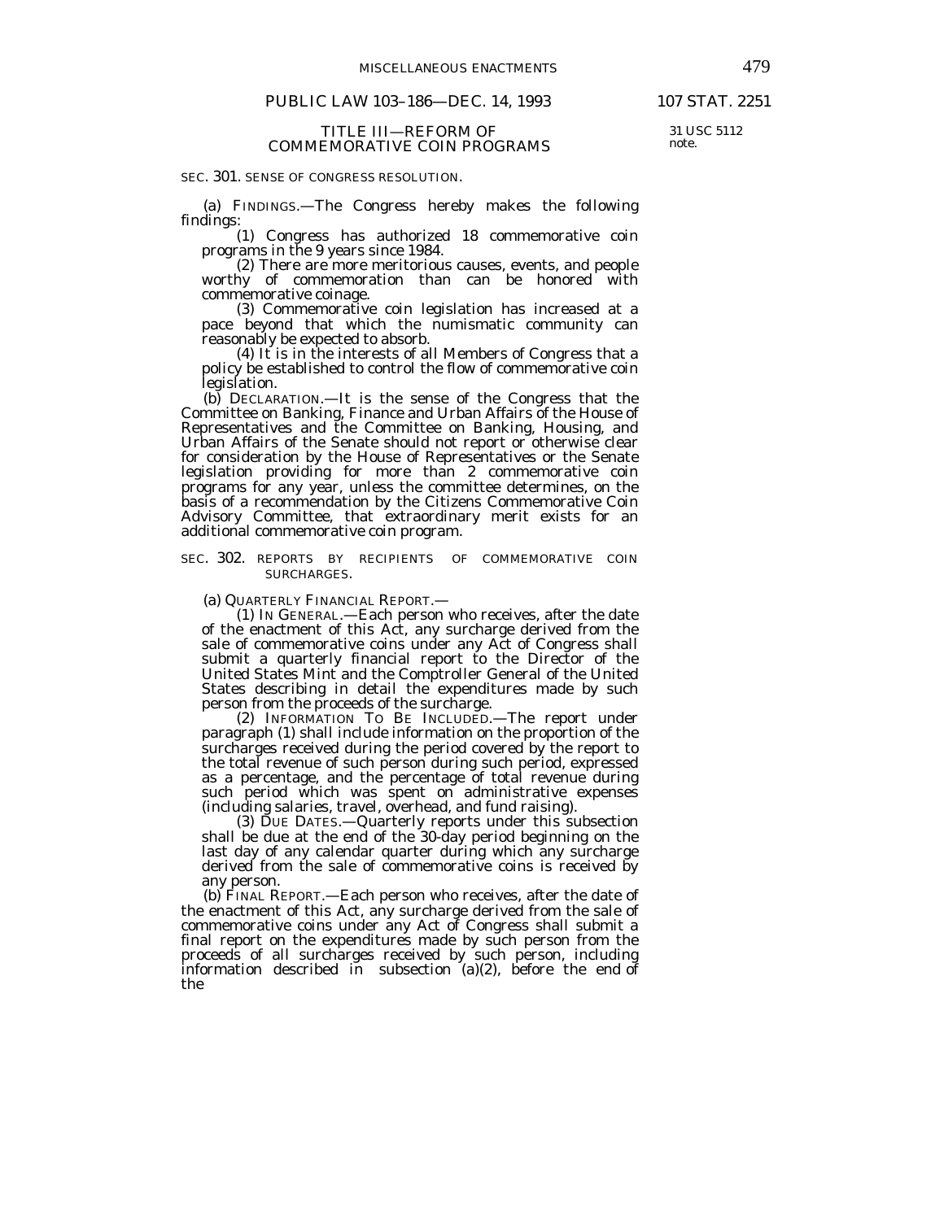## TITLE III—REFORM OF COMMEMORATIVE COIN PROGRAMS

31 USC 5112 note.

### SEC. 301. SENSE OF CONGRESS RESOLUTION.

(a) FINDINGS.—The Congress hereby makes the following findings:

(1) Congress has authorized 18 commemorative coin programs in the 9 years since 1984.

(2) There are more meritorious causes, events, and people worthy of commemoration than can be honored with commemorative coinage.

(3) Commemorative coin legislation has increased at a pace beyond that which the numismatic community can reasonably be expected to absorb.

(4) It is in the interests of all Members of Congress that a policy be established to control the flow of commemorative coin legislation.

(b) DECLARATION.—It is the sense of the Congress that the Committee on Banking, Finance and Urban Affairs of the House of Representatives and the Committee on Banking, Housing, and Urban Affairs of the Senate should not report or otherwise clear for consideration by the House of Representatives or the Senate legislation providing for more than 2 commemorative coin programs for any year, unless the committee determines, on the basis of a recommendation by the Citizens Commemorative Coin Advisory Committee, that extraordinary merit exists for an additional commemorative coin program.

### SEC. 302. REPORTS BY RECIPIENTS OF COMMEMORATIVE COIN SURCHARGES.

(a) QUARTERLY FINANCIAL REPORT.—

(1) IN GENERAL.—Each person who receives, after the date of the enactment of this Act, any surcharge derived from the sale of commemorative coins under any Act of Congress shall submit a quarterly financial report to the Director of the United States Mint and the Comptroller General of the United States describing in detail the expenditures made by such person from the proceeds of the surcharge.

(2) INFORMATION TO BE INCLUDED.—The report under paragraph (1) shall include information on the proportion of the surcharges received during the period covered by the report to the total revenue of such person during such period, expressed as a percentage, and the percentage of total revenue during such period which was spent on administrative expenses (including salaries, travel, overhead, and fund raising).

(3) DUE DATES.—Quarterly reports under this subsection shall be due at the end of the 30-day period beginning on the last day of any calendar quarter during which any surcharge derived from the sale of commemorative coins is received by any person.

(b) FINAL REPORT.—Each person who receives, after the date of the enactment of this Act, any surcharge derived from the sale of commemorative coins under any Act of Congress shall submit a final report on the expenditures made by such person from the proceeds of all surcharges received by such person, including information described in subsection (a)(2), before the end of the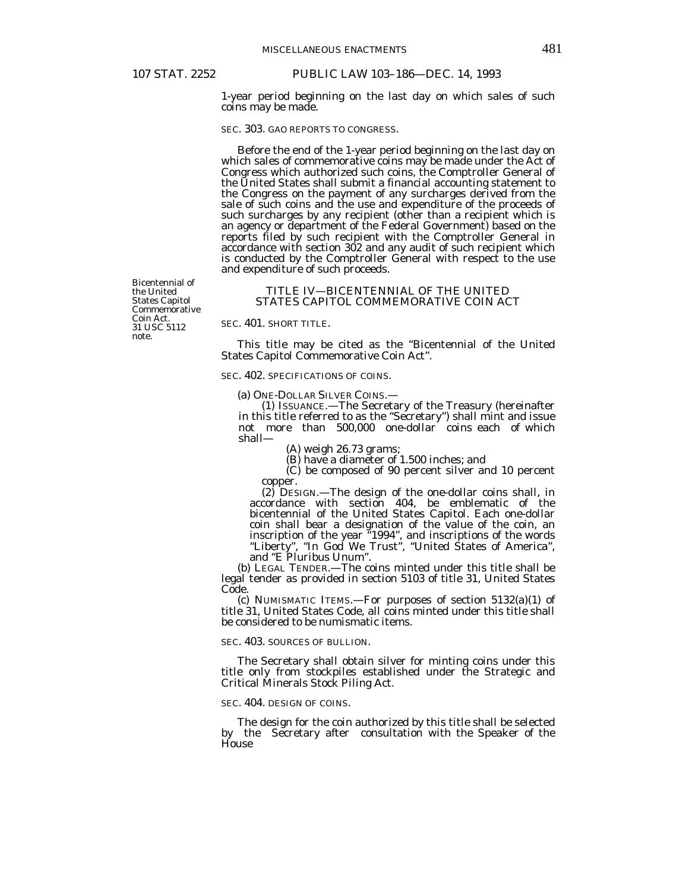1-year period beginning on the last day on which sales of such coins may be made.

SEC. 303. GAO REPORTS TO CONGRESS.

Before the end of the 1-year period beginning on the last day on which sales of commemorative coins may be made under the Act of Congress which authorized such coins, the Comptroller General of the United States shall submit a financial accounting statement to the Congress on the payment of any surcharges derived from the sale of such coins and the use and expenditure of the proceeds of such surcharges by any recipient (other than a recipient which is an agency or department of the Federal Government) based on the reports filed by such recipient with the Comptroller General in accordance with section 302 and any audit of such recipient which is conducted by the Comptroller General with respect to the use and expenditure of such proceeds.

Bicentennial of the United States Capitol Commemorative Coin Act.
31 USC 5112 note.

## TITLE IV—BICENTENNIAL OF THE UNITED STATES CAPITOL COMMEMORATIVE COIN ACT

SEC. 401. SHORT TITLE.

This title may be cited as the "Bicentennial of the United States Capitol Commemorative Coin Act".

SEC. 402. SPECIFICATIONS OF COINS.

(a) ONE-DOLLAR SILVER COINS.—

(1) ISSUANCE.—The Secretary of the Treasury (hereinafter in this title referred to as the "Secretary") shall mint and issue not more than 500,000 one-dollar coins each of which shall—

(A) weigh 26.73 grams;

(B) have a diameter of 1.500 inches; and

(C) be composed of 90 percent silver and 10 percent copper.

(2) DESIGN.—The design of the one-dollar coins shall, in accordance with section 404, be emblematic of the bicentennial of the United States Capitol. Each one-dollar coin shall bear a designation of the value of the coin, an inscription of the year "1994", and inscriptions of the words "Liberty", "In God We Trust", "United States of America", and "E Pluribus Unum".

(b) LEGAL TENDER.—The coins minted under this title shall be legal tender as provided in section 5103 of title 31, United States Code.

(c) NUMISMATIC ITEMS.—For purposes of section 5132(a)(1) of title 31, United States Code, all coins minted under this title shall be considered to be numismatic items.

SEC. 403. SOURCES OF BULLION.

The Secretary shall obtain silver for minting coins under this title only from stockpiles established under the Strategic and Critical Minerals Stock Piling Act.

SEC. 404. DESIGN OF COINS.

The design for the coin authorized by this title shall be selected by the Secretary after consultation with the Speaker of the House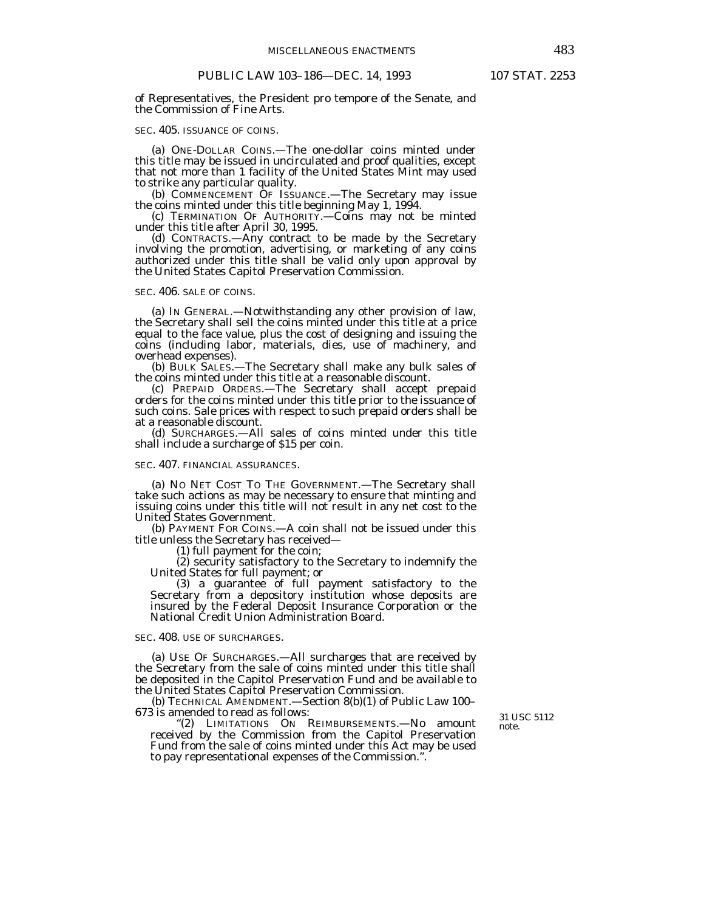of Representatives, the President pro tempore of the Senate, and the Commission of Fine Arts.

SEC. 405. ISSUANCE OF COINS.

(a) ONE-DOLLAR COINS.—The one-dollar coins minted under this title may be issued in uncirculated and proof qualities, except that not more than 1 facility of the United States Mint may used to strike any particular quality.

(b) COMMENCEMENT OF ISSUANCE.—The Secretary may issue the coins minted under this title beginning May 1, 1994.

(c) TERMINATION OF AUTHORITY.—Coins may not be minted under this title after April 30, 1995.

(d) CONTRACTS.—Any contract to be made by the Secretary involving the promotion, advertising, or marketing of any coins authorized under this title shall be valid only upon approval by the United States Capitol Preservation Commission.

SEC. 406. SALE OF COINS.

(a) IN GENERAL.—Notwithstanding any other provision of law, the Secretary shall sell the coins minted under this title at a price equal to the face value, plus the cost of designing and issuing the coins (including labor, materials, dies, use of machinery, and overhead expenses).

(b) BULK SALES.—The Secretary shall make any bulk sales of the coins minted under this title at a reasonable discount.

(c) PREPAID ORDERS.—The Secretary shall accept prepaid orders for the coins minted under this title prior to the issuance of such coins. Sale prices with respect to such prepaid orders shall be at a reasonable discount.

(d) SURCHARGES.—All sales of coins minted under this title shall include a surcharge of $15 per coin.

SEC. 407. FINANCIAL ASSURANCES.

(a) NO NET COST TO THE GOVERNMENT.—The Secretary shall take such actions as may be necessary to ensure that minting and issuing coins under this title will not result in any net cost to the United States Government.

(b) PAYMENT FOR COINS.—A coin shall not be issued under this title unless the Secretary has received—

(1) full payment for the coin;

(2) security satisfactory to the Secretary to indemnify the United States for full payment; or

(3) a guarantee of full payment satisfactory to the Secretary from a depository institution whose deposits are insured by the Federal Deposit Insurance Corporation or the National Credit Union Administration Board.

SEC. 408. USE OF SURCHARGES.

(a) USE OF SURCHARGES.—All surcharges that are received by the Secretary from the sale of coins minted under this title shall be deposited in the Capitol Preservation Fund and be available to the United States Capitol Preservation Commission.

(b) TECHNICAL AMENDMENT.—Section 8(b)(1) of Public Law 100–673 is amended to read as follows:

31 USC 5112 note.

"(2) LIMITATIONS ON REIMBURSEMENTS.—No amount received by the Commission from the Capitol Preservation Fund from the sale of coins minted under this Act may be used to pay representational expenses of the Commission.".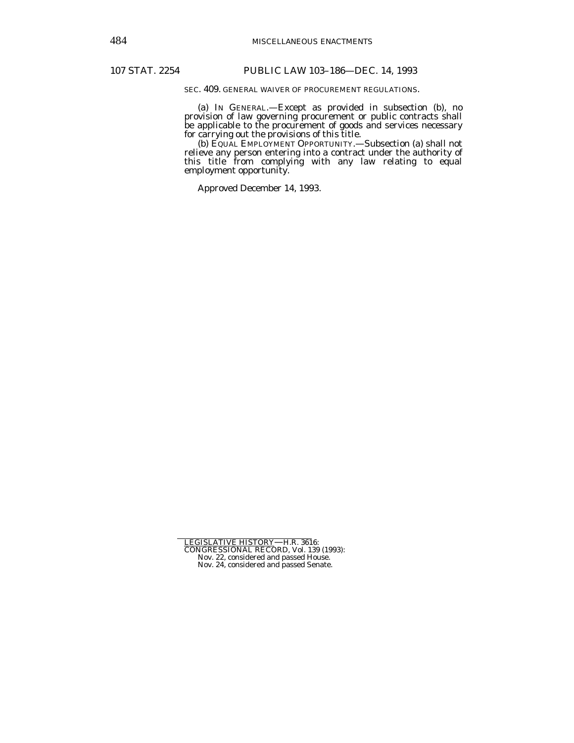SEC. 409. GENERAL WAIVER OF PROCUREMENT REGULATIONS.

(a) IN GENERAL.—Except as provided in subsection (b), no provision of law governing procurement or public contracts shall be applicable to the procurement of goods and services necessary for carrying out the provisions of this title.

(b) EQUAL EMPLOYMENT OPPORTUNITY.—Subsection (a) shall not relieve any person entering into a contract under the authority of this title from complying with any law relating to equal employment opportunity.

Approved December 14, 1993.

---

LEGISLATIVE HISTORY—H.R. 3616:
CONGRESSIONAL RECORD, Vol. 139 (1993):
Nov. 22, considered and passed House.
Nov. 24, considered and passed Senate.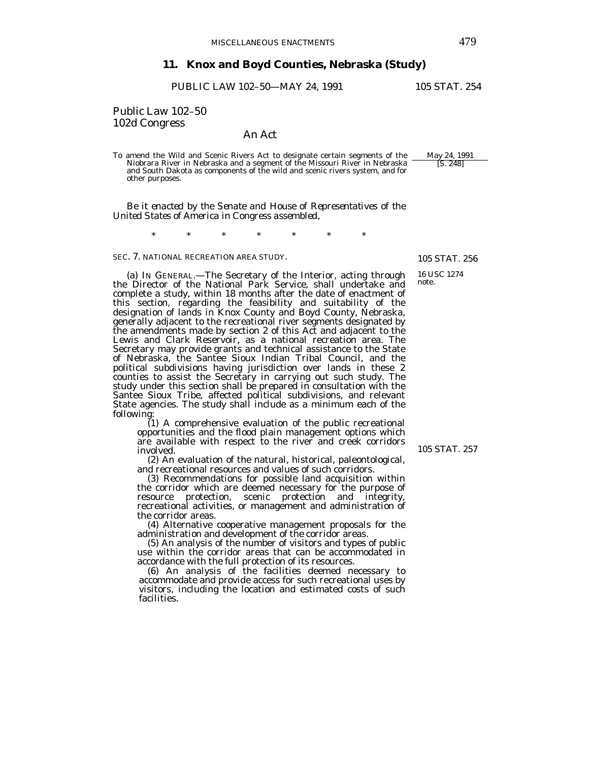## 11. Knox and Boyd Counties, Nebraska (Study)

PUBLIC LAW 102–50—MAY 24, 1991 105 STAT. 254

Public Law 102–50
102d Congress

An Act

To amend the Wild and Scenic Rivers Act to designate certain segments of the Niobrara River in Nebraska and a segment of the Missouri River in Nebraska and South Dakota as components of the wild and scenic rivers system, and for other purposes.

May 24, 1991
[S. 248]

*Be it enacted by the Senate and House of Representatives of the United States of America in Congress assembled,*

\* \* \* \* \* \* \*

SEC. 7. NATIONAL RECREATION AREA STUDY.

105 STAT. 256

16 USC 1274 note.

(a) IN GENERAL.—The Secretary of the Interior, acting through the Director of the National Park Service, shall undertake and complete a study, within 18 months after the date of enactment of this section, regarding the feasibility and suitability of the designation of lands in Knox County and Boyd County, Nebraska, generally adjacent to the recreational river segments designated by the amendments made by section 2 of this Act and adjacent to the Lewis and Clark Reservoir, as a national recreation area. The Secretary may provide grants and technical assistance to the State of Nebraska, the Santee Sioux Indian Tribal Council, and the political subdivisions having jurisdiction over lands in these 2 counties to assist the Secretary in carrying out such study. The study under this section shall be prepared in consultation with the Santee Sioux Tribe, affected political subdivisions, and relevant State agencies. The study shall include as a minimum each of the following:

(1) A comprehensive evaluation of the public recreational opportunities and the flood plain management options which are available with respect to the river and creek corridors involved.

105 STAT. 257

(2) An evaluation of the natural, historical, paleontological, and recreational resources and values of such corridors.

(3) Recommendations for possible land acquisition within the corridor which are deemed necessary for the purpose of resource protection, scenic protection and integrity, recreational activities, or management and administration of the corridor areas.

(4) Alternative cooperative management proposals for the administration and development of the corridor areas.

(5) An analysis of the number of visitors and types of public use within the corridor areas that can be accommodated in accordance with the full protection of its resources.

(6) An analysis of the facilities deemed necessary to accommodate and provide access for such recreational uses by visitors, including the location and estimated costs of such facilities.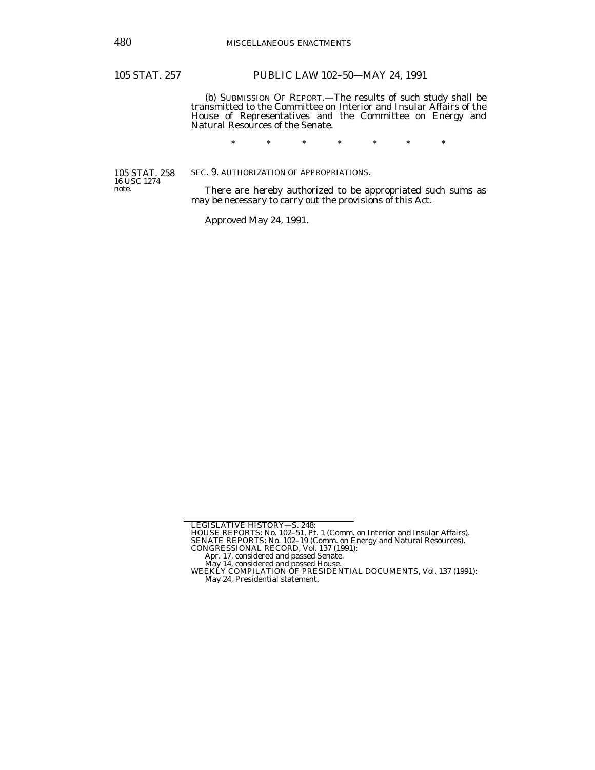(b) SUBMISSION OF REPORT.—The results of such study shall be transmitted to the Committee on Interior and Insular Affairs of the House of Representatives and the Committee on Energy and Natural Resources of the Senate.

\* \* \* \* \* \* \*

105 STAT. 258
16 USC 1274 note.

SEC. 9. AUTHORIZATION OF APPROPRIATIONS.

There are hereby authorized to be appropriated such sums as may be necessary to carry out the provisions of this Act.

Approved May 24, 1991.

---

LEGISLATIVE HISTORY—S. 248:
HOUSE REPORTS: No. 102–51, Pt. 1 (Comm. on Interior and Insular Affairs).
SENATE REPORTS: No. 102–19 (Comm. on Energy and Natural Resources).
CONGRESSIONAL RECORD, Vol. 137 (1991):
Apr. 17, considered and passed Senate.
May 14, considered and passed House.
WEEKLY COMPILATION OF PRESIDENTIAL DOCUMENTS, Vol. 137 (1991):
May 24, Presidential statement.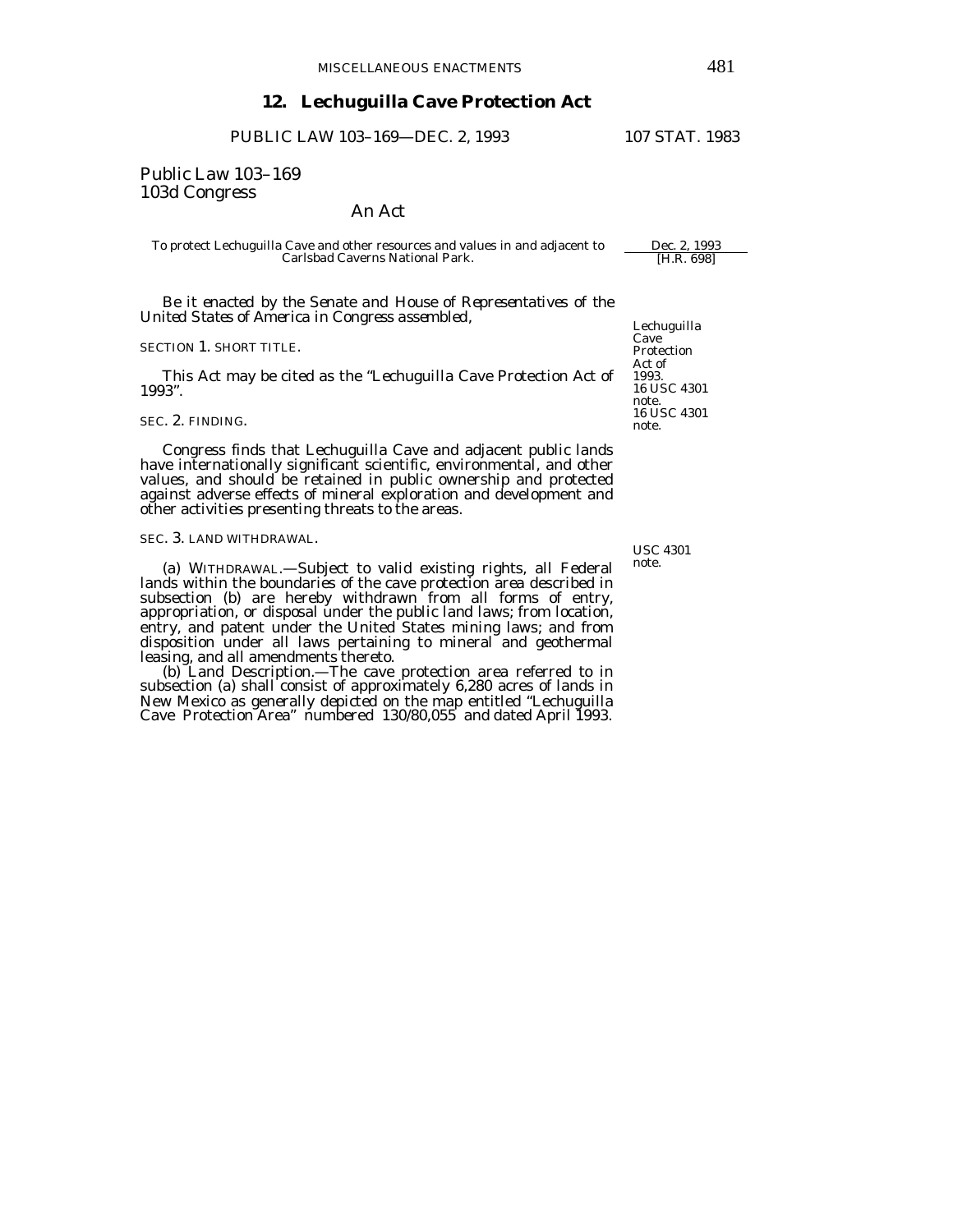## 12. Lechuguilla Cave Protection Act

PUBLIC LAW 103–169—DEC. 2, 1993 107 STAT. 1983

Public Law 103–169
103d Congress

An Act

To protect Lechuguilla Cave and other resources and values in and adjacent to Carlsbad Caverns National Park.

Dec. 2, 1993
[H.R. 698]

*Be it enacted by the Senate and House of Representatives of the United States of America in Congress assembled,*

Lechuguilla Cave Protection Act of 1993.
16 USC 4301 note.

SECTION 1. SHORT TITLE.

This Act may be cited as the "Lechuguilla Cave Protection Act of 1993".

16 USC 4301 note.

SEC. 2. FINDING.

Congress finds that Lechuguilla Cave and adjacent public lands have internationally significant scientific, environmental, and other values, and should be retained in public ownership and protected against adverse effects of mineral exploration and development and other activities presenting threats to the areas.

USC 4301 note.

SEC. 3. LAND WITHDRAWAL.

(a) WITHDRAWAL.—Subject to valid existing rights, all Federal lands within the boundaries of the cave protection area described in subsection (b) are hereby withdrawn from all forms of entry, appropriation, or disposal under the public land laws; from location, entry, and patent under the United States mining laws; and from disposition under all laws pertaining to mineral and geothermal leasing, and all amendments thereto.

(b) Land Description.—The cave protection area referred to in subsection (a) shall consist of approximately 6,280 acres of lands in New Mexico as generally depicted on the map entitled "Lechuguilla Cave Protection Area" numbered 130/80,055 and dated April 1993.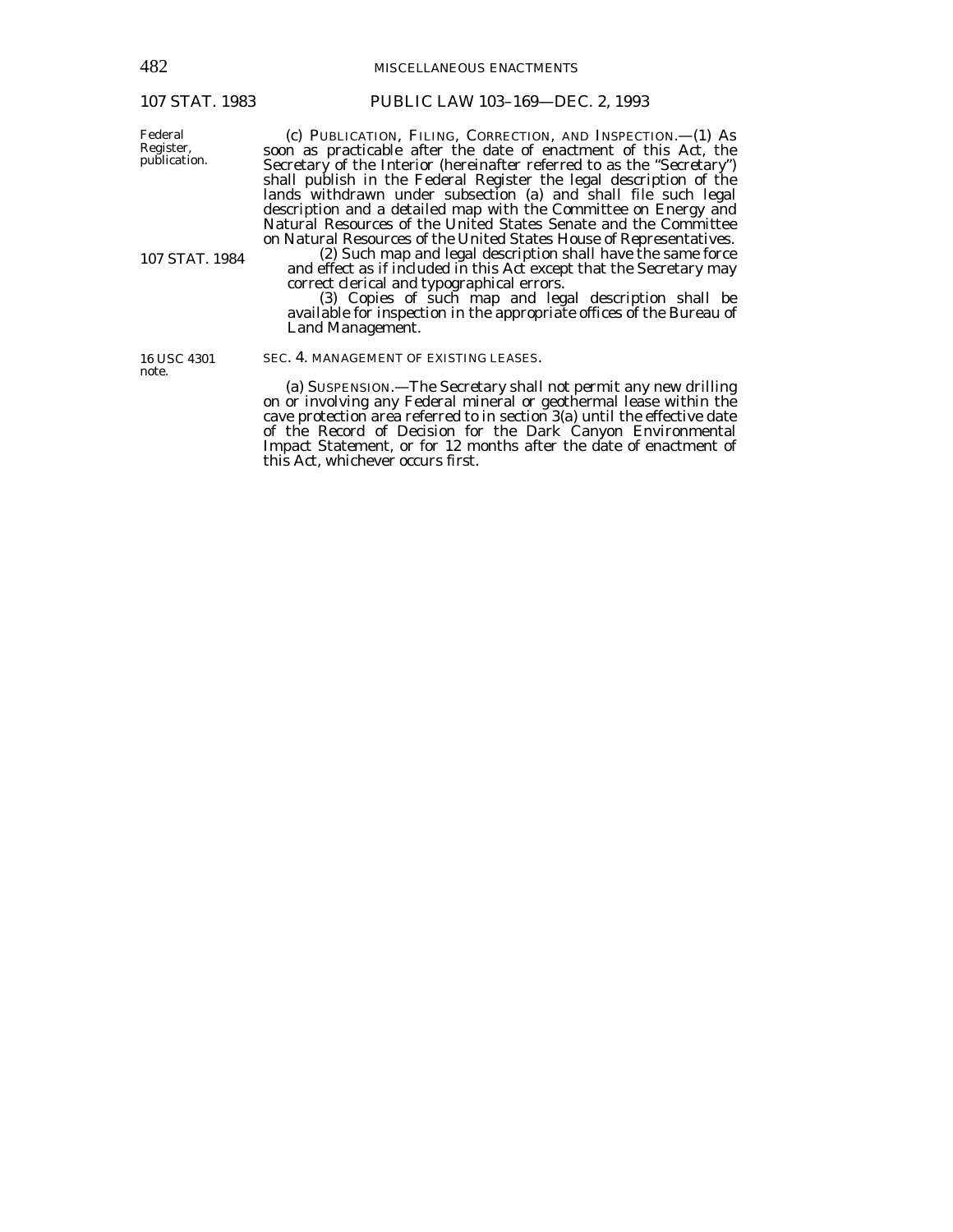(c) PUBLICATION, FILING, CORRECTION, AND INSPECTION.—(1) As soon as practicable after the date of enactment of this Act, the Secretary of the Interior (hereinafter referred to as the "Secretary") shall publish in the Federal Register the legal description of the lands withdrawn under subsection (a) and shall file such legal description and a detailed map with the Committee on Energy and Natural Resources of the United States Senate and the Committee on Natural Resources of the United States House of Representatives.

(2) Such map and legal description shall have the same force and effect as if included in this Act except that the Secretary may correct clerical and typographical errors.

(3) Copies of such map and legal description shall be available for inspection in the appropriate offices of the Bureau of Land Management.

SEC. 4. MANAGEMENT OF EXISTING LEASES.

(a) SUSPENSION.—The Secretary shall not permit any new drilling on or involving any Federal mineral or geothermal lease within the cave protection area referred to in section 3(a) until the effective date of the Record of Decision for the Dark Canyon Environmental Impact Statement, or for 12 months after the date of enactment of this Act, whichever occurs first.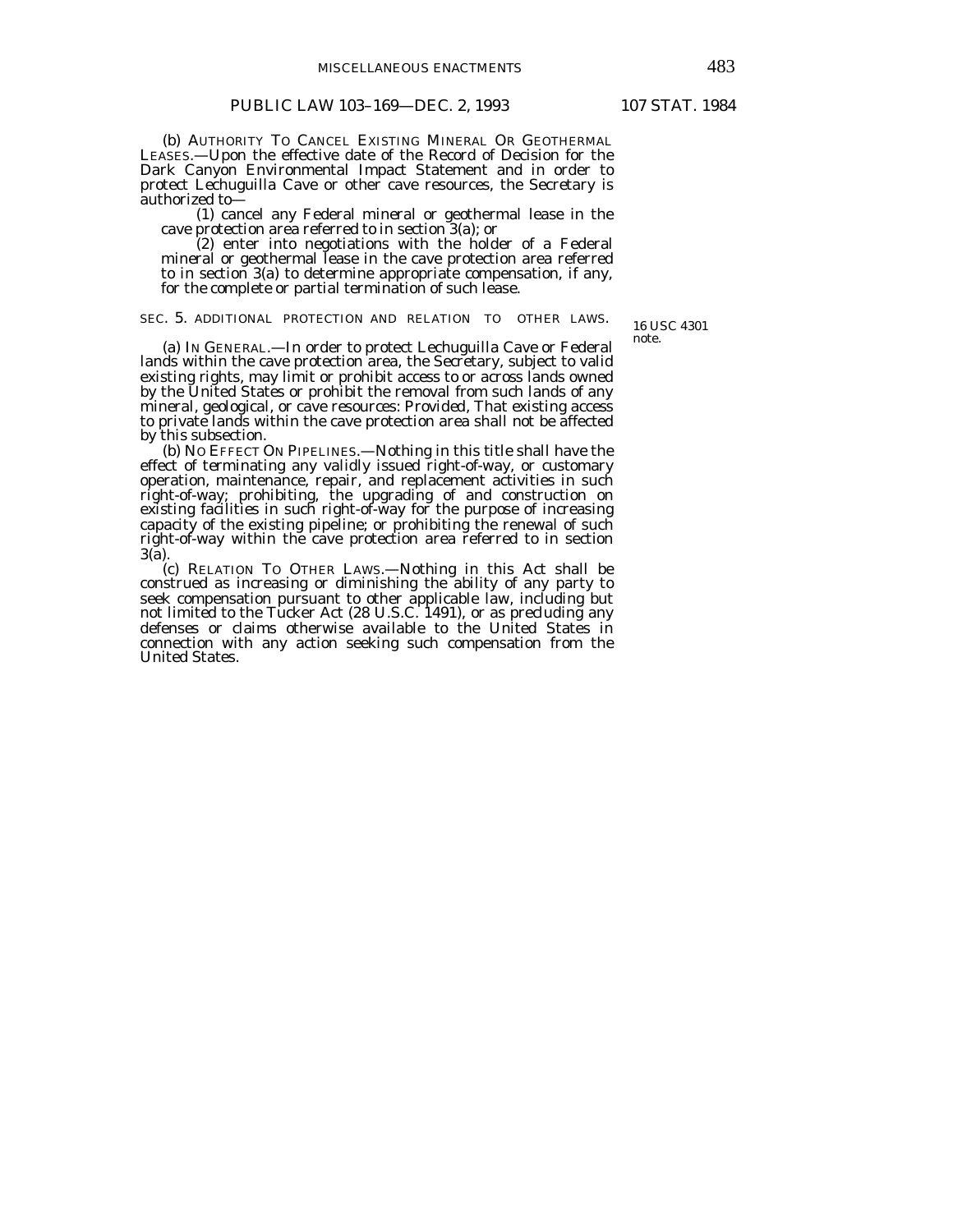(b) AUTHORITY TO CANCEL EXISTING MINERAL OR GEOTHERMAL LEASES.—Upon the effective date of the Record of Decision for the Dark Canyon Environmental Impact Statement and in order to protect Lechuguilla Cave or other cave resources, the Secretary is authorized to—

(1) cancel any Federal mineral or geothermal lease in the cave protection area referred to in section 3(a); or

(2) enter into negotiations with the holder of a Federal mineral or geothermal lease in the cave protection area referred to in section 3(a) to determine appropriate compensation, if any, for the complete or partial termination of such lease.

SEC. 5. ADDITIONAL PROTECTION AND RELATION TO OTHER LAWS.

16 USC 4301 note.

(a) IN GENERAL.—In order to protect Lechuguilla Cave or Federal lands within the cave protection area, the Secretary, subject to valid existing rights, may limit or prohibit access to or across lands owned by the United States or prohibit the removal from such lands of any mineral, geological, or cave resources: *Provided*, That existing access to private lands within the cave protection area shall not be affected by this subsection.

(b) NO EFFECT ON PIPELINES.—Nothing in this title shall have the effect of terminating any validly issued right-of-way, or customary operation, maintenance, repair, and replacement activities in such right-of-way; prohibiting, the upgrading of and construction on existing facilities in such right-of-way for the purpose of increasing capacity of the existing pipeline; or prohibiting the renewal of such right-of-way within the cave protection area referred to in section 3(a).

(c) RELATION TO OTHER LAWS.—Nothing in this Act shall be construed as increasing or diminishing the ability of any party to seek compensation pursuant to other applicable law, including but not limited to the Tucker Act (28 U.S.C. 1491), or as precluding any defenses or claims otherwise available to the United States in connection with any action seeking such compensation from the United States.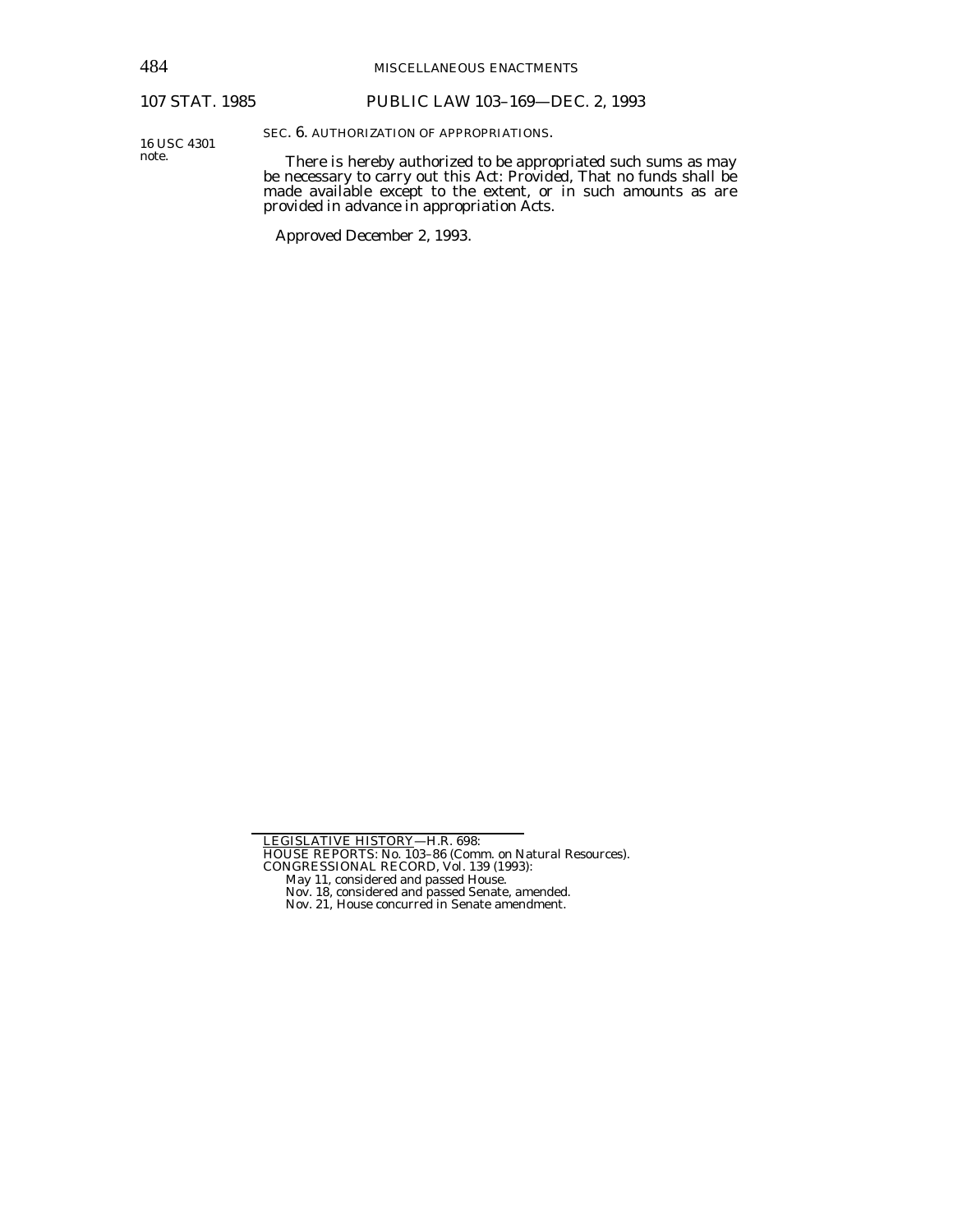16 USC 4301 note.

SEC. 6. AUTHORIZATION OF APPROPRIATIONS.

There is hereby authorized to be appropriated such sums as may be necessary to carry out this Act: *Provided*, That no funds shall be made available except to the extent, or in such amounts as are provided in advance in appropriation Acts.

Approved December 2, 1993.

---

LEGISLATIVE HISTORY—H.R. 698:

HOUSE REPORTS: No. 103–86 (Comm. on Natural Resources).

CONGRESSIONAL RECORD, Vol. 139 (1993):

- May 11, considered and passed House.
- Nov. 18, considered and passed Senate, amended.
- Nov. 21, House concurred in Senate amendment.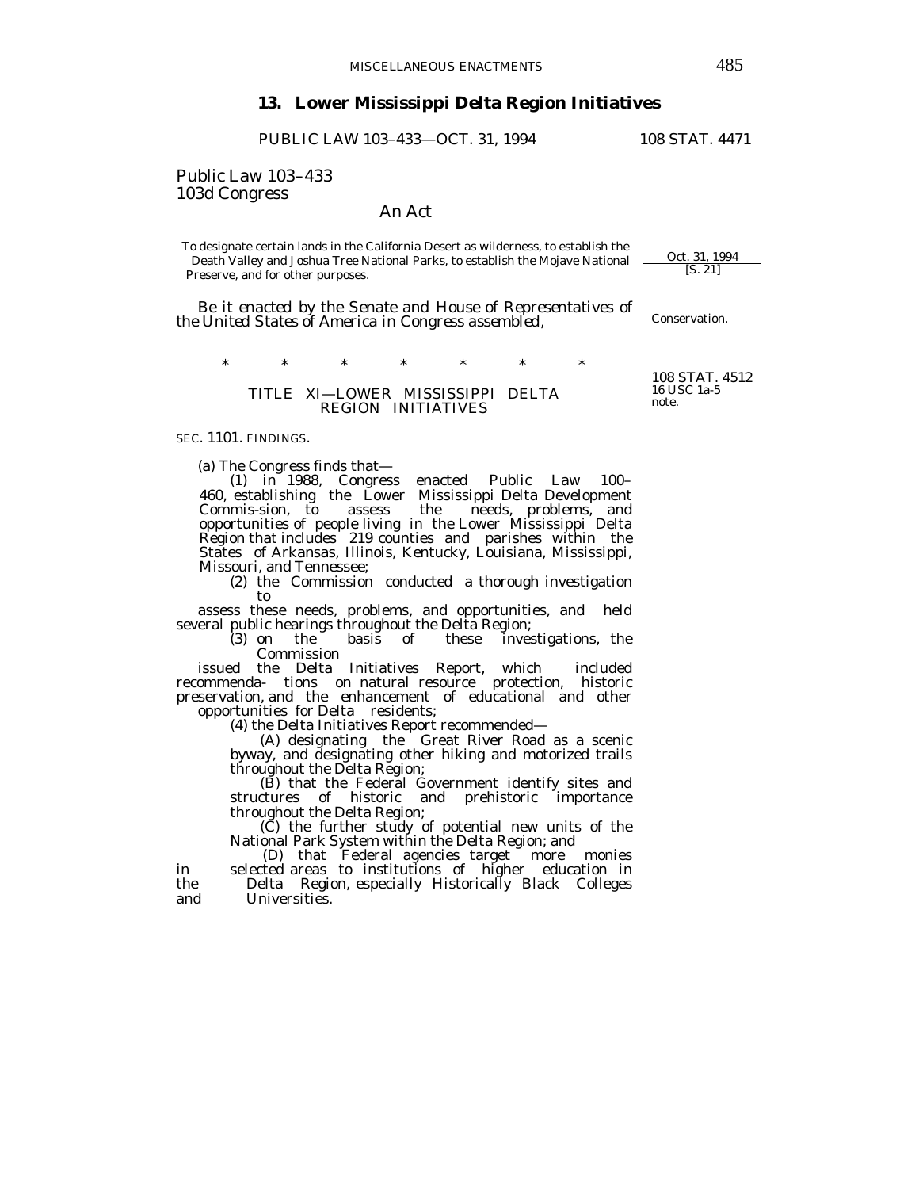## 13. Lower Mississippi Delta Region Initiatives

PUBLIC LAW 103–433—OCT. 31, 1994 108 STAT. 4471

Public Law 103–433
103d Congress

An Act

To designate certain lands in the California Desert as wilderness, to establish the Death Valley and Joshua Tree National Parks, to establish the Mojave National Preserve, and for other purposes.

Oct. 31, 1994
[S. 21]

*Be it enacted by the Senate and House of Representatives of the United States of America in Congress assembled,*

Conservation.

\* \* \* \* \* \* \*

108 STAT. 4512
16 USC 1a-5 note.

TITLE XI—LOWER MISSISSIPPI DELTA REGION INITIATIVES

SEC. 1101. FINDINGS.

(a) The Congress finds that—

(1) in 1988, Congress enacted Public Law 100–460, establishing the Lower Mississippi Delta Development Commis-sion, to assess the needs, problems, and opportunities of people living in the Lower Mississippi Delta Region that includes 219 counties and parishes within the States of Arkansas, Illinois, Kentucky, Louisiana, Mississippi, Missouri, and Tennessee;

(2) the Commission conducted a thorough investigation to assess these needs, problems, and opportunities, and held several public hearings throughout the Delta Region;

(3) on the basis of these investigations, the Commission issued the Delta Initiatives Report, which included recommenda- tions on natural resource protection, historic preservation, and the enhancement of educational and other opportunities for Delta residents;

(4) the Delta Initiatives Report recommended—

(A) designating the Great River Road as a scenic byway, and designating other hiking and motorized trails throughout the Delta Region;

(B) that the Federal Government identify sites and structures of historic and prehistoric importance throughout the Delta Region;

(C) the further study of potential new units of the National Park System within the Delta Region; and

(D) that Federal agencies target more monies in selected areas to institutions of higher education in the Delta Region, especially Historically Black Colleges and Universities.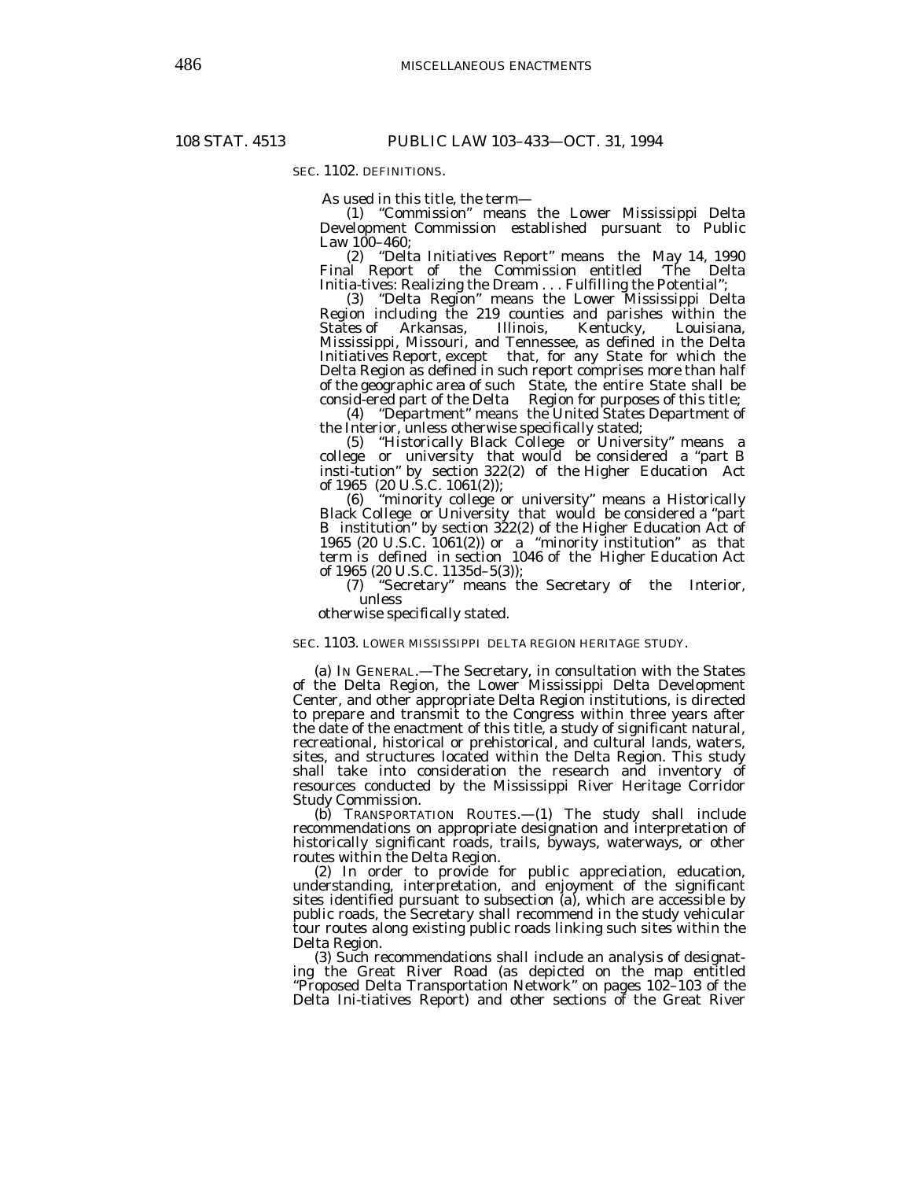108 STAT. 4513

## SEC. 1102. DEFINITIONS.

As used in this title, the term—

(1) "Commission" means the Lower Mississippi Delta Development Commission established pursuant to Public Law 100–460;

(2) "Delta Initiatives Report" means the May 14, 1990 Final Report of the Commission entitled 'The Delta Initia-tives: Realizing the Dream . . . Fulfilling the Potential";

(3) "Delta Region" means the Lower Mississippi Delta Region including the 219 counties and parishes within the States of Arkansas, Illinois, Kentucky, Louisiana, Mississippi, Missouri, and Tennessee, as defined in the Delta Initiatives Report, except that, for any State for which the Delta Region as defined in such report comprises more than half of the geographic area of such State, the entire State shall be consid-ered part of the Delta Region for purposes of this title;

(4) "Department" means the United States Department of the Interior, unless otherwise specifically stated;

(5) "Historically Black College or University" means a college or university that would be considered a "part B insti-tution" by section 322(2) of the Higher Education Act of 1965 (20 U.S.C. 1061(2));

(6) "minority college or university" means a Historically Black College or University that would be considered a "part B institution" by section 322(2) of the Higher Education Act of 1965 (20 U.S.C. 1061(2)) or a "minority institution" as that term is defined in section 1046 of the Higher Education Act of 1965 (20 U.S.C. 1135d–5(3));

(7) "Secretary" means the Secretary of the Interior, unless otherwise specifically stated.

## SEC. 1103. LOWER MISSISSIPPI DELTA REGION HERITAGE STUDY.

(a) IN GENERAL.—The Secretary, in consultation with the States of the Delta Region, the Lower Mississippi Delta Development Center, and other appropriate Delta Region institutions, is directed to prepare and transmit to the Congress within three years after the date of the enactment of this title, a study of significant natural, recreational, historical or prehistorical, and cultural lands, waters, sites, and structures located within the Delta Region. This study shall take into consideration the research and inventory of resources conducted by the Mississippi River Heritage Corridor Study Commission.

(b) TRANSPORTATION ROUTES.—(1) The study shall include recommendations on appropriate designation and interpretation of historically significant roads, trails, byways, waterways, or other routes within the Delta Region.

(2) In order to provide for public appreciation, education, understanding, interpretation, and enjoyment of the significant sites identified pursuant to subsection (a), which are accessible by public roads, the Secretary shall recommend in the study vehicular tour routes along existing public roads linking such sites within the Delta Region.

(3) Such recommendations shall include an analysis of designat-ing the Great River Road (as depicted on the map entitled "Proposed Delta Transportation Network" on pages 102–103 of the Delta Ini-tiatives Report) and other sections of the Great River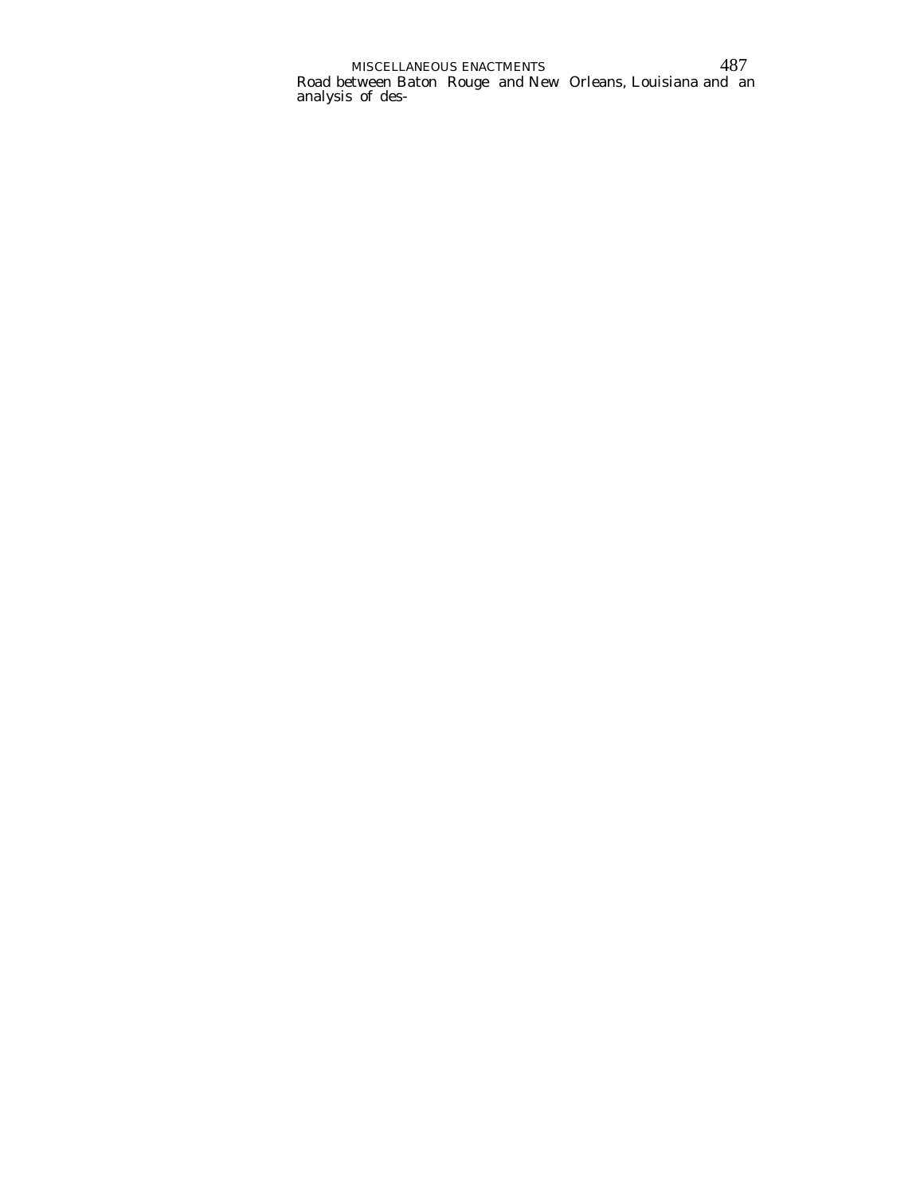Road between Baton Rouge and New Orleans, Louisiana and an analysis of des-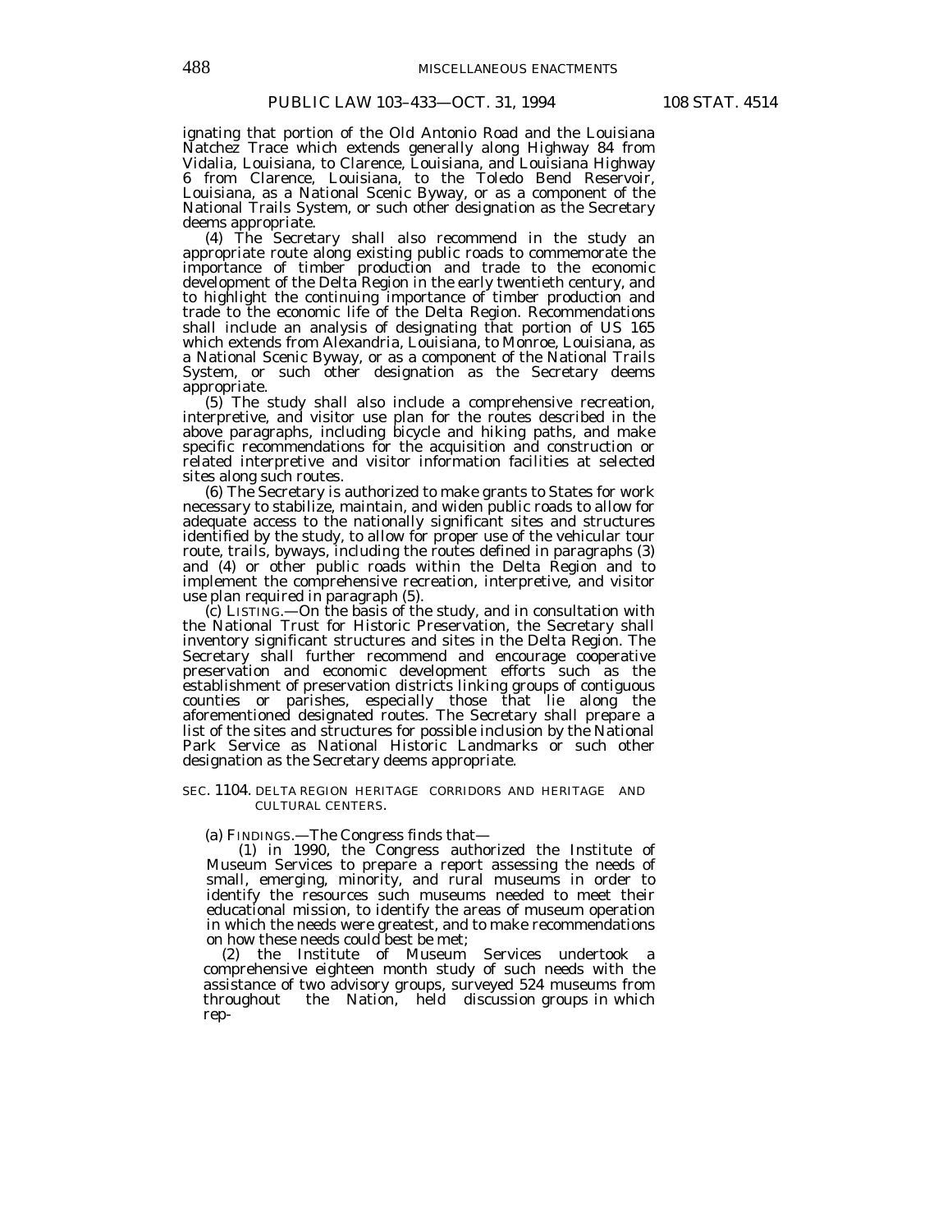ignating that portion of the Old Antonio Road and the Louisiana Natchez Trace which extends generally along Highway 84 from Vidalia, Louisiana, to Clarence, Louisiana, and Louisiana Highway 6 from Clarence, Louisiana, to the Toledo Bend Reservoir, Louisiana, as a National Scenic Byway, or as a component of the National Trails System, or such other designation as the Secretary deems appropriate.

(4) The Secretary shall also recommend in the study an appropriate route along existing public roads to commemorate the importance of timber production and trade to the economic development of the Delta Region in the early twentieth century, and to highlight the continuing importance of timber production and trade to the economic life of the Delta Region. Recommendations shall include an analysis of designating that portion of US 165 which extends from Alexandria, Louisiana, to Monroe, Louisiana, as a National Scenic Byway, or as a component of the National Trails System, or such other designation as the Secretary deems appropriate.

(5) The study shall also include a comprehensive recreation, interpretive, and visitor use plan for the routes described in the above paragraphs, including bicycle and hiking paths, and make specific recommendations for the acquisition and construction or related interpretive and visitor information facilities at selected sites along such routes.

(6) The Secretary is authorized to make grants to States for work necessary to stabilize, maintain, and widen public roads to allow for adequate access to the nationally significant sites and structures identified by the study, to allow for proper use of the vehicular tour route, trails, byways, including the routes defined in paragraphs (3) and (4) or other public roads within the Delta Region and to implement the comprehensive recreation, interpretive, and visitor use plan required in paragraph (5).

(c) LISTING.—On the basis of the study, and in consultation with the National Trust for Historic Preservation, the Secretary shall inventory significant structures and sites in the Delta Region. The Secretary shall further recommend and encourage cooperative preservation and economic development efforts such as the establishment of preservation districts linking groups of contiguous counties or parishes, especially those that lie along the aforementioned designated routes. The Secretary shall prepare a list of the sites and structures for possible inclusion by the National Park Service as National Historic Landmarks or such other designation as the Secretary deems appropriate.

SEC. 1104. DELTA REGION HERITAGE CORRIDORS AND HERITAGE AND CULTURAL CENTERS.

(a) FINDINGS.—The Congress finds that—

(1) in 1990, the Congress authorized the Institute of Museum Services to prepare a report assessing the needs of small, emerging, minority, and rural museums in order to identify the resources such museums needed to meet their educational mission, to identify the areas of museum operation in which the needs were greatest, and to make recommendations on how these needs could best be met;

(2) the Institute of Museum Services undertook a comprehensive eighteen month study of such needs with the assistance of two advisory groups, surveyed 524 museums from throughout the Nation, held discussion groups in which rep-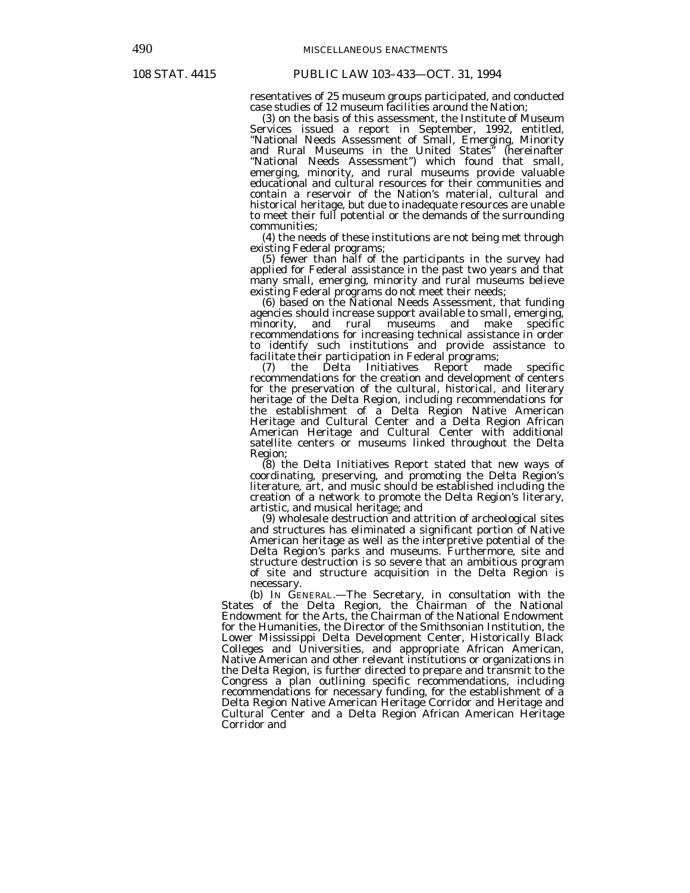resentatives of 25 museum groups participated, and conducted case studies of 12 museum facilities around the Nation;

(3) on the basis of this assessment, the Institute of Museum Services issued a report in September, 1992, entitled, "National Needs Assessment of Small, Emerging, Minority and Rural Museums in the United States" (hereinafter "National Needs Assessment") which found that small, emerging, minority, and rural museums provide valuable educational and cultural resources for their communities and contain a reservoir of the Nation's material, cultural and historical heritage, but due to inadequate resources are unable to meet their full potential or the demands of the surrounding communities;

(4) the needs of these institutions are not being met through existing Federal programs;

(5) fewer than half of the participants in the survey had applied for Federal assistance in the past two years and that many small, emerging, minority and rural museums believe existing Federal programs do not meet their needs;

(6) based on the National Needs Assessment, that funding agencies should increase support available to small, emerging, minority, and rural museums and make specific recommendations for increasing technical assistance in order to identify such institutions and provide assistance to facilitate their participation in Federal programs;

(7) the Delta Initiatives Report made specific recommendations for the creation and development of centers for the preservation of the cultural, historical, and literary heritage of the Delta Region, including recommendations for the establishment of a Delta Region Native American Heritage and Cultural Center and a Delta Region African American Heritage and Cultural Center with additional satellite centers or museums linked throughout the Delta Region;

(8) the Delta Initiatives Report stated that new ways of coordinating, preserving, and promoting the Delta Region's literature, art, and music should be established including the creation of a network to promote the Delta Region's literary, artistic, and musical heritage; and

(9) wholesale destruction and attrition of archeological sites and structures has eliminated a significant portion of Native American heritage as well as the interpretive potential of the Delta Region's parks and museums. Furthermore, site and structure destruction is so severe that an ambitious program of site and structure acquisition in the Delta Region is necessary.

(b) IN GENERAL.—The Secretary, in consultation with the States of the Delta Region, the Chairman of the National Endowment for the Arts, the Chairman of the National Endowment for the Humanities, the Director of the Smithsonian Institution, the Lower Mississippi Delta Development Center, Historically Black Colleges and Universities, and appropriate African American, Native American and other relevant institutions or organizations in the Delta Region, is further directed to prepare and transmit to the Congress a plan outlining specific recommendations, including recommendations for necessary funding, for the establishment of a Delta Region Native American Heritage Corridor and Heritage and Cultural Center and a Delta Region African American Heritage Corridor and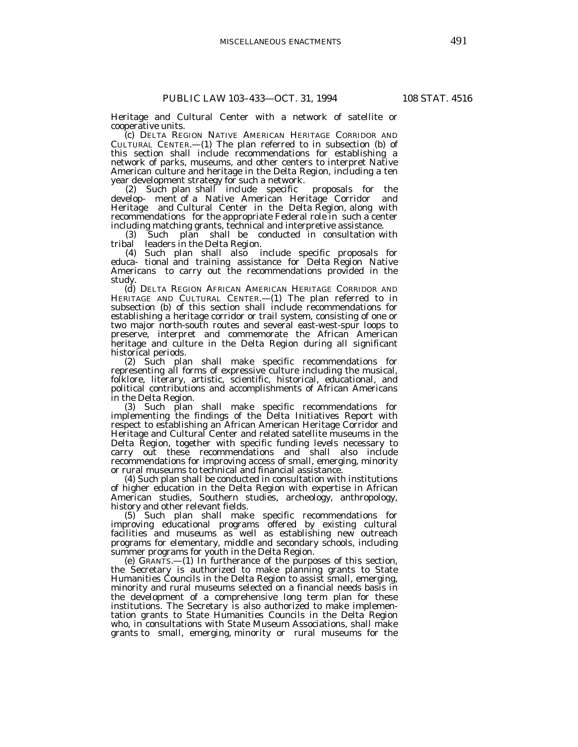Heritage and Cultural Center with a network of satellite or cooperative units.

(c) DELTA REGION NATIVE AMERICAN HERITAGE CORRIDOR AND CULTURAL CENTER.—(1) The plan referred to in subsection (b) of this section shall include recommendations for establishing a network of parks, museums, and other centers to interpret Native American culture and heritage in the Delta Region, including a ten year development strategy for such a network.

(2) Such plan shall include specific proposals for the develop- ment of a Native American Heritage Corridor and Heritage and Cultural Center in the Delta Region, along with recommendations for the appropriate Federal role in such a center including matching grants, technical and interpretive assistance.

(3) Such plan shall be conducted in consultation with tribal leaders in the Delta Region.

(4) Such plan shall also include specific proposals for educa- tional and training assistance for Delta Region Native Americans to carry out the recommendations provided in the study.

(d) DELTA REGION AFRICAN AMERICAN HERITAGE CORRIDOR AND HERITAGE AND CULTURAL CENTER.—(1) The plan referred to in subsection (b) of this section shall include recommendations for establishing a heritage corridor or trail system, consisting of one or two major north-south routes and several east-west-spur loops to preserve, interpret and commemorate the African American heritage and culture in the Delta Region during all significant historical periods.

(2) Such plan shall make specific recommendations for representing all forms of expressive culture including the musical, folklore, literary, artistic, scientific, historical, educational, and political contributions and accomplishments of African Americans in the Delta Region.

(3) Such plan shall make specific recommendations for implementing the findings of the Delta Initiatives Report with respect to establishing an African American Heritage Corridor and Heritage and Cultural Center and related satellite museums in the Delta Region, together with specific funding levels necessary to carry out these recommendations and shall also include recommendations for improving access of small, emerging, minority or rural museums to technical and financial assistance.

(4) Such plan shall be conducted in consultation with institutions of higher education in the Delta Region with expertise in African American studies, Southern studies, archeology, anthropology, history and other relevant fields.

(5) Such plan shall make specific recommendations for improving educational programs offered by existing cultural facilities and museums as well as establishing new outreach programs for elementary, middle and secondary schools, including summer programs for youth in the Delta Region.

(e) GRANTS.—(1) In furtherance of the purposes of this section, the Secretary is authorized to make planning grants to State Humanities Councils in the Delta Region to assist small, emerging, minority and rural museums selected on a financial needs basis in the development of a comprehensive long term plan for these institutions. The Secretary is also authorized to make implementation grants to State Humanities Councils in the Delta Region who, in consultations with State Museum Associations, shall make grants to small, emerging, minority or rural museums for the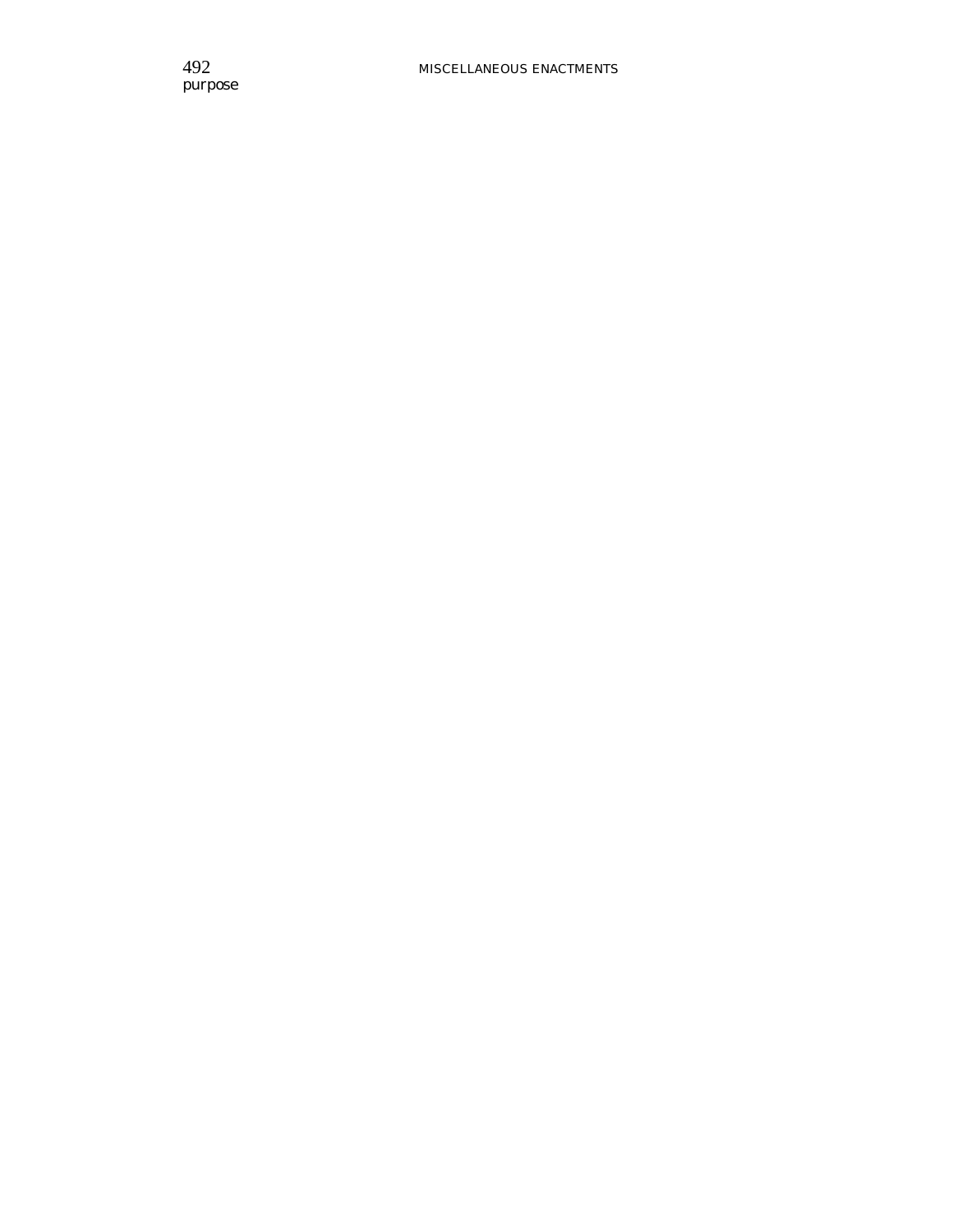purpose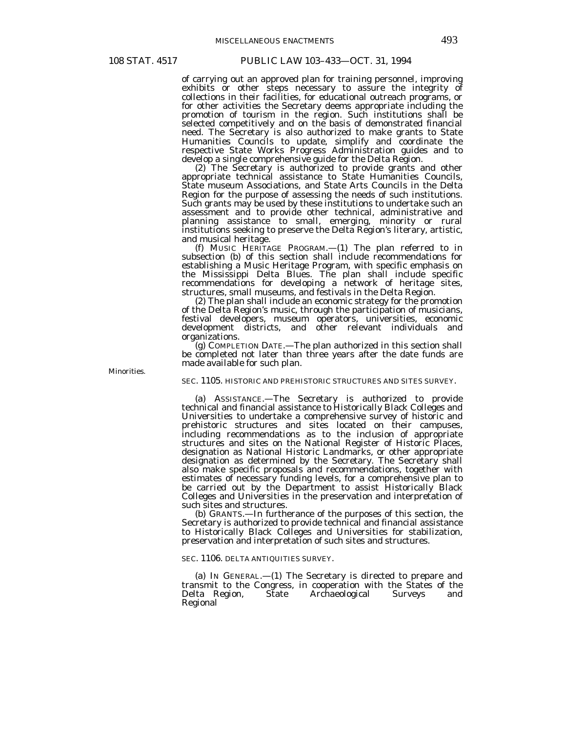of carrying out an approved plan for training personnel, improving exhibits or other steps necessary to assure the integrity of collections in their facilities, for educational outreach programs, or for other activities the Secretary deems appropriate including the promotion of tourism in the region. Such institutions shall be selected competitively and on the basis of demonstrated financial need. The Secretary is also authorized to make grants to State Humanities Councils to update, simplify and coordinate the respective State Works Progress Administration guides and to develop a single comprehensive guide for the Delta Region.

(2) The Secretary is authorized to provide grants and other appropriate technical assistance to State Humanities Councils, State museum Associations, and State Arts Councils in the Delta Region for the purpose of assessing the needs of such institutions. Such grants may be used by these institutions to undertake such an assessment and to provide other technical, administrative and planning assistance to small, emerging, minority or rural institutions seeking to preserve the Delta Region's literary, artistic, and musical heritage.

(f) MUSIC HERITAGE PROGRAM.—(1) The plan referred to in subsection (b) of this section shall include recommendations for establishing a Music Heritage Program, with specific emphasis on the Mississippi Delta Blues. The plan shall include specific recommendations for developing a network of heritage sites, structures, small museums, and festivals in the Delta Region.

(2) The plan shall include an economic strategy for the promotion of the Delta Region's music, through the participation of musicians, festival developers, museum operators, universities, economic development districts, and other relevant individuals and organizations.

(g) COMPLETION DATE.—The plan authorized in this section shall be completed not later than three years after the date funds are made available for such plan.

*Minorities.*

SEC. 1105. HISTORIC AND PREHISTORIC STRUCTURES AND SITES SURVEY.

(a) ASSISTANCE.—The Secretary is authorized to provide technical and financial assistance to Historically Black Colleges and Universities to undertake a comprehensive survey of historic and prehistoric structures and sites located on their campuses, including recommendations as to the inclusion of appropriate structures and sites on the National Register of Historic Places, designation as National Historic Landmarks, or other appropriate designation as determined by the Secretary. The Secretary shall also make specific proposals and recommendations, together with estimates of necessary funding levels, for a comprehensive plan to be carried out by the Department to assist Historically Black Colleges and Universities in the preservation and interpretation of such sites and structures.

(b) GRANTS.—In furtherance of the purposes of this section, the Secretary is authorized to provide technical and financial assistance to Historically Black Colleges and Universities for stabilization, preservation and interpretation of such sites and structures.

SEC. 1106. DELTA ANTIQUITIES SURVEY.

(a) IN GENERAL.—(1) The Secretary is directed to prepare and transmit to the Congress, in cooperation with the States of the Delta Region, State Archaeological Surveys and Regional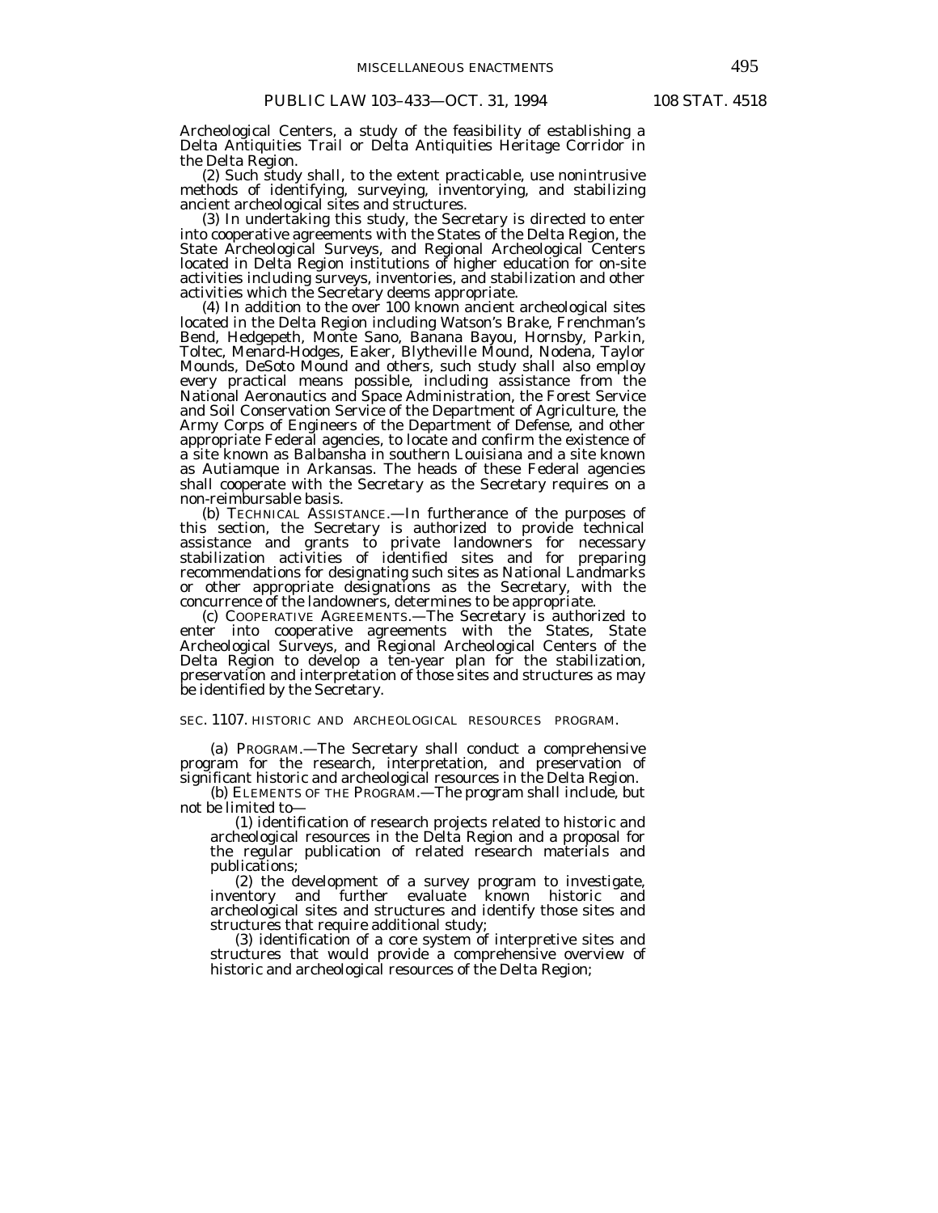Archeological Centers, a study of the feasibility of establishing a Delta Antiquities Trail or Delta Antiquities Heritage Corridor in the Delta Region.

(2) Such study shall, to the extent practicable, use nonintrusive methods of identifying, surveying, inventorying, and stabilizing ancient archeological sites and structures.

(3) In undertaking this study, the Secretary is directed to enter into cooperative agreements with the States of the Delta Region, the State Archeological Surveys, and Regional Archeological Centers located in Delta Region institutions of higher education for on-site activities including surveys, inventories, and stabilization and other activities which the Secretary deems appropriate.

(4) In addition to the over 100 known ancient archeological sites located in the Delta Region including Watson's Brake, Frenchman's Bend, Hedgepeth, Monte Sano, Banana Bayou, Hornsby, Parkin, Toltec, Menard-Hodges, Eaker, Blytheville Mound, Nodena, Taylor Mounds, DeSoto Mound and others, such study shall also employ every practical means possible, including assistance from the National Aeronautics and Space Administration, the Forest Service and Soil Conservation Service of the Department of Agriculture, the Army Corps of Engineers of the Department of Defense, and other appropriate Federal agencies, to locate and confirm the existence of a site known as Balbansha in southern Louisiana and a site known as Autiamque in Arkansas. The heads of these Federal agencies shall cooperate with the Secretary as the Secretary requires on a non-reimbursable basis.

(b) TECHNICAL ASSISTANCE.—In furtherance of the purposes of this section, the Secretary is authorized to provide technical assistance and grants to private landowners for necessary stabilization activities of identified sites and for preparing recommendations for designating such sites as National Landmarks or other appropriate designations as the Secretary, with the concurrence of the landowners, determines to be appropriate.

(c) COOPERATIVE AGREEMENTS.—The Secretary is authorized to enter into cooperative agreements with the States, State Archeological Surveys, and Regional Archeological Centers of the Delta Region to develop a ten-year plan for the stabilization, preservation and interpretation of those sites and structures as may be identified by the Secretary.

## SEC. 1107. HISTORIC AND ARCHEOLOGICAL RESOURCES PROGRAM.

(a) PROGRAM.—The Secretary shall conduct a comprehensive program for the research, interpretation, and preservation of significant historic and archeological resources in the Delta Region.

(b) ELEMENTS OF THE PROGRAM.—The program shall include, but not be limited to—

(1) identification of research projects related to historic and archeological resources in the Delta Region and a proposal for the regular publication of related research materials and publications;

(2) the development of a survey program to investigate, inventory and further evaluate known historic and archeological sites and structures and identify those sites and structures that require additional study;

(3) identification of a core system of interpretive sites and structures that would provide a comprehensive overview of historic and archeological resources of the Delta Region;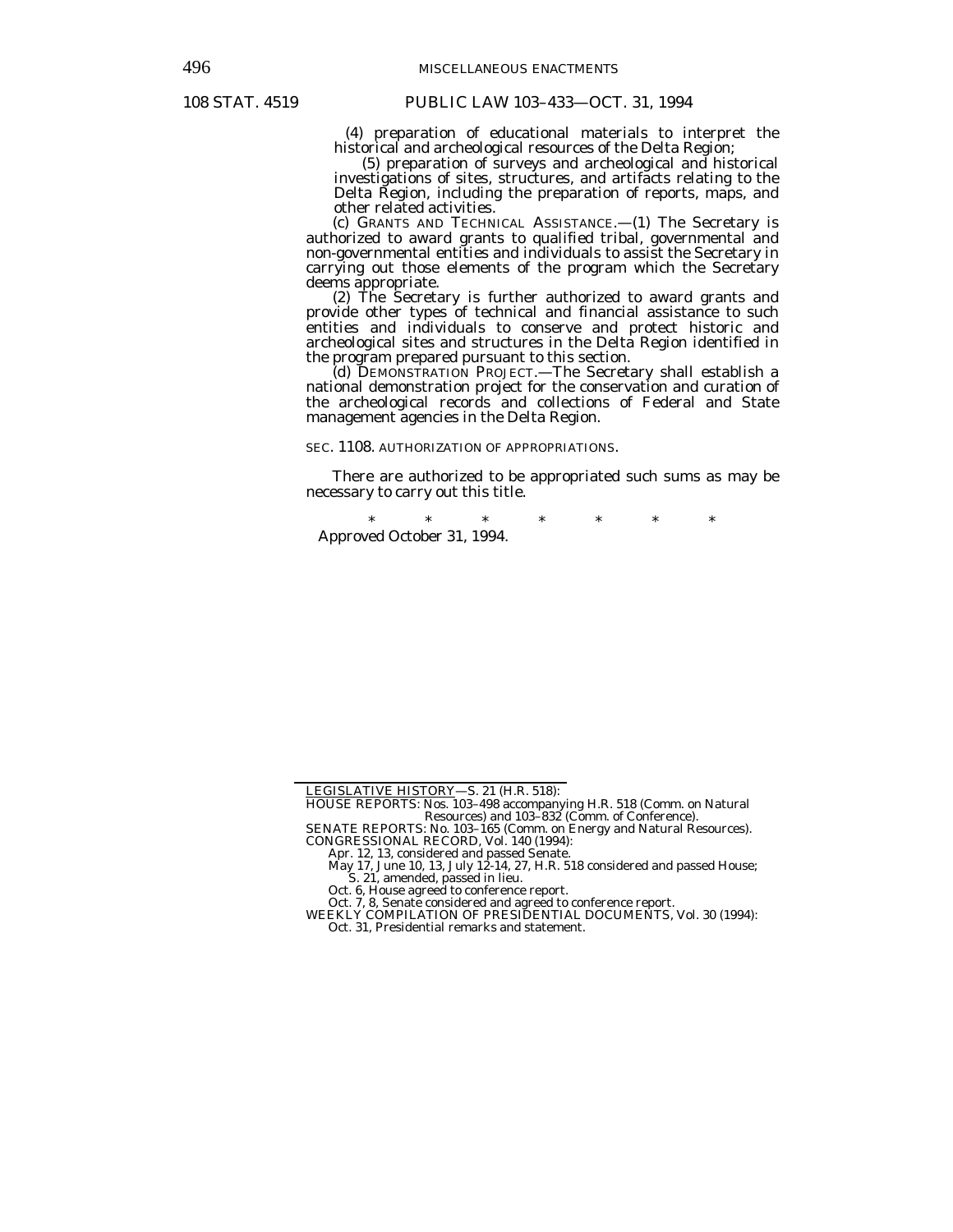(4) preparation of educational materials to interpret the historical and archeological resources of the Delta Region;

(5) preparation of surveys and archeological and historical investigations of sites, structures, and artifacts relating to the Delta Region, including the preparation of reports, maps, and other related activities.

(c) GRANTS AND TECHNICAL ASSISTANCE.—(1) The Secretary is authorized to award grants to qualified tribal, governmental and non-governmental entities and individuals to assist the Secretary in carrying out those elements of the program which the Secretary deems appropriate.

(2) The Secretary is further authorized to award grants and provide other types of technical and financial assistance to such entities and individuals to conserve and protect historic and archeological sites and structures in the Delta Region identified in the program prepared pursuant to this section.

(d) DEMONSTRATION PROJECT.—The Secretary shall establish a national demonstration project for the conservation and curation of the archeological records and collections of Federal and State management agencies in the Delta Region.

SEC. 1108. AUTHORIZATION OF APPROPRIATIONS.

There are authorized to be appropriated such sums as may be necessary to carry out this title.

\* \* \* \* \* \* \*

Approved October 31, 1994.

---

LEGISLATIVE HISTORY—S. 21 (H.R. 518):

HOUSE REPORTS: Nos. 103–498 accompanying H.R. 518 (Comm. on Natural Resources) and 103–832 (Comm. of Conference).

SENATE REPORTS: No. 103–165 (Comm. on Energy and Natural Resources).

CONGRESSIONAL RECORD, Vol. 140 (1994):

Apr. 12, 13, considered and passed Senate.

May 17, June 10, 13, July 12-14, 27, H.R. 518 considered and passed House; S. 21, amended, passed in lieu.

Oct. 6, House agreed to conference report.

Oct. 7, 8, Senate considered and agreed to conference report.

WEEKLY COMPILATION OF PRESIDENTIAL DOCUMENTS, Vol. 30 (1994):

Oct. 31, Presidential remarks and statement.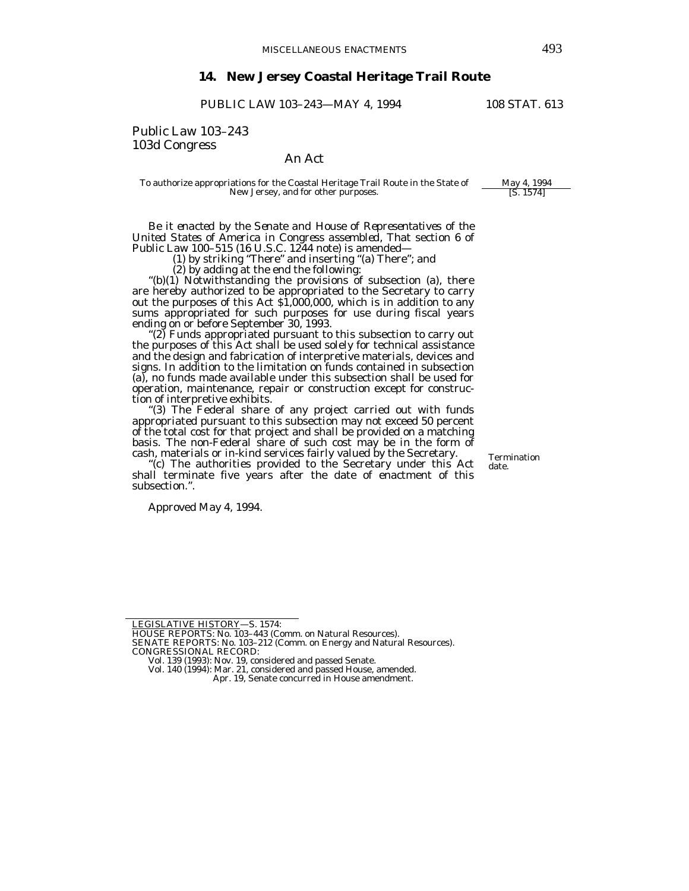## 14. New Jersey Coastal Heritage Trail Route

PUBLIC LAW 103–243—MAY 4, 1994 108 STAT. 613

Public Law 103–243
103d Congress

An Act

To authorize appropriations for the Coastal Heritage Trail Route in the State of New Jersey, and for other purposes.

May 4, 1994
[S. 1574]

*Be it enacted by the Senate and House of Representatives of the United States of America in Congress assembled*, That section 6 of Public Law 100–515 (16 U.S.C. 1244 note) is amended—

(1) by striking "There" and inserting "(a) There"; and

(2) by adding at the end the following:

"(b)(1) Notwithstanding the provisions of subsection (a), there are hereby authorized to be appropriated to the Secretary to carry out the purposes of this Act $1,000,000, which is in addition to any sums appropriated for such purposes for use during fiscal years ending on or before September 30, 1993.

"(2) Funds appropriated pursuant to this subsection to carry out the purposes of this Act shall be used solely for technical assistance and the design and fabrication of interpretive materials, devices and signs. In addition to the limitation on funds contained in subsection (a), no funds made available under this subsection shall be used for operation, maintenance, repair or construction except for construction of interpretive exhibits.

"(3) The Federal share of any project carried out with funds appropriated pursuant to this subsection may not exceed 50 percent of the total cost for that project and shall be provided on a matching basis. The non-Federal share of such cost may be in the form of cash, materials or in-kind services fairly valued by the Secretary.

Termination date.

"(c) The authorities provided to the Secretary under this Act shall terminate five years after the date of enactment of this subsection.".

Approved May 4, 1994.

---

LEGISLATIVE HISTORY—S. 1574:

HOUSE REPORTS: No. 103–443 (Comm. on Natural Resources).
SENATE REPORTS: No. 103–212 (Comm. on Energy and Natural Resources).
CONGRESSIONAL RECORD:
Vol. 139 (1993): Nov. 19, considered and passed Senate.
Vol. 140 (1994): Mar. 21, considered and passed House, amended.
Apr. 19, Senate concurred in House amendment.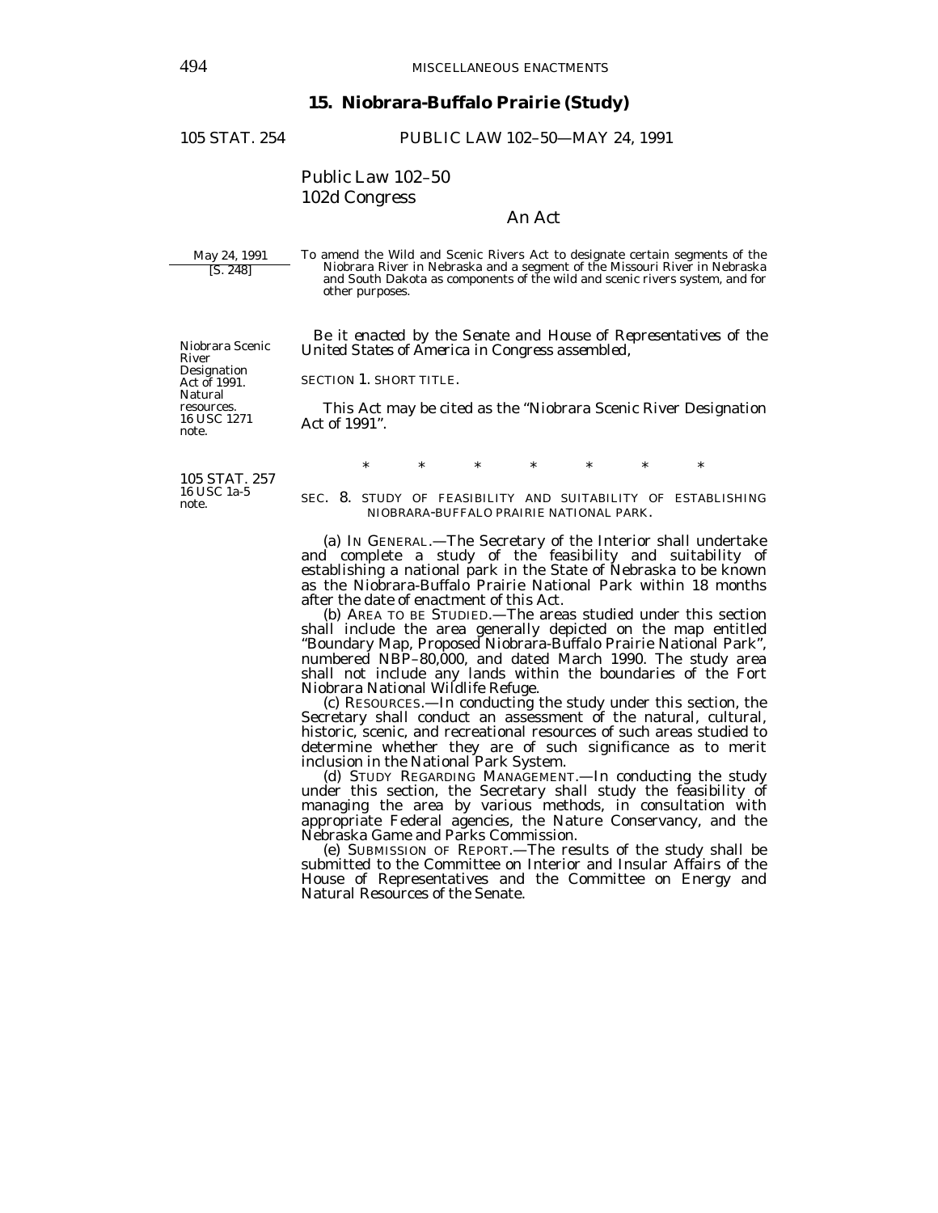## 15. Niobrara-Buffalo Prairie (Study)

105 STAT. 254 PUBLIC LAW 102–50—MAY 24, 1991

Public Law 102–50
102d Congress

### An Act

May 24, 1991
[S. 248]

To amend the Wild and Scenic Rivers Act to designate certain segments of the Niobrara River in Nebraska and a segment of the Missouri River in Nebraska and South Dakota as components of the wild and scenic rivers system, and for other purposes.

Niobrara Scenic River Designation Act of 1991.
Natural resources.
16 USC 1271 note.

*Be it enacted by the Senate and House of Representatives of the United States of America in Congress assembled,*

SECTION 1. SHORT TITLE.

This Act may be cited as the "Niobrara Scenic River Designation Act of 1991".

\* \* \* \* \* \* \*

105 STAT. 257
16 USC 1a-5 note.

SEC. 8. STUDY OF FEASIBILITY AND SUITABILITY OF ESTABLISHING NIOBRARA-BUFFALO PRAIRIE NATIONAL PARK.

(a) IN GENERAL.—The Secretary of the Interior shall undertake and complete a study of the feasibility and suitability of establishing a national park in the State of Nebraska to be known as the Niobrara-Buffalo Prairie National Park within 18 months after the date of enactment of this Act.

(b) AREA TO BE STUDIED.—The areas studied under this section shall include the area generally depicted on the map entitled "Boundary Map, Proposed Niobrara-Buffalo Prairie National Park", numbered NBP–80,000, and dated March 1990. The study area shall not include any lands within the boundaries of the Fort Niobrara National Wildlife Refuge.

(c) RESOURCES.—In conducting the study under this section, the Secretary shall conduct an assessment of the natural, cultural, historic, scenic, and recreational resources of such areas studied to determine whether they are of such significance as to merit inclusion in the National Park System.

(d) STUDY REGARDING MANAGEMENT.—In conducting the study under this section, the Secretary shall study the feasibility of managing the area by various methods, in consultation with appropriate Federal agencies, the Nature Conservancy, and the Nebraska Game and Parks Commission.

(e) SUBMISSION OF REPORT.—The results of the study shall be submitted to the Committee on Interior and Insular Affairs of the House of Representatives and the Committee on Energy and Natural Resources of the Senate.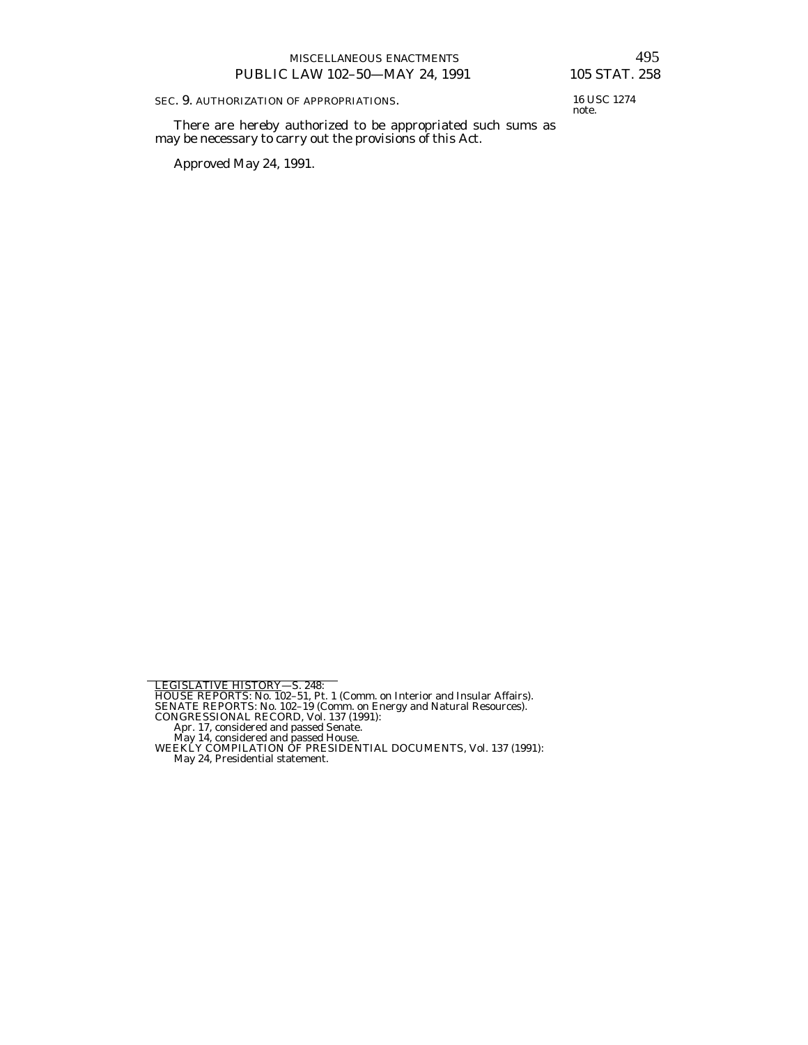SEC. 9. AUTHORIZATION OF APPROPRIATIONS.

16 USC 1274 note.

There are hereby authorized to be appropriated such sums as may be necessary to carry out the provisions of this Act.

Approved May 24, 1991.

---

LEGISLATIVE HISTORY—S. 248:

HOUSE REPORTS: No. 102–51, Pt. 1 (Comm. on Interior and Insular Affairs).
SENATE REPORTS: No. 102–19 (Comm. on Energy and Natural Resources).
CONGRESSIONAL RECORD, Vol. 137 (1991):
  Apr. 17, considered and passed Senate.
  May 14, considered and passed House.
WEEKLY COMPILATION OF PRESIDENTIAL DOCUMENTS, Vol. 137 (1991):
  May 24, Presidential statement.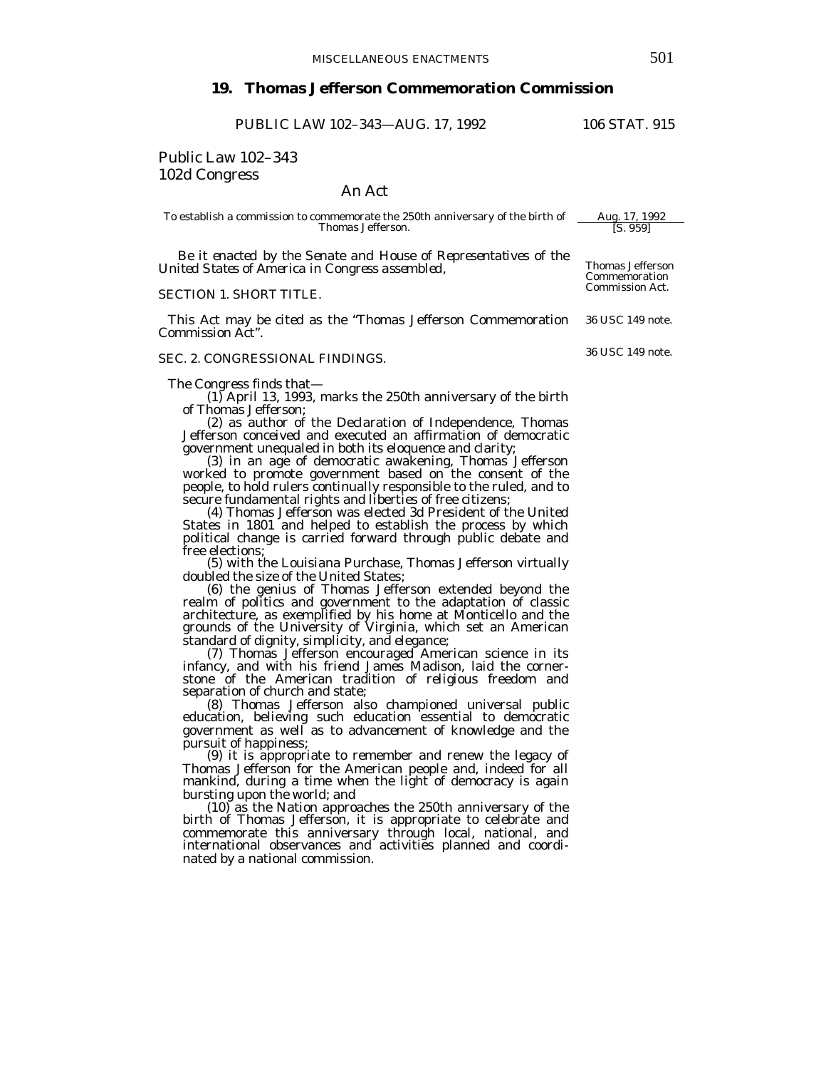## 19. Thomas Jefferson Commemoration Commission

PUBLIC LAW 102–343—AUG. 17, 1992 106 STAT. 915

Public Law 102–343
102d Congress

### An Act

To establish a commission to commemorate the 250th anniversary of the birth of Thomas Jefferson.

Aug. 17, 1992
[S. 959]

*Be it enacted by the Senate and House of Representatives of the United States of America in Congress assembled,*

Thomas Jefferson Commemoration Commission Act.

SECTION 1. SHORT TITLE.

This Act may be cited as the "Thomas Jefferson Commemoration Commission Act".

36 USC 149 note.

SEC. 2. CONGRESSIONAL FINDINGS.

36 USC 149 note.

The Congress finds that—

(1) April 13, 1993, marks the 250th anniversary of the birth of Thomas Jefferson;

(2) as author of the Declaration of Independence, Thomas Jefferson conceived and executed an affirmation of democratic government unequaled in both its eloquence and clarity;

(3) in an age of democratic awakening, Thomas Jefferson worked to promote government based on the consent of the people, to hold rulers continually responsible to the ruled, and to secure fundamental rights and liberties of free citizens;

(4) Thomas Jefferson was elected 3d President of the United States in 1801 and helped to establish the process by which political change is carried forward through public debate and free elections;

(5) with the Louisiana Purchase, Thomas Jefferson virtually doubled the size of the United States;

(6) the genius of Thomas Jefferson extended beyond the realm of politics and government to the adaptation of classic architecture, as exemplified by his home at Monticello and the grounds of the University of Virginia, which set an American standard of dignity, simplicity, and elegance;

(7) Thomas Jefferson encouraged American science in its infancy, and with his friend James Madison, laid the cornerstone of the American tradition of religious freedom and separation of church and state;

(8) Thomas Jefferson also championed universal public education, believing such education essential to democratic government as well as to advancement of knowledge and the pursuit of happiness;

(9) it is appropriate to remember and renew the legacy of Thomas Jefferson for the American people and, indeed for all mankind, during a time when the light of democracy is again bursting upon the world; and

(10) as the Nation approaches the 250th anniversary of the birth of Thomas Jefferson, it is appropriate to celebrate and commemorate this anniversary through local, national, and international observances and activities planned and coordinated by a national commission.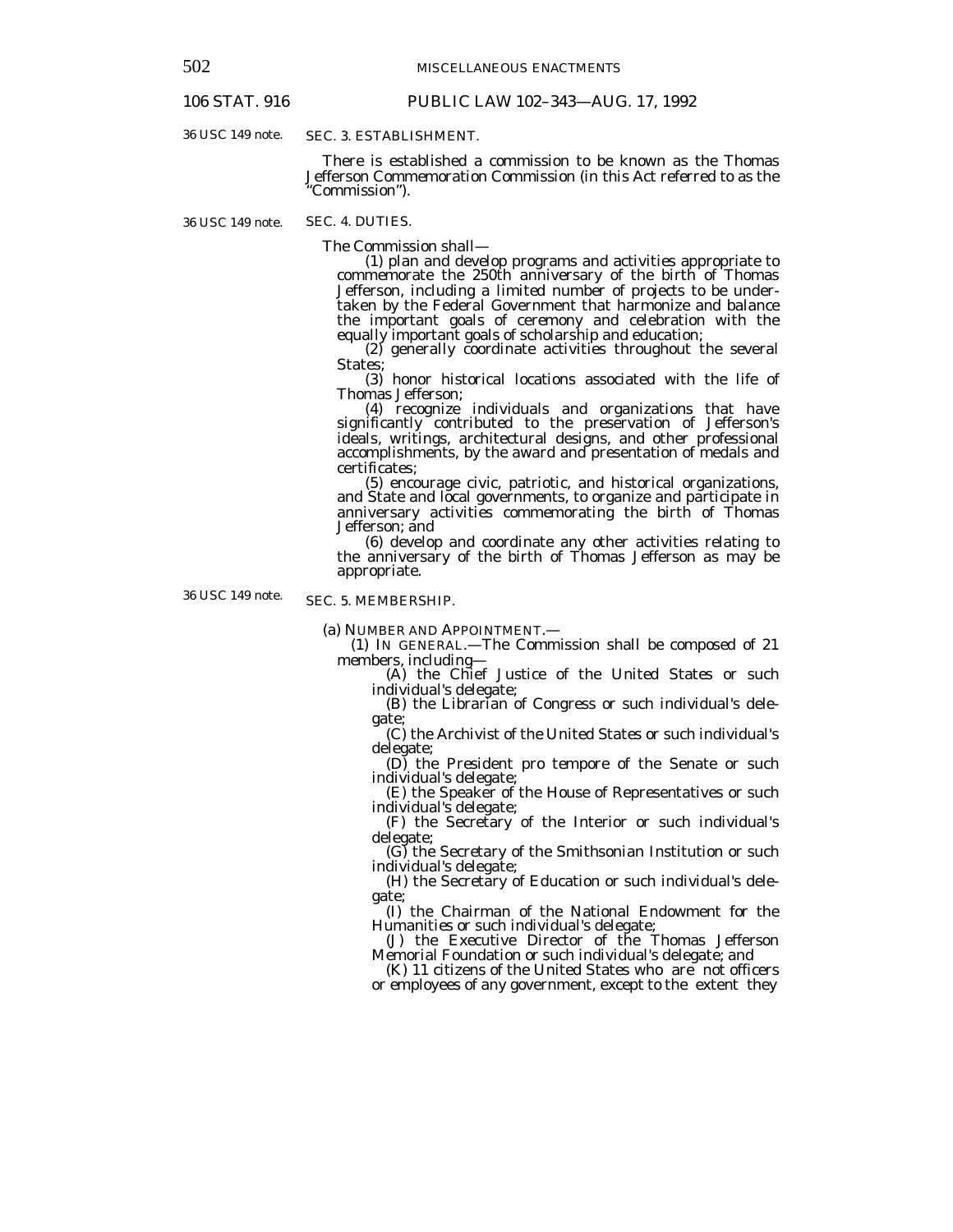36 USC 149 note.

SEC. 3. ESTABLISHMENT.

There is established a commission to be known as the Thomas Jefferson Commemoration Commission (in this Act referred to as the "Commission").

36 USC 149 note.

SEC. 4. DUTIES.

The Commission shall—

(1) plan and develop programs and activities appropriate to commemorate the 250th anniversary of the birth of Thomas Jefferson, including a limited number of projects to be undertaken by the Federal Government that harmonize and balance the important goals of ceremony and celebration with the equally important goals of scholarship and education;

(2) generally coordinate activities throughout the several States;

(3) honor historical locations associated with the life of Thomas Jefferson;

(4) recognize individuals and organizations that have significantly contributed to the preservation of Jefferson's ideals, writings, architectural designs, and other professional accomplishments, by the award and presentation of medals and certificates;

(5) encourage civic, patriotic, and historical organizations, and State and local governments, to organize and participate in anniversary activities commemorating the birth of Thomas Jefferson; and

(6) develop and coordinate any other activities relating to the anniversary of the birth of Thomas Jefferson as may be appropriate.

36 USC 149 note.

SEC. 5. MEMBERSHIP.

(a) NUMBER AND APPOINTMENT.—

(1) IN GENERAL.—The Commission shall be composed of 21 members, including—

(A) the Chief Justice of the United States or such individual's delegate;

(B) the Librarian of Congress or such individual's delegate;

(C) the Archivist of the United States or such individual's delegate;

(D) the President pro tempore of the Senate or such individual's delegate;

(E) the Speaker of the House of Representatives or such individual's delegate;

(F) the Secretary of the Interior or such individual's delegate;

(G) the Secretary of the Smithsonian Institution or such individual's delegate;

(H) the Secretary of Education or such individual's delegate;

(I) the Chairman of the National Endowment for the Humanities or such individual's delegate;

(J) the Executive Director of the Thomas Jefferson Memorial Foundation or such individual's delegate; and

(K) 11 citizens of the United States who are not officers or employees of any government, except to the extent they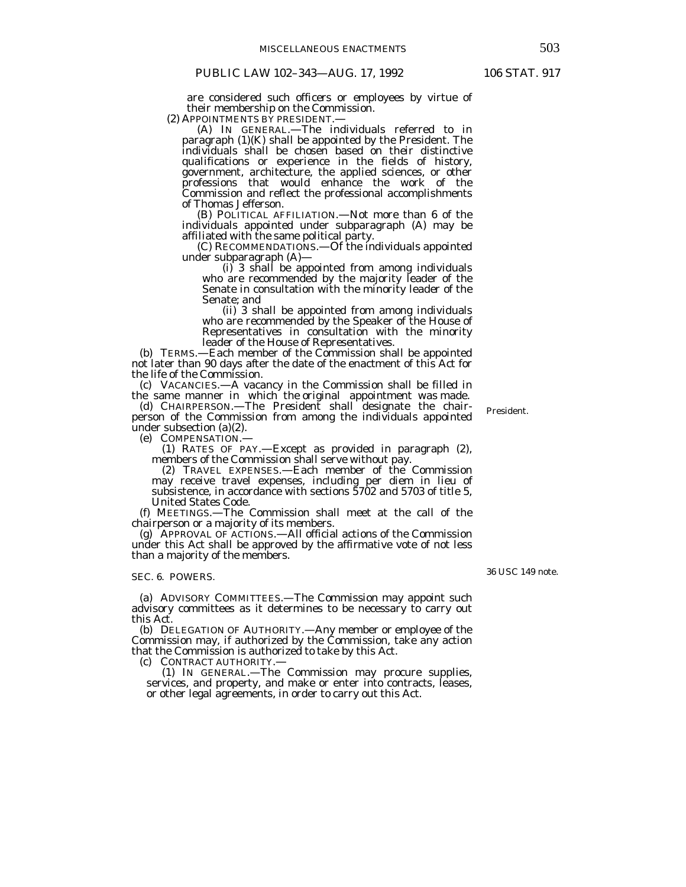are considered such officers or employees by virtue of their membership on the Commission.

(2) APPOINTMENTS BY PRESIDENT.—

(A) IN GENERAL.—The individuals referred to in paragraph (1)(K) shall be appointed by the President. The individuals shall be chosen based on their distinctive qualifications or experience in the fields of history, government, architecture, the applied sciences, or other professions that would enhance the work of the Commission and reflect the professional accomplishments of Thomas Jefferson.

(B) POLITICAL AFFILIATION.—Not more than 6 of the individuals appointed under subparagraph (A) may be affiliated with the same political party.

(C) RECOMMENDATIONS.—Of the individuals appointed under subparagraph (A)—

(i) 3 shall be appointed from among individuals who are recommended by the majority leader of the Senate in consultation with the minority leader of the Senate; and

(ii) 3 shall be appointed from among individuals who are recommended by the Speaker of the House of Representatives in consultation with the minority leader of the House of Representatives.

(b) TERMS.—Each member of the Commission shall be appointed not later than 90 days after the date of the enactment of this Act for the life of the Commission.

(c) VACANCIES.—A vacancy in the Commission shall be filled in the same manner in which the original appointment was made.

(d) CHAIRPERSON.—The President shall designate the chairperson of the Commission from among the individuals appointed under subsection (a)(2).

President.

(e) COMPENSATION.—

(1) RATES OF PAY.—Except as provided in paragraph (2), members of the Commission shall serve without pay.

(2) TRAVEL EXPENSES.—Each member of the Commission may receive travel expenses, including per diem in lieu of subsistence, in accordance with sections 5702 and 5703 of title 5, United States Code.

(f) MEETINGS.—The Commission shall meet at the call of the chairperson or a majority of its members.

(g) APPROVAL OF ACTIONS.—All official actions of the Commission under this Act shall be approved by the affirmative vote of not less than a majority of the members.

## SEC. 6. POWERS.

36 USC 149 note.

(a) ADVISORY COMMITTEES.—The Commission may appoint such advisory committees as it determines to be necessary to carry out this Act.

(b) DELEGATION OF AUTHORITY.—Any member or employee of the Commission may, if authorized by the Commission, take any action that the Commission is authorized to take by this Act.

(c) CONTRACT AUTHORITY.—

(1) IN GENERAL.—The Commission may procure supplies, services, and property, and make or enter into contracts, leases, or other legal agreements, in order to carry out this Act.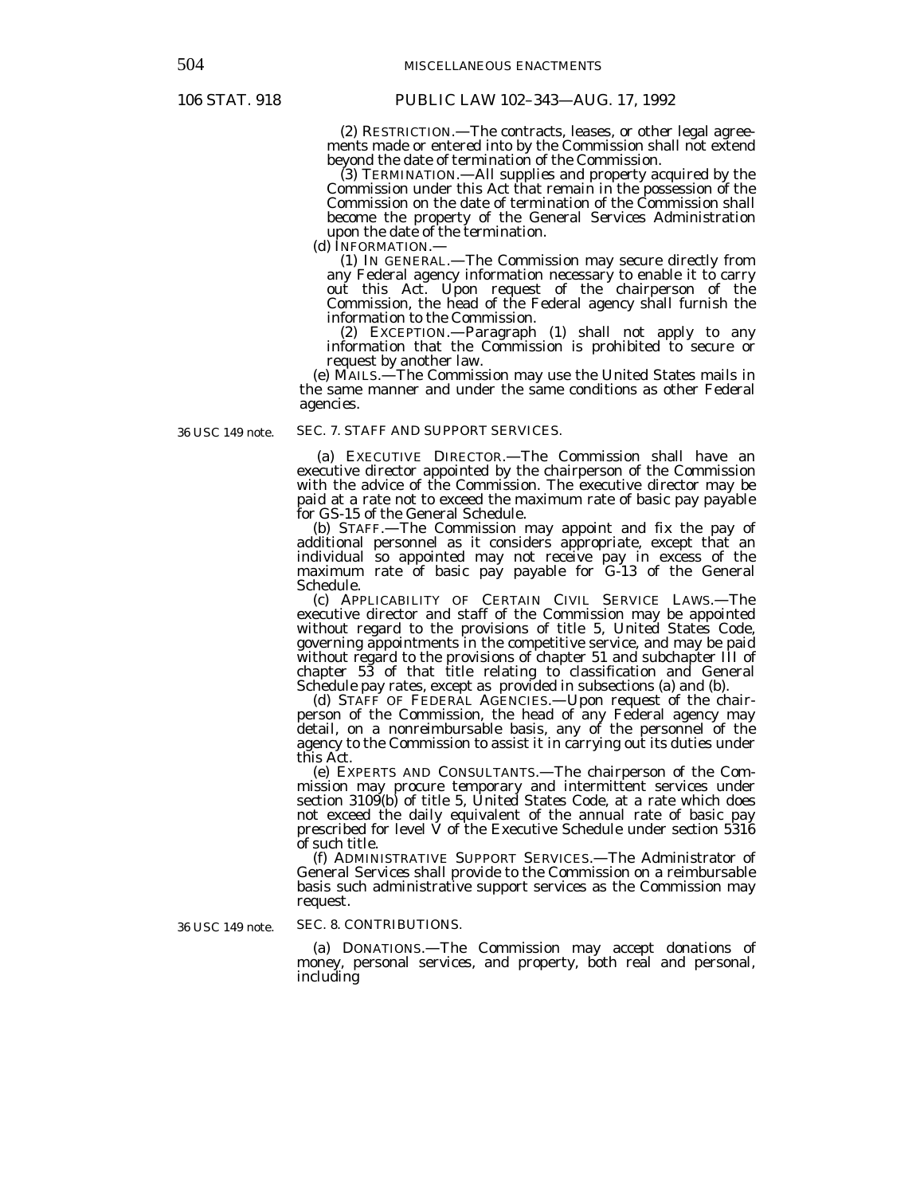(2) RESTRICTION.—The contracts, leases, or other legal agreements made or entered into by the Commission shall not extend beyond the date of termination of the Commission.

(3) TERMINATION.—All supplies and property acquired by the Commission under this Act that remain in the possession of the Commission on the date of termination of the Commission shall become the property of the General Services Administration upon the date of the termination.

(d) INFORMATION.—

(1) IN GENERAL.—The Commission may secure directly from any Federal agency information necessary to enable it to carry out this Act. Upon request of the chairperson of the Commission, the head of the Federal agency shall furnish the information to the Commission.

(2) EXCEPTION.—Paragraph (1) shall not apply to any information that the Commission is prohibited to secure or request by another law.

(e) MAILS.—The Commission may use the United States mails in the same manner and under the same conditions as other Federal agencies.

36 USC 149 note.

## SEC. 7. STAFF AND SUPPORT SERVICES.

(a) EXECUTIVE DIRECTOR.—The Commission shall have an executive director appointed by the chairperson of the Commission with the advice of the Commission. The executive director may be paid at a rate not to exceed the maximum rate of basic pay payable for GS-15 of the General Schedule.

(b) STAFF.—The Commission may appoint and fix the pay of additional personnel as it considers appropriate, except that an individual so appointed may not receive pay in excess of the maximum rate of basic pay payable for G-13 of the General Schedule.

(c) APPLICABILITY OF CERTAIN CIVIL SERVICE LAWS.—The executive director and staff of the Commission may be appointed without regard to the provisions of title 5, United States Code, governing appointments in the competitive service, and may be paid without regard to the provisions of chapter 51 and subchapter III of chapter 53 of that title relating to classification and General Schedule pay rates, except as provided in subsections (a) and (b).

(d) STAFF OF FEDERAL AGENCIES.—Upon request of the chairperson of the Commission, the head of any Federal agency may detail, on a nonreimbursable basis, any of the personnel of the agency to the Commission to assist it in carrying out its duties under this Act.

(e) EXPERTS AND CONSULTANTS.—The chairperson of the Commission may procure temporary and intermittent services under section 3109(b) of title 5, United States Code, at a rate which does not exceed the daily equivalent of the annual rate of basic pay prescribed for level V of the Executive Schedule under section 5316 of such title.

(f) ADMINISTRATIVE SUPPORT SERVICES.—The Administrator of General Services shall provide to the Commission on a reimbursable basis such administrative support services as the Commission may request.

36 USC 149 note.

## SEC. 8. CONTRIBUTIONS.

(a) DONATIONS.—The Commission may accept donations of money, personal services, and property, both real and personal, including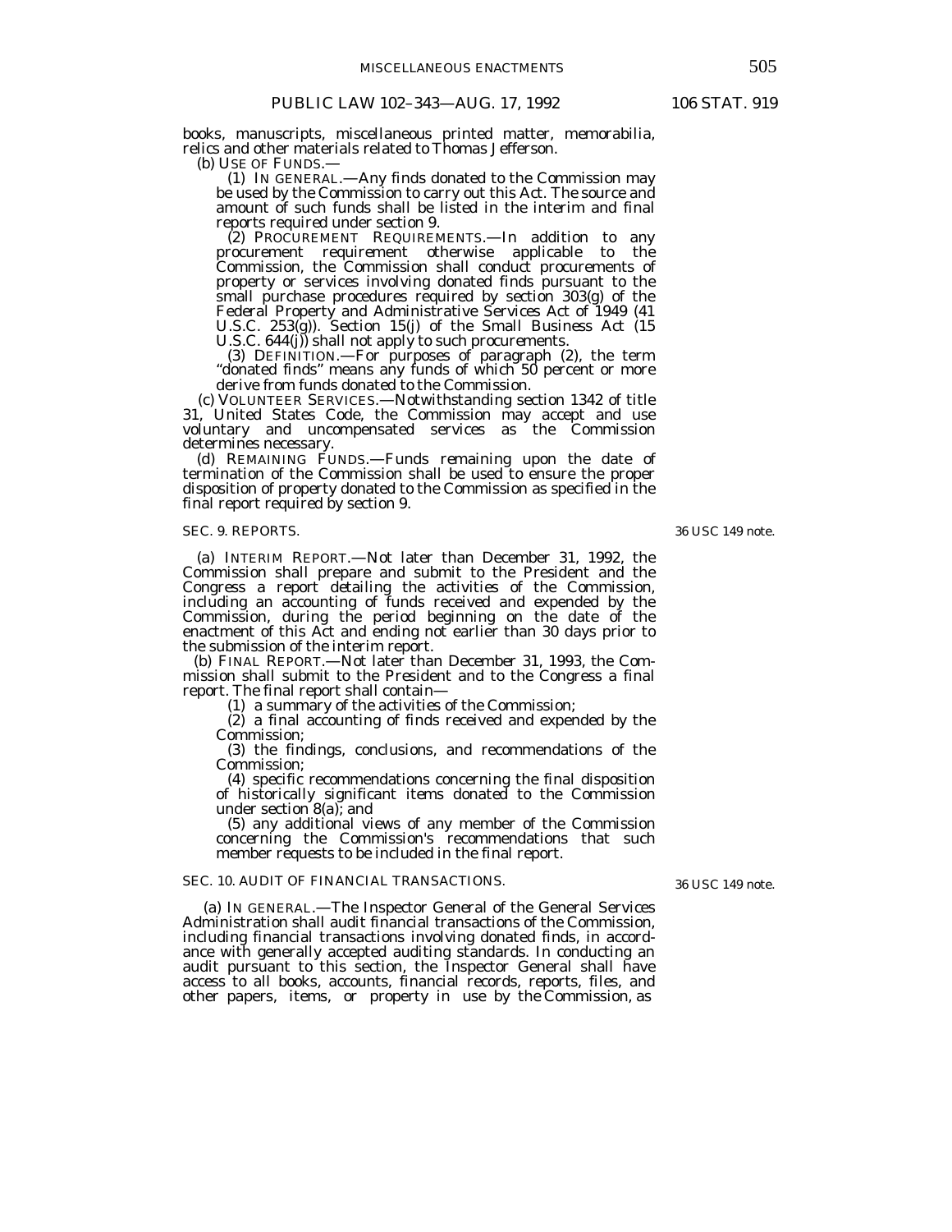books, manuscripts, miscellaneous printed matter, memorabilia, relics and other materials related to Thomas Jefferson.

(b) USE OF FUNDS.—

(1) IN GENERAL.—Any finds donated to the Commission may be used by the Commission to carry out this Act. The source and amount of such funds shall be listed in the interim and final reports required under section 9.

(2) PROCUREMENT REQUIREMENTS.—In addition to any procurement requirement otherwise applicable to the Commission, the Commission shall conduct procurements of property or services involving donated finds pursuant to the small purchase procedures required by section 303(g) of the Federal Property and Administrative Services Act of 1949 (41 U.S.C. 253(g)). Section 15(j) of the Small Business Act (15 U.S.C. 644(j)) shall not apply to such procurements.

(3) DEFINITION.—For purposes of paragraph (2), the term "donated finds" means any funds of which 50 percent or more derive from funds donated to the Commission.

(c) VOLUNTEER SERVICES.—Notwithstanding section 1342 of title 31, United States Code, the Commission may accept and use voluntary and uncompensated services as the Commission determines necessary.

(d) REMAINING FUNDS.—Funds remaining upon the date of termination of the Commission shall be used to ensure the proper disposition of property donated to the Commission as specified in the final report required by section 9.

SEC. 9. REPORTS.

36 USC 149 note.

(a) INTERIM REPORT.—Not later than December 31, 1992, the Commission shall prepare and submit to the President and the Congress a report detailing the activities of the Commission, including an accounting of funds received and expended by the Commission, during the period beginning on the date of the enactment of this Act and ending not earlier than 30 days prior to the submission of the interim report.

(b) FINAL REPORT.—Not later than December 31, 1993, the Commission shall submit to the President and to the Congress a final report. The final report shall contain—

(1) a summary of the activities of the Commission;

(2) a final accounting of finds received and expended by the Commission;

(3) the findings, conclusions, and recommendations of the Commission;

(4) specific recommendations concerning the final disposition of historically significant items donated to the Commission under section 8(a); and

(5) any additional views of any member of the Commission concerning the Commission's recommendations that such member requests to be included in the final report.

SEC. 10. AUDIT OF FINANCIAL TRANSACTIONS.

36 USC 149 note.

(a) IN GENERAL.—The Inspector General of the General Services Administration shall audit financial transactions of the Commission, including financial transactions involving donated finds, in accordance with generally accepted auditing standards. In conducting an audit pursuant to this section, the Inspector General shall have access to all books, accounts, financial records, reports, files, and other papers, items, or property in use by the Commission, as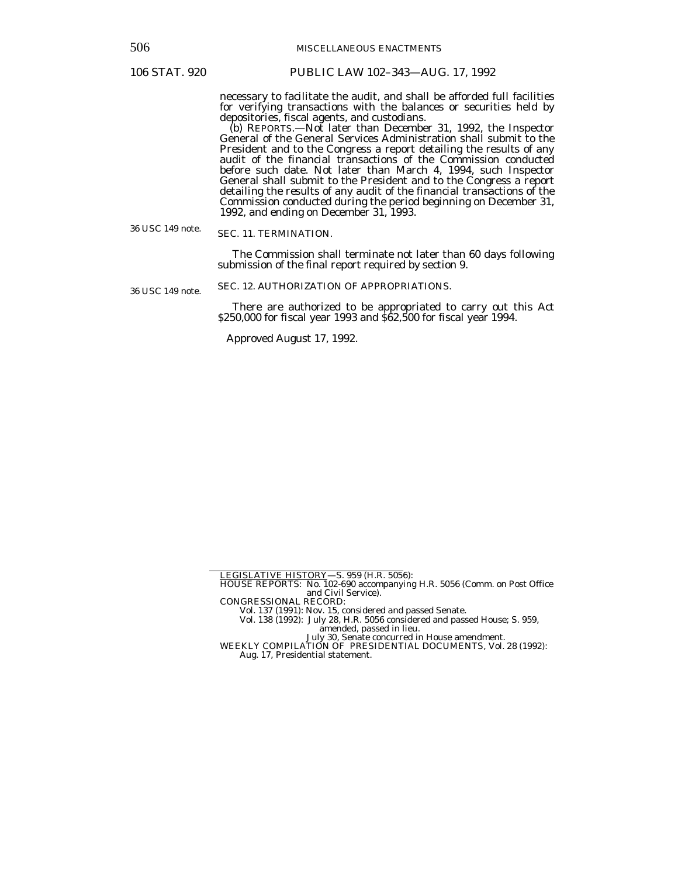necessary to facilitate the audit, and shall be afforded full facilities for verifying transactions with the balances or securities held by depositories, fiscal agents, and custodians.

(b) REPORTS.—Not later than December 31, 1992, the Inspector General of the General Services Administration shall submit to the President and to the Congress a report detailing the results of any audit of the financial transactions of the Commission conducted before such date. Not later than March 4, 1994, such Inspector General shall submit to the President and to the Congress a report detailing the results of any audit of the financial transactions of the Commission conducted during the period beginning on December 31, 1992, and ending on December 31, 1993.

36 USC 149 note.

## SEC. 11. TERMINATION.

The Commission shall terminate not later than 60 days following submission of the final report required by section 9.

36 USC 149 note.

## SEC. 12. AUTHORIZATION OF APPROPRIATIONS.

There are authorized to be appropriated to carry out this Act $250,000 for fiscal year 1993 and $62,500 for fiscal year 1994.

Approved August 17, 1992.

---

LEGISLATIVE HISTORY—S. 959 (H.R. 5056):

HOUSE REPORTS: No. 102-690 accompanying H.R. 5056 (Comm. on Post Office and Civil Service).

CONGRESSIONAL RECORD:

Vol. 137 (1991): Nov. 15, considered and passed Senate.

Vol. 138 (1992): July 28, H.R. 5056 considered and passed House; S. 959, amended, passed in lieu.

July 30, Senate concurred in House amendment.

WEEKLY COMPILATION OF PRESIDENTIAL DOCUMENTS, Vol. 28 (1992):

Aug. 17, Presidential statement.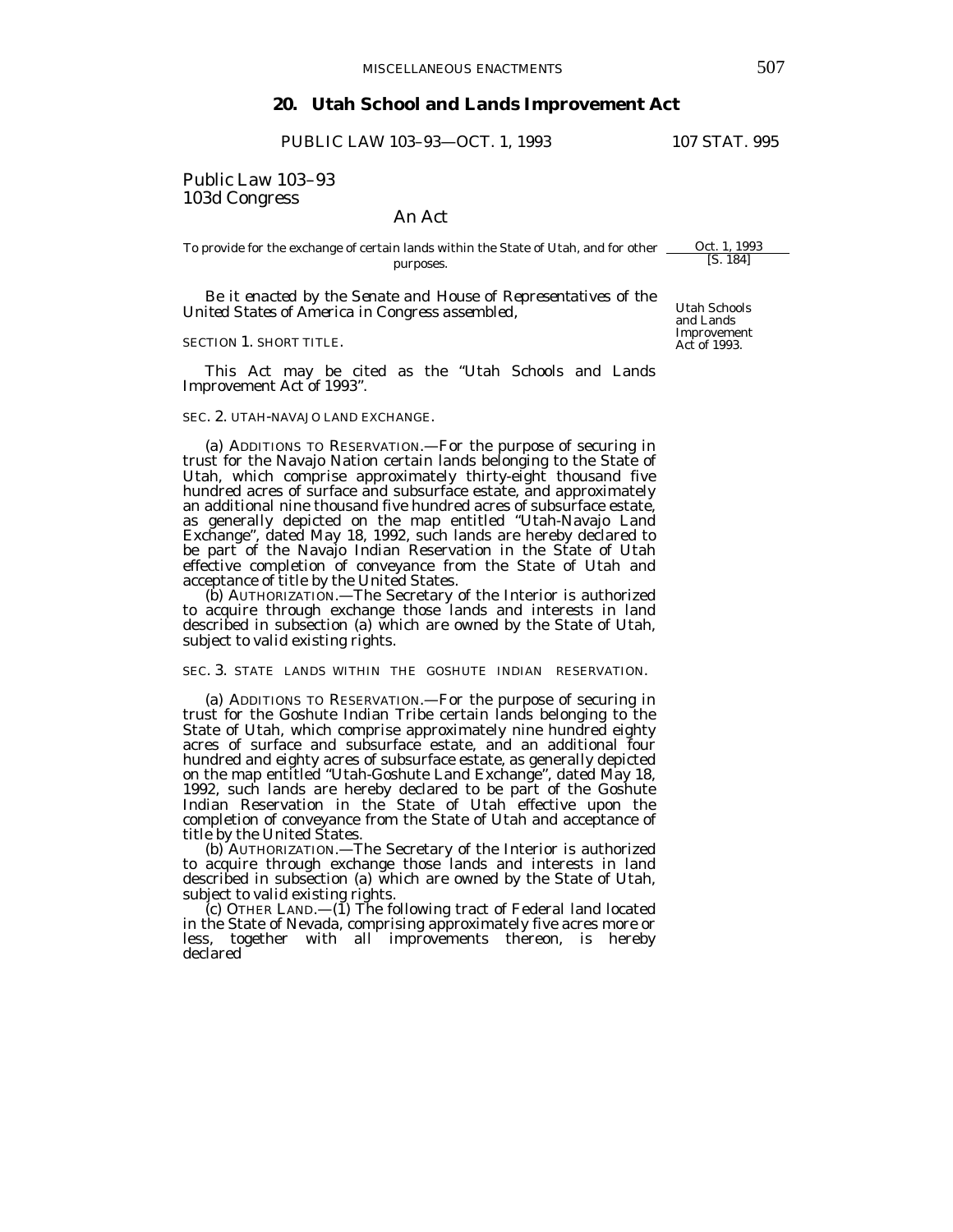## 20. Utah School and Lands Improvement Act

PUBLIC LAW 103–93—OCT. 1, 1993 107 STAT. 995

Public Law 103–93
103d Congress

An Act

To provide for the exchange of certain lands within the State of Utah, and for other purposes.

Oct. 1, 1993
[S. 184]

*Be it enacted by the Senate and House of Representatives of the United States of America in Congress assembled,*

Utah Schools and Lands Improvement Act of 1993.

SECTION 1. SHORT TITLE.

This Act may be cited as the "Utah Schools and Lands Improvement Act of 1993".

SEC. 2. UTAH-NAVAJO LAND EXCHANGE.

(a) ADDITIONS TO RESERVATION.—For the purpose of securing in trust for the Navajo Nation certain lands belonging to the State of Utah, which comprise approximately thirty-eight thousand five hundred acres of surface and subsurface estate, and approximately an additional nine thousand five hundred acres of subsurface estate, as generally depicted on the map entitled "Utah-Navajo Land Exchange", dated May 18, 1992, such lands are hereby declared to be part of the Navajo Indian Reservation in the State of Utah effective completion of conveyance from the State of Utah and acceptance of title by the United States.

(b) AUTHORIZATION.—The Secretary of the Interior is authorized to acquire through exchange those lands and interests in land described in subsection (a) which are owned by the State of Utah, subject to valid existing rights.

SEC. 3. STATE LANDS WITHIN THE GOSHUTE INDIAN RESERVATION.

(a) ADDITIONS TO RESERVATION.—For the purpose of securing in trust for the Goshute Indian Tribe certain lands belonging to the State of Utah, which comprise approximately nine hundred eighty acres of surface and subsurface estate, and an additional four hundred and eighty acres of subsurface estate, as generally depicted on the map entitled "Utah-Goshute Land Exchange", dated May 18, 1992, such lands are hereby declared to be part of the Goshute Indian Reservation in the State of Utah effective upon the completion of conveyance from the State of Utah and acceptance of title by the United States.

(b) AUTHORIZATION.—The Secretary of the Interior is authorized to acquire through exchange those lands and interests in land described in subsection (a) which are owned by the State of Utah, subject to valid existing rights.

(c) OTHER LAND.—(1) The following tract of Federal land located in the State of Nevada, comprising approximately five acres more or less, together with all improvements thereon, is hereby declared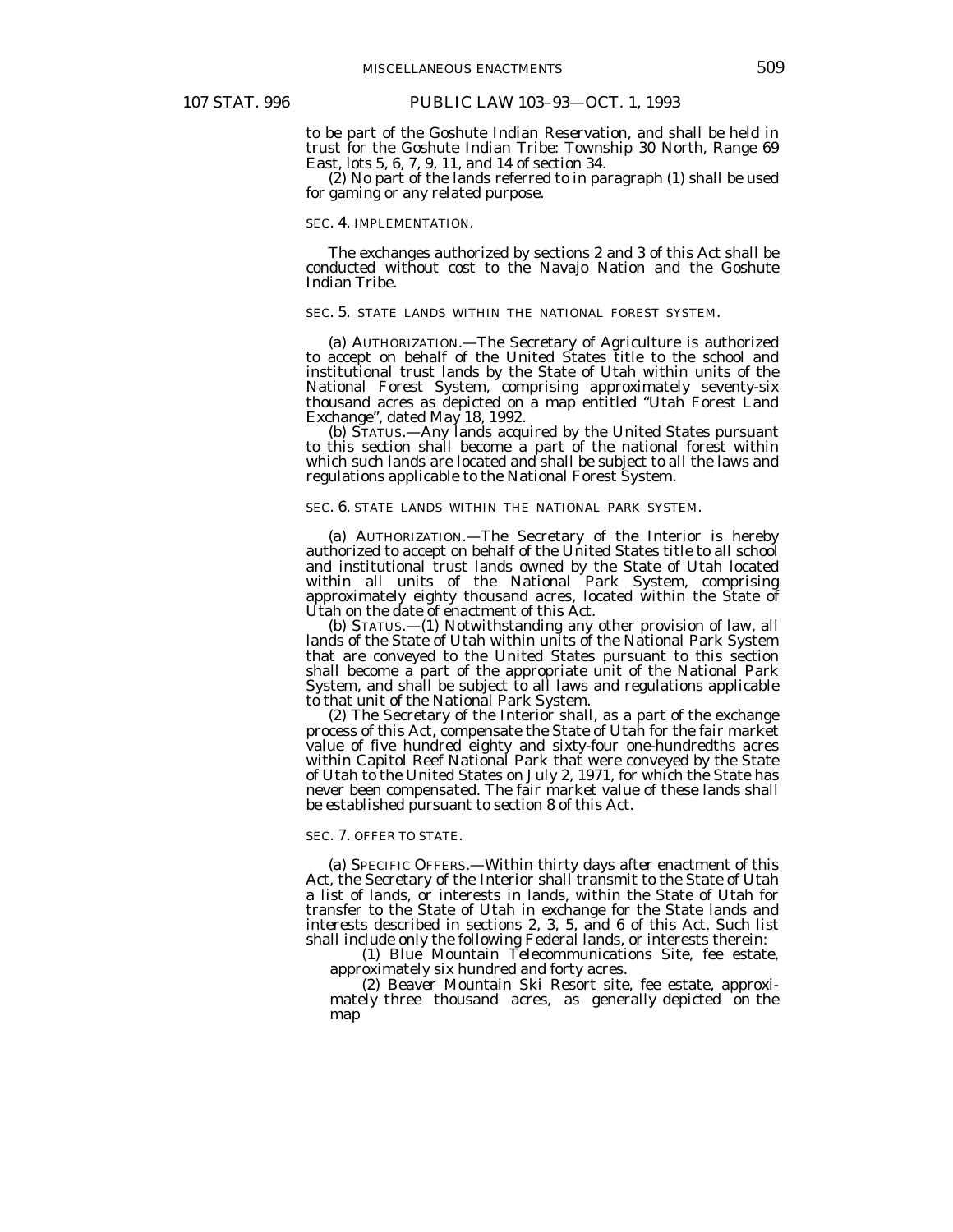to be part of the Goshute Indian Reservation, and shall be held in trust for the Goshute Indian Tribe: Township 30 North, Range 69 East, lots 5, 6, 7, 9, 11, and 14 of section 34.

(2) No part of the lands referred to in paragraph (1) shall be used for gaming or any related purpose.

SEC. 4. IMPLEMENTATION.

The exchanges authorized by sections 2 and 3 of this Act shall be conducted without cost to the Navajo Nation and the Goshute Indian Tribe.

SEC. 5. STATE LANDS WITHIN THE NATIONAL FOREST SYSTEM.

(a) AUTHORIZATION.—The Secretary of Agriculture is authorized to accept on behalf of the United States title to the school and institutional trust lands by the State of Utah within units of the National Forest System, comprising approximately seventy-six thousand acres as depicted on a map entitled "Utah Forest Land Exchange", dated May 18, 1992.

(b) STATUS.—Any lands acquired by the United States pursuant to this section shall become a part of the national forest within which such lands are located and shall be subject to all the laws and regulations applicable to the National Forest System.

SEC. 6. STATE LANDS WITHIN THE NATIONAL PARK SYSTEM.

(a) AUTHORIZATION.—The Secretary of the Interior is hereby authorized to accept on behalf of the United States title to all school and institutional trust lands owned by the State of Utah located within all units of the National Park System, comprising approximately eighty thousand acres, located within the State of Utah on the date of enactment of this Act.

(b) STATUS.—(1) Notwithstanding any other provision of law, all lands of the State of Utah within units of the National Park System that are conveyed to the United States pursuant to this section shall become a part of the appropriate unit of the National Park System, and shall be subject to all laws and regulations applicable to that unit of the National Park System.

(2) The Secretary of the Interior shall, as a part of the exchange process of this Act, compensate the State of Utah for the fair market value of five hundred eighty and sixty-four one-hundredths acres within Capitol Reef National Park that were conveyed by the State of Utah to the United States on July 2, 1971, for which the State has never been compensated. The fair market value of these lands shall be established pursuant to section 8 of this Act.

SEC. 7. OFFER TO STATE.

(a) SPECIFIC OFFERS.—Within thirty days after enactment of this Act, the Secretary of the Interior shall transmit to the State of Utah a list of lands, or interests in lands, within the State of Utah for transfer to the State of Utah in exchange for the State lands and interests described in sections 2, 3, 5, and 6 of this Act. Such list shall include only the following Federal lands, or interests therein:

(1) Blue Mountain Telecommunications Site, fee estate, approximately six hundred and forty acres.

(2) Beaver Mountain Ski Resort site, fee estate, approximately three thousand acres, as generally depicted on the map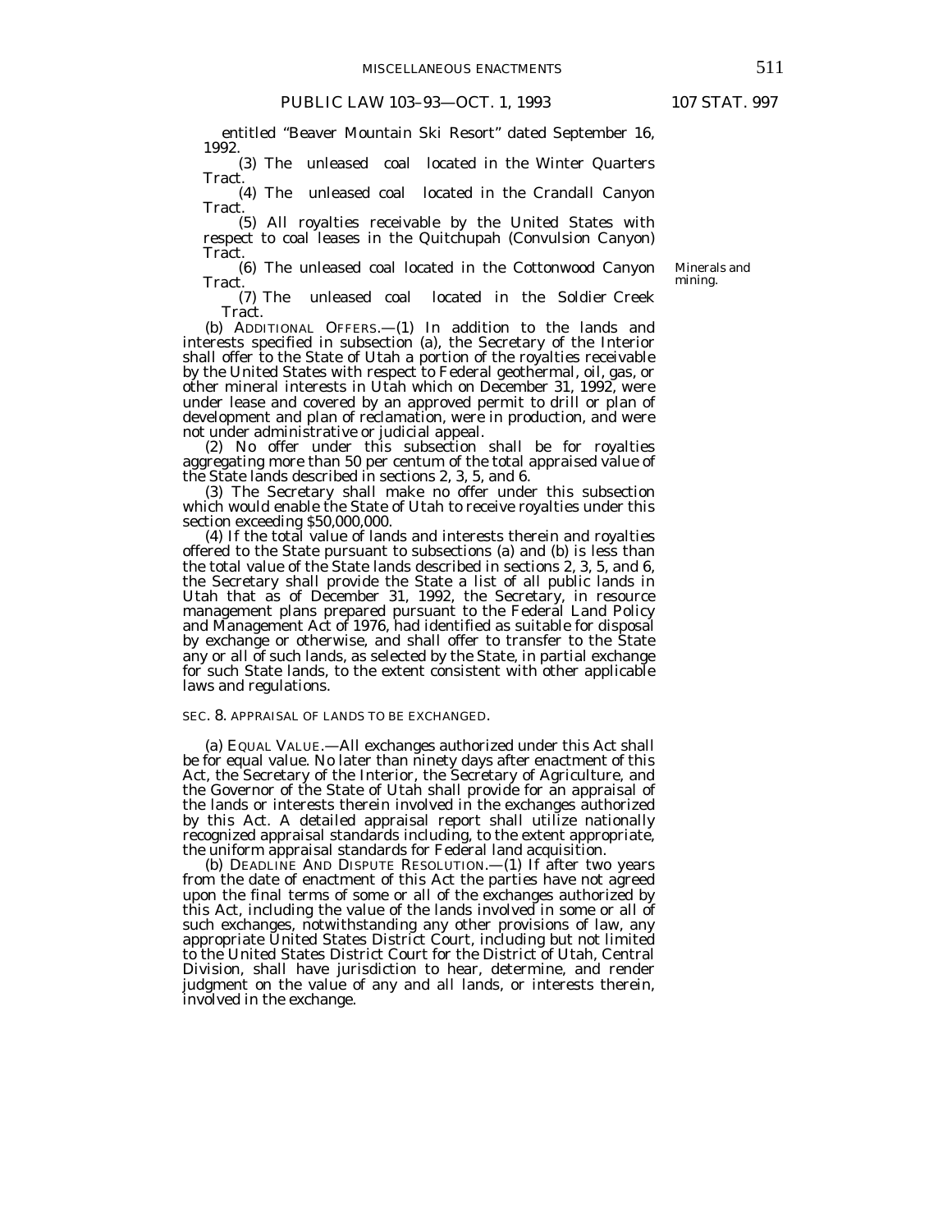entitled "Beaver Mountain Ski Resort" dated September 16, 1992.

(3) The unleased coal located in the Winter Quarters Tract.

(4) The unleased coal located in the Crandall Canyon Tract.

(5) All royalties receivable by the United States with respect to coal leases in the Quitchupah (Convulsion Canyon) Tract.

(6) The unleased coal located in the Cottonwood Canyon Tract.

Minerals and mining.

(7) The unleased coal located in the Soldier Creek Tract.

(b) ADDITIONAL OFFERS.—(1) In addition to the lands and interests specified in subsection (a), the Secretary of the Interior shall offer to the State of Utah a portion of the royalties receivable by the United States with respect to Federal geothermal, oil, gas, or other mineral interests in Utah which on December 31, 1992, were under lease and covered by an approved permit to drill or plan of development and plan of reclamation, were in production, and were not under administrative or judicial appeal.

(2) No offer under this subsection shall be for royalties aggregating more than 50 per centum of the total appraised value of the State lands described in sections 2, 3, 5, and 6.

(3) The Secretary shall make no offer under this subsection which would enable the State of Utah to receive royalties under this section exceeding $50,000,000.

(4) If the total value of lands and interests therein and royalties offered to the State pursuant to subsections (a) and (b) is less than the total value of the State lands described in sections 2, 3, 5, and 6, the Secretary shall provide the State a list of all public lands in Utah that as of December 31, 1992, the Secretary, in resource management plans prepared pursuant to the Federal Land Policy and Management Act of 1976, had identified as suitable for disposal by exchange or otherwise, and shall offer to transfer to the State any or all of such lands, as selected by the State, in partial exchange for such State lands, to the extent consistent with other applicable laws and regulations.

SEC. 8. APPRAISAL OF LANDS TO BE EXCHANGED.

(a) EQUAL VALUE.—All exchanges authorized under this Act shall be for equal value. No later than ninety days after enactment of this Act, the Secretary of the Interior, the Secretary of Agriculture, and the Governor of the State of Utah shall provide for an appraisal of the lands or interests therein involved in the exchanges authorized by this Act. A detailed appraisal report shall utilize nationally recognized appraisal standards including, to the extent appropriate, the uniform appraisal standards for Federal land acquisition.

(b) DEADLINE AND DISPUTE RESOLUTION.—(1) If after two years from the date of enactment of this Act the parties have not agreed upon the final terms of some or all of the exchanges authorized by this Act, including the value of the lands involved in some or all of such exchanges, notwithstanding any other provisions of law, any appropriate United States District Court, including but not limited to the United States District Court for the District of Utah, Central Division, shall have jurisdiction to hear, determine, and render judgment on the value of any and all lands, or interests therein, involved in the exchange.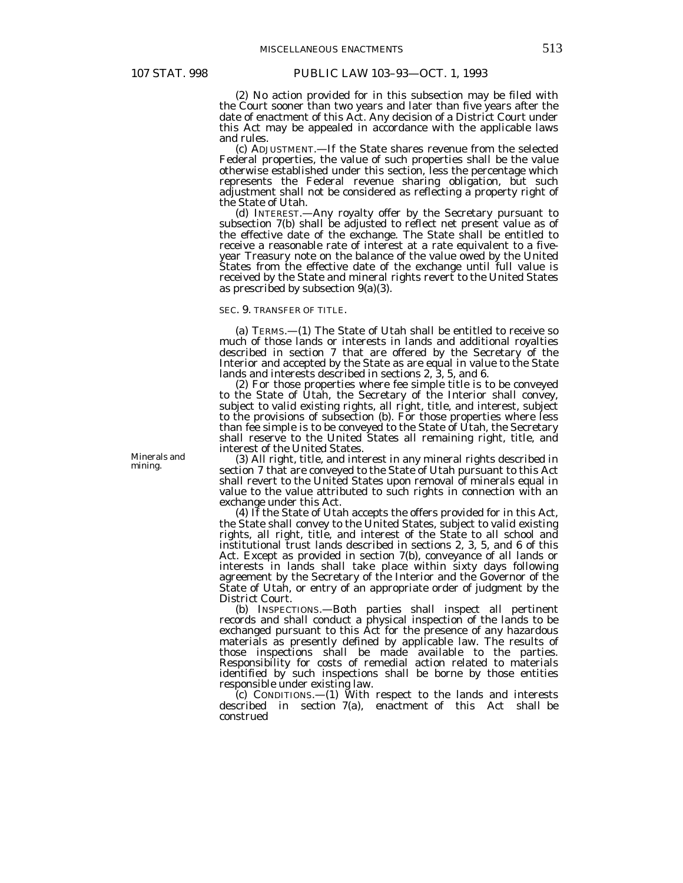(2) No action provided for in this subsection may be filed with the Court sooner than two years and later than five years after the date of enactment of this Act. Any decision of a District Court under this Act may be appealed in accordance with the applicable laws and rules.

(c) ADJUSTMENT.—If the State shares revenue from the selected Federal properties, the value of such properties shall be the value otherwise established under this section, less the percentage which represents the Federal revenue sharing obligation, but such adjustment shall not be considered as reflecting a property right of the State of Utah.

(d) INTEREST.—Any royalty offer by the Secretary pursuant to subsection 7(b) shall be adjusted to reflect net present value as of the effective date of the exchange. The State shall be entitled to receive a reasonable rate of interest at a rate equivalent to a five-year Treasury note on the balance of the value owed by the United States from the effective date of the exchange until full value is received by the State and mineral rights revert to the United States as prescribed by subsection 9(a)(3).

SEC. 9. TRANSFER OF TITLE.

(a) TERMS.—(1) The State of Utah shall be entitled to receive so much of those lands or interests in lands and additional royalties described in section 7 that are offered by the Secretary of the Interior and accepted by the State as are equal in value to the State lands and interests described in sections 2, 3, 5, and 6.

(2) For those properties where fee simple title is to be conveyed to the State of Utah, the Secretary of the Interior shall convey, subject to valid existing rights, all right, title, and interest, subject to the provisions of subsection (b). For those properties where less than fee simple is to be conveyed to the State of Utah, the Secretary shall reserve to the United States all remaining right, title, and interest of the United States.

Minerals and mining.

(3) All right, title, and interest in any mineral rights described in section 7 that are conveyed to the State of Utah pursuant to this Act shall revert to the United States upon removal of minerals equal in value to the value attributed to such rights in connection with an exchange under this Act.

(4) If the State of Utah accepts the offers provided for in this Act, the State shall convey to the United States, subject to valid existing rights, all right, title, and interest of the State to all school and institutional trust lands described in sections 2, 3, 5, and 6 of this Act. Except as provided in section 7(b), conveyance of all lands or interests in lands shall take place within sixty days following agreement by the Secretary of the Interior and the Governor of the State of Utah, or entry of an appropriate order of judgment by the District Court.

(b) INSPECTIONS.—Both parties shall inspect all pertinent records and shall conduct a physical inspection of the lands to be exchanged pursuant to this Act for the presence of any hazardous materials as presently defined by applicable law. The results of those inspections shall be made available to the parties. Responsibility for costs of remedial action related to materials identified by such inspections shall be borne by those entities responsible under existing law.

(c) CONDITIONS.—(1) With respect to the lands and interests described in section 7(a), enactment of this Act shall be construed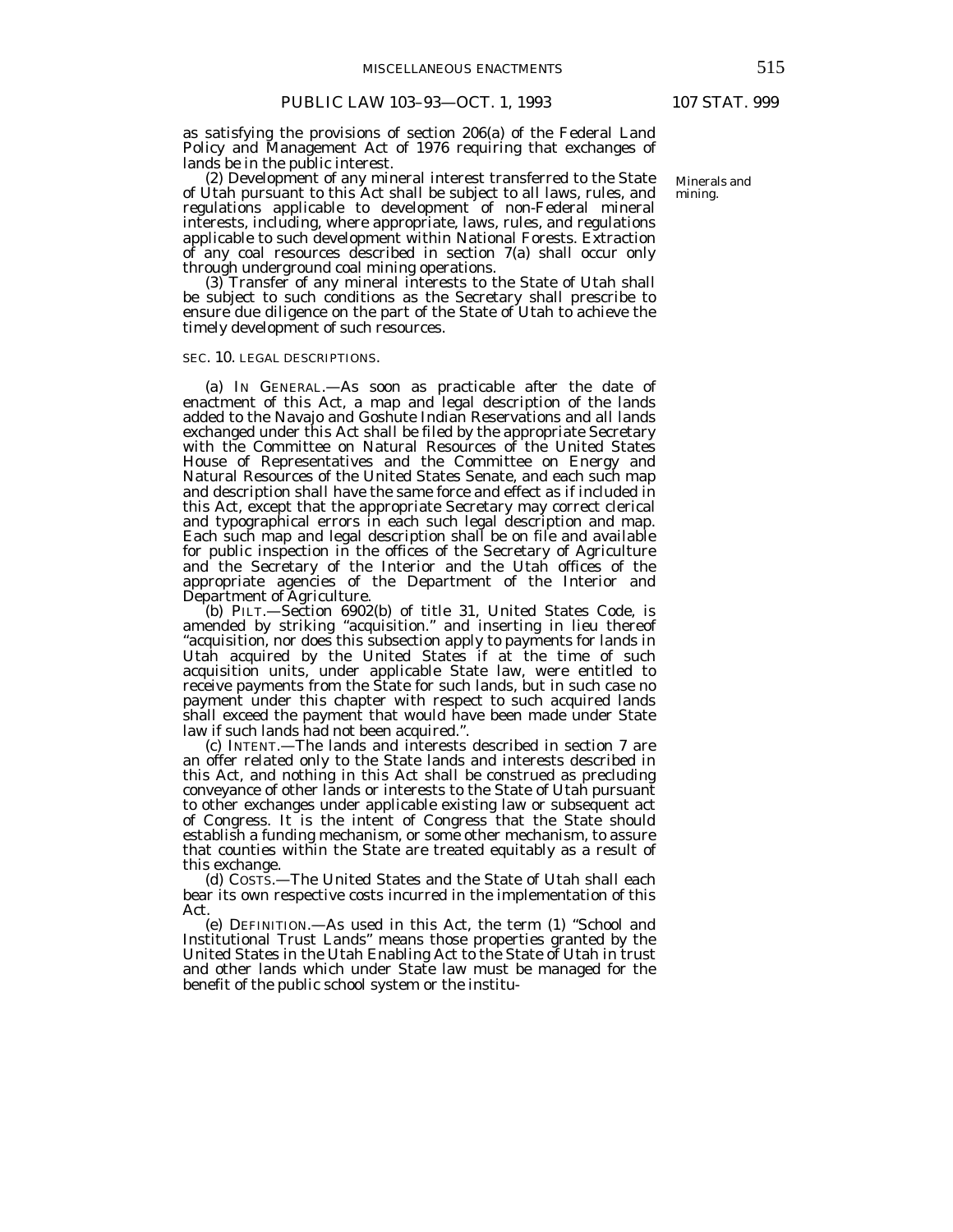as satisfying the provisions of section 206(a) of the Federal Land Policy and Management Act of 1976 requiring that exchanges of lands be in the public interest.

(2) Development of any mineral interest transferred to the State of Utah pursuant to this Act shall be subject to all laws, rules, and regulations applicable to development of non-Federal mineral interests, including, where appropriate, laws, rules, and regulations applicable to such development within National Forests. Extraction of any coal resources described in section 7(a) shall occur only through underground coal mining operations.

Minerals and mining.

(3) Transfer of any mineral interests to the State of Utah shall be subject to such conditions as the Secretary shall prescribe to ensure due diligence on the part of the State of Utah to achieve the timely development of such resources.

SEC. 10. LEGAL DESCRIPTIONS.

(a) IN GENERAL.—As soon as practicable after the date of enactment of this Act, a map and legal description of the lands added to the Navajo and Goshute Indian Reservations and all lands exchanged under this Act shall be filed by the appropriate Secretary with the Committee on Natural Resources of the United States House of Representatives and the Committee on Energy and Natural Resources of the United States Senate, and each such map and description shall have the same force and effect as if included in this Act, except that the appropriate Secretary may correct clerical and typographical errors in each such legal description and map. Each such map and legal description shall be on file and available for public inspection in the offices of the Secretary of Agriculture and the Secretary of the Interior and the Utah offices of the appropriate agencies of the Department of the Interior and Department of Agriculture.

(b) PILT.—Section 6902(b) of title 31, United States Code, is amended by striking "acquisition." and inserting in lieu thereof "acquisition, nor does this subsection apply to payments for lands in Utah acquired by the United States if at the time of such acquisition units, under applicable State law, were entitled to receive payments from the State for such lands, but in such case no payment under this chapter with respect to such acquired lands shall exceed the payment that would have been made under State law if such lands had not been acquired.".

(c) INTENT.—The lands and interests described in section 7 are an offer related only to the State lands and interests described in this Act, and nothing in this Act shall be construed as precluding conveyance of other lands or interests to the State of Utah pursuant to other exchanges under applicable existing law or subsequent act of Congress. It is the intent of Congress that the State should establish a funding mechanism, or some other mechanism, to assure that counties within the State are treated equitably as a result of this exchange.

(d) COSTS.—The United States and the State of Utah shall each bear its own respective costs incurred in the implementation of this Act.

(e) DEFINITION.—As used in this Act, the term (1) "School and Institutional Trust Lands" means those properties granted by the United States in the Utah Enabling Act to the State of Utah in trust and other lands which under State law must be managed for the benefit of the public school system or the institu-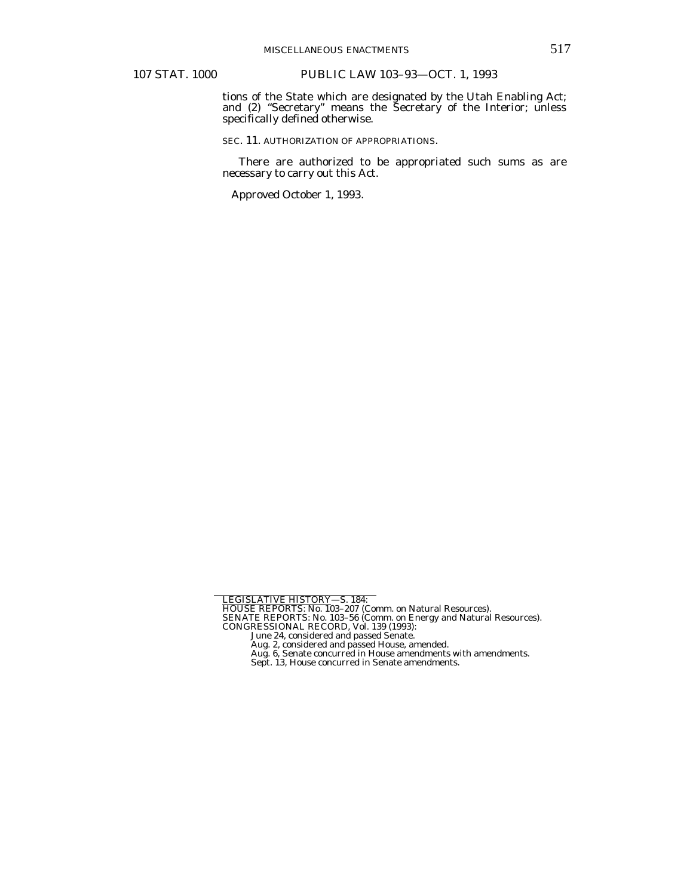tions of the State which are designated by the Utah Enabling Act; and (2) "Secretary" means the Secretary of the Interior; unless specifically defined otherwise.

SEC. 11. AUTHORIZATION OF APPROPRIATIONS.

There are authorized to be appropriated such sums as are necessary to carry out this Act.

Approved October 1, 1993.

---

LEGISLATIVE HISTORY—S. 184:

HOUSE REPORTS: No. 103–207 (Comm. on Natural Resources).

SENATE REPORTS: No. 103–56 (Comm. on Energy and Natural Resources).

CONGRESSIONAL RECORD, Vol. 139 (1993):

- June 24, considered and passed Senate.
- Aug. 2, considered and passed House, amended.
- Aug. 6, Senate concurred in House amendments with amendments.
- Sept. 13, House concurred in Senate amendments.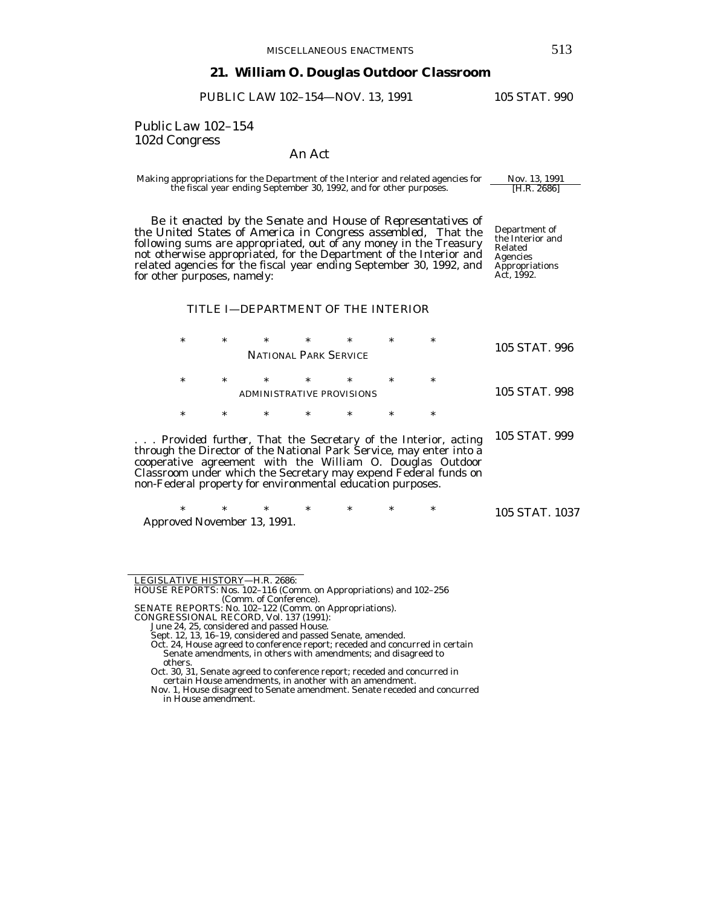## 21. William O. Douglas Outdoor Classroom

PUBLIC LAW 102–154—NOV. 13, 1991 105 STAT. 990

Public Law 102–154
102d Congress

An Act

Making appropriations for the Department of the Interior and related agencies for the fiscal year ending September 30, 1992, and for other purposes.

Nov. 13, 1991
[H.R. 2686]

*Be it enacted by the Senate and House of Representatives of the United States of America in Congress assembled,* That the following sums are appropriated, out of any money in the Treasury not otherwise appropriated, for the Department of the Interior and related agencies for the fiscal year ending September 30, 1992, and for other purposes, namely:

Department of the Interior and Related Agencies Appropriations Act, 1992.

TITLE I—DEPARTMENT OF THE INTERIOR

\* \* \* \* \* \* \*

105 STAT. 996

NATIONAL PARK SERVICE

\* \* \* \* \* \* \*

105 STAT. 998

ADMINISTRATIVE PROVISIONS

\* \* \* \* \* \* \*

105 STAT. 999

. . . *Provided further,* That the Secretary of the Interior, acting through the Director of the National Park Service, may enter into a cooperative agreement with the William O. Douglas Outdoor Classroom under which the Secretary may expend Federal funds on non-Federal property for environmental education purposes.

\* \* \* \* \* \* \*

105 STAT. 1037

Approved November 13, 1991.

---

LEGISLATIVE HISTORY—H.R. 2686:
HOUSE REPORTS: Nos. 102–116 (Comm. on Appropriations) and 102–256 (Comm. of Conference).
SENATE REPORTS: No. 102–122 (Comm. on Appropriations).
CONGRESSIONAL RECORD, Vol. 137 (1991):
June 24, 25, considered and passed House.
Sept. 12, 13, 16–19, considered and passed Senate, amended.
Oct. 24, House agreed to conference report; receded and concurred in certain Senate amendments, in others with amendments; and disagreed to others.
Oct. 30, 31, Senate agreed to conference report; receded and concurred in certain House amendments, in another with an amendment.
Nov. 1, House disagreed to Senate amendment. Senate receded and concurred in House amendment.